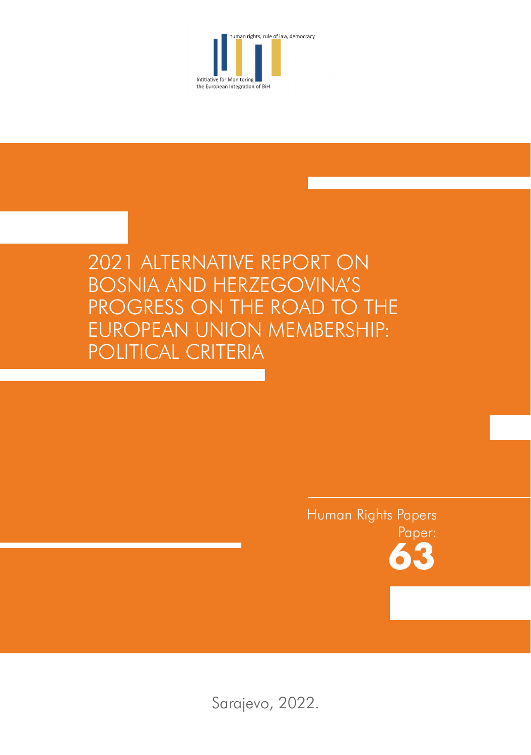human rights, rule of law, democracy

Intitiative for Monitoring the European Integration of BiH

# 2021 ALTERNATIVE REPORT ON BOSNIA AND HERZEGOVINA'S PROGRESS ON THE ROAD TO THE EUROPEAN UNION MEMBERSHIP: POLITICAL CRITERIA

Human Rights Papers

Paper:

**63**

Sarajevo, 2022.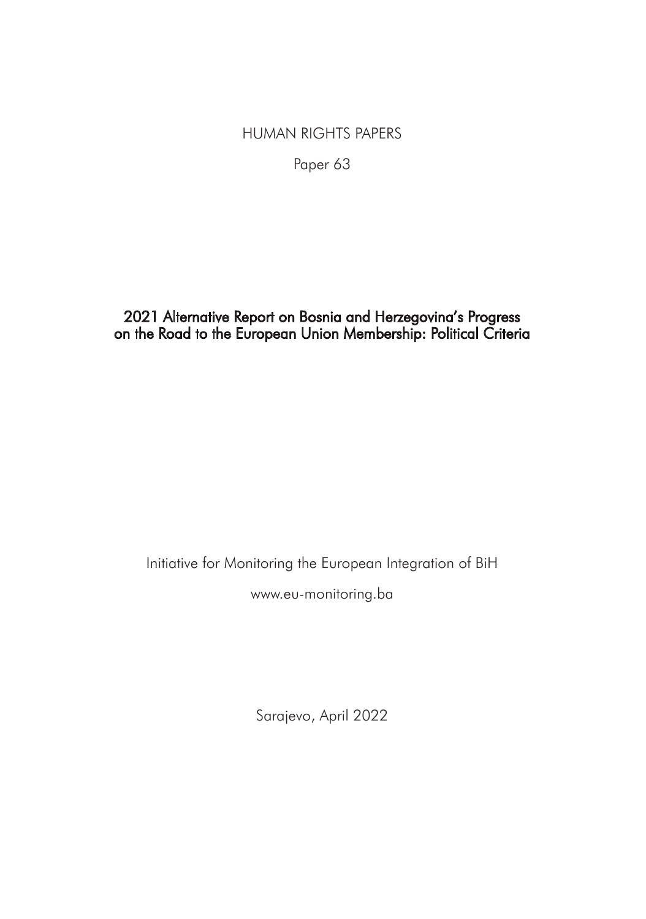HUMAN RIGHTS PAPERS

Paper 63

# 2021 Alternative Report on Bosnia and Herzegovina's Progress on the Road to the European Union Membership: Political Criteria

Initiative for Monitoring the European Integration of BiH

www.eu-monitoring.ba

Sarajevo, April 2022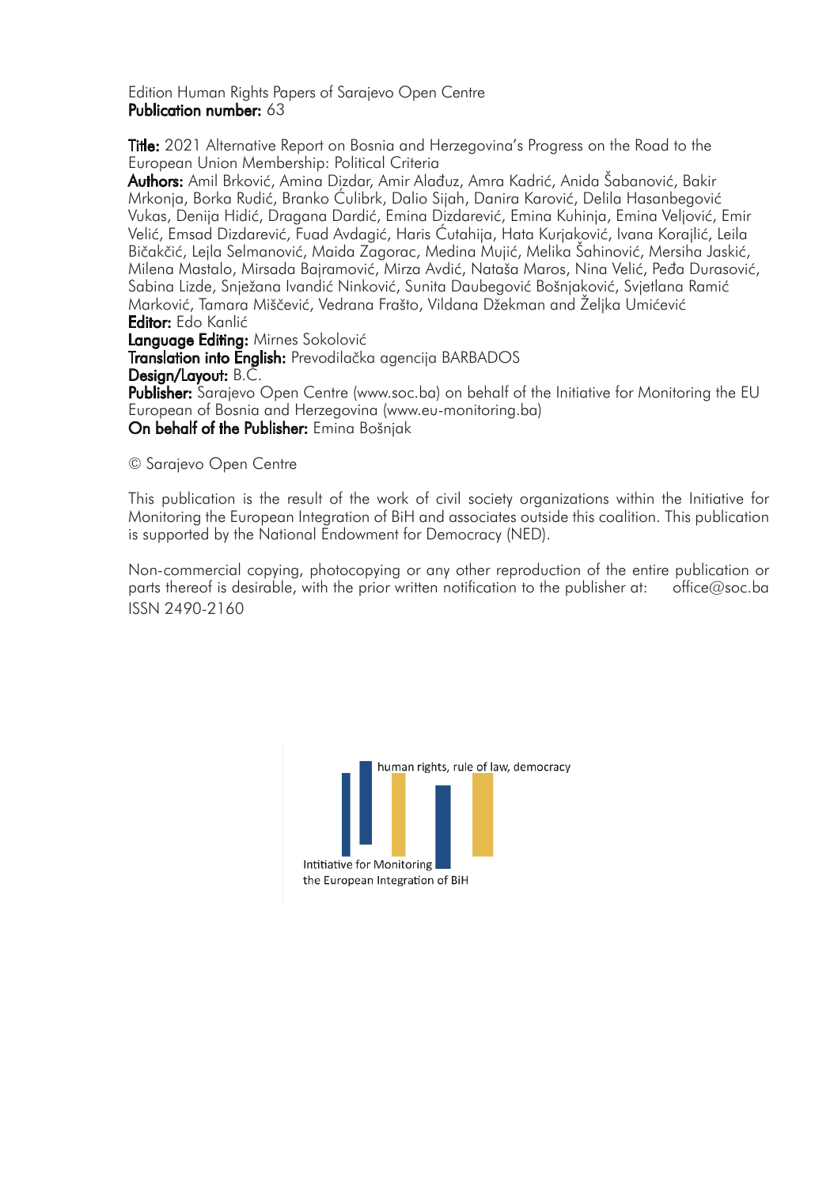Edition Human Rights Papers of Sarajevo Open Centre
**Publication number:** 63

**Title:** 2021 Alternative Report on Bosnia and Herzegovina's Progress on the Road to the European Union Membership: Political Criteria
**Authors:** Amil Brković, Amina Dizdar, Amir Alađuz, Amra Kadrić, Anida Šabanović, Bakir Mrkonja, Borka Rudić, Branko Ćulibrk, Dalio Sijah, Danira Karović, Delila Hasanbegović Vukas, Denija Hidić, Dragana Dardić, Emina Dizdarević, Emina Kuhinja, Emina Veljović, Emir Velić, Emsad Dizdarević, Fuad Avdagić, Haris Ćutahija, Hata Kurjaković, Ivana Korajlić, Leila Bičakčić, Lejla Selmanović, Maida Zagorac, Medina Mujić, Melika Šahinović, Mersiha Jaskić, Milena Mastalo, Mirsada Bajramović, Mirza Avdić, Nataša Maros, Nina Velić, Peđa Durasović, Sabina Lizde, Snježana Ivandić Ninković, Sunita Daubegović Bošnjaković, Svjetlana Ramić Marković, Tamara Miščević, Vedrana Frašto, Vildana Džekman and Željka Umićević
**Editor:** Edo Kanlić
**Language Editing:** Mirnes Sokolović
**Translation into English:** Prevodilačka agencija BARBADOS
**Design/Layout:** B.C.
**Publisher:** Sarajevo Open Centre (www.soc.ba) on behalf of the Initiative for Monitoring the EU European of Bosnia and Herzegovina (www.eu-monitoring.ba)
**On behalf of the Publisher:** Emina Bošnjak

© Sarajevo Open Centre

This publication is the result of the work of civil society organizations within the Initiative for Monitoring the European Integration of BiH and associates outside this coalition. This publication is supported by the National Endowment for Democracy (NED).

Non-commercial copying, photocopying or any other reproduction of the entire publication or parts thereof is desirable, with the prior written notification to the publisher at: office@soc.ba
ISSN 2490-2160

human rights, rule of law, democracy

Intitiative for Monitoring the European Integration of BiH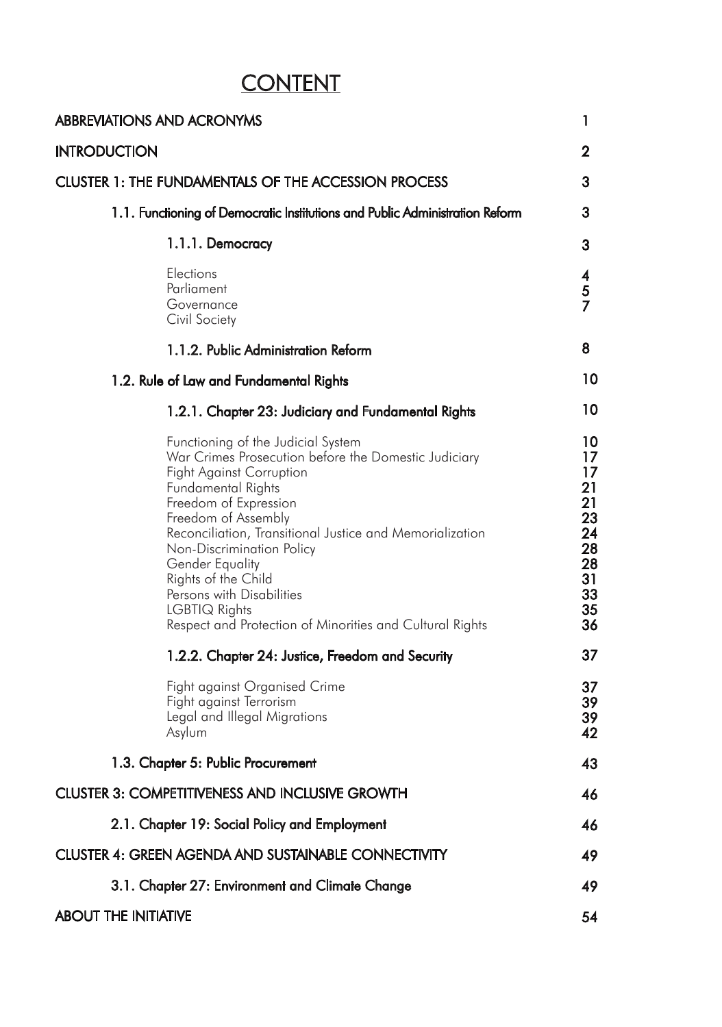# CONTENT

| | |
|---|---|
| ABBREVIATIONS AND ACRONYMS | 1 |
| INTRODUCTION | 2 |
| CLUSTER 1: THE FUNDAMENTALS OF THE ACCESSION PROCESS | 3 |
| 1.1. Functioning of Democratic Institutions and Public Administration Reform | 3 |
| 1.1.1. Democracy | 3 |
| Elections | 4 |
| Parliament | 5 |
| Governance | 7 |
| Civil Society | |
| 1.1.2. Public Administration Reform | 8 |
| 1.2. Rule of Law and Fundamental Rights | 10 |
| 1.2.1. Chapter 23: Judiciary and Fundamental Rights | 10 |
| Functioning of the Judicial System | 10 |
| War Crimes Prosecution before the Domestic Judiciary | 17 |
| Fight Against Corruption | 17 |
| Fundamental Rights | 21 |
| Freedom of Expression | 21 |
| Freedom of Assembly | 23 |
| Reconciliation, Transitional Justice and Memorialization | 24 |
| Non-Discrimination Policy | 28 |
| Gender Equality | 28 |
| Rights of the Child | 31 |
| Persons with Disabilities | 33 |
| LGBTIQ Rights | 35 |
| Respect and Protection of Minorities and Cultural Rights | 36 |
| 1.2.2. Chapter 24: Justice, Freedom and Security | 37 |
| Fight against Organised Crime | 37 |
| Fight against Terrorism | 39 |
| Legal and Illegal Migrations | 39 |
| Asylum | 42 |
| 1.3. Chapter 5: Public Procurement | 43 |
| CLUSTER 3: COMPETITIVENESS AND INCLUSIVE GROWTH | 46 |
| 2.1. Chapter 19: Social Policy and Employment | 46 |
| CLUSTER 4: GREEN AGENDA AND SUSTAINABLE CONNECTIVITY | 49 |
| 3.1. Chapter 27: Environment and Climate Change | 49 |
| ABOUT THE INITIATIVE | 54 |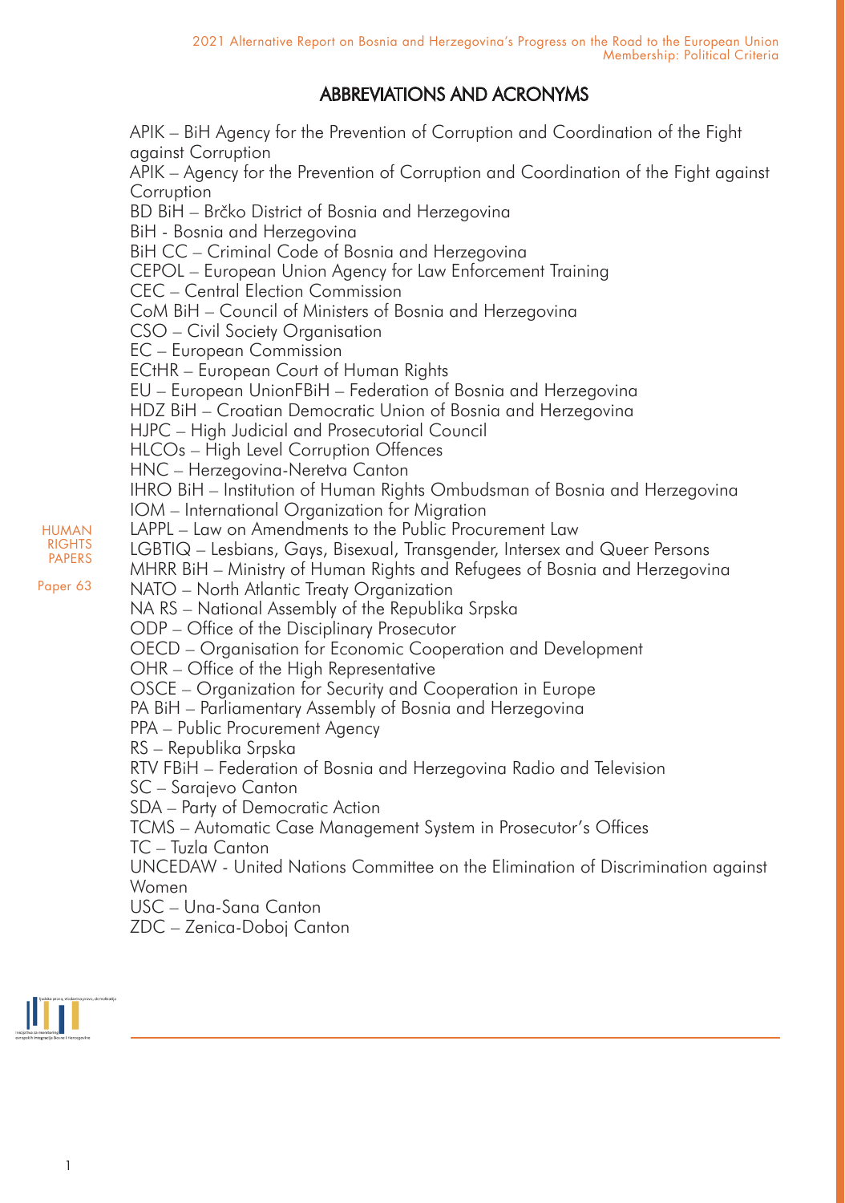## ABBREVIATIONS AND ACRONYMS

APIK – BiH Agency for the Prevention of Corruption and Coordination of the Fight against Corruption
APIK – Agency for the Prevention of Corruption and Coordination of the Fight against Corruption
BD BiH – Brčko District of Bosnia and Herzegovina
BiH - Bosnia and Herzegovina
BiH CC – Criminal Code of Bosnia and Herzegovina
CEPOL – European Union Agency for Law Enforcement Training
CEC – Central Election Commission
CoM BiH – Council of Ministers of Bosnia and Herzegovina
CSO – Civil Society Organisation
EC – European Commission
ECtHR – European Court of Human Rights
EU – European UnionFBiH – Federation of Bosnia and Herzegovina
HDZ BiH – Croatian Democratic Union of Bosnia and Herzegovina
HJPC – High Judicial and Prosecutorial Council
HLCOs – High Level Corruption Offences
HNC – Herzegovina-Neretva Canton
IHRO BiH – Institution of Human Rights Ombudsman of Bosnia and Herzegovina
IOM – International Organization for Migration
LAPPL – Law on Amendments to the Public Procurement Law
LGBTIQ – Lesbians, Gays, Bisexual, Transgender, Intersex and Queer Persons
MHRR BiH – Ministry of Human Rights and Refugees of Bosnia and Herzegovina
NATO – North Atlantic Treaty Organization
NA RS – National Assembly of the Republika Srpska
ODP – Office of the Disciplinary Prosecutor
OECD – Organisation for Economic Cooperation and Development
OHR – Office of the High Representative
OSCE – Organization for Security and Cooperation in Europe
PA BiH – Parliamentary Assembly of Bosnia and Herzegovina
PPA – Public Procurement Agency
RS – Republika Srpska
RTV FBiH – Federation of Bosnia and Herzegovina Radio and Television
SC – Sarajevo Canton
SDA – Party of Democratic Action
TCMS – Automatic Case Management System in Prosecutor's Offices
TC – Tuzla Canton
UNCEDAW - United Nations Committee on the Elimination of Discrimination against Women
USC – Una-Sana Canton
ZDC – Zenica-Doboj Canton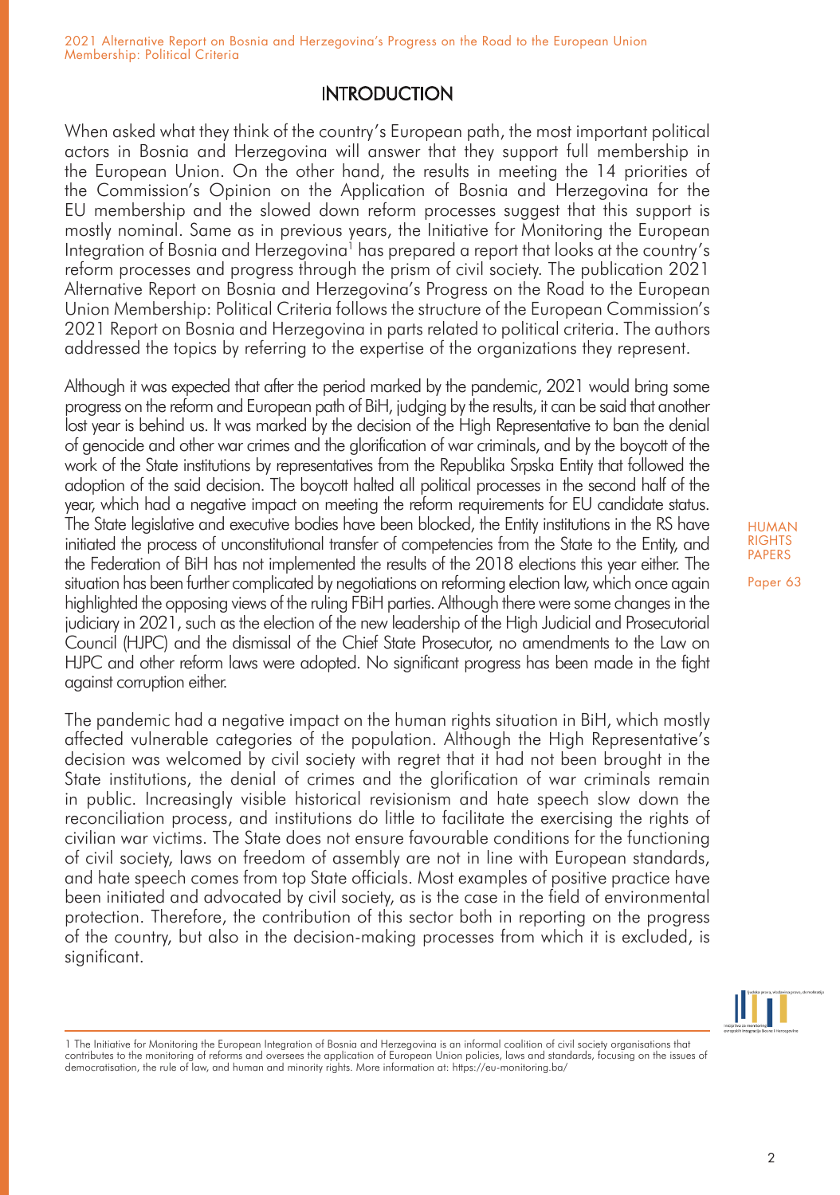# INTRODUCTION

When asked what they think of the country's European path, the most important political actors in Bosnia and Herzegovina will answer that they support full membership in the European Union. On the other hand, the results in meeting the 14 priorities of the Commission's Opinion on the Application of Bosnia and Herzegovina for the EU membership and the slowed down reform processes suggest that this support is mostly nominal. Same as in previous years, the Initiative for Monitoring the European Integration of Bosnia and Herzegovina[1] has prepared a report that looks at the country's reform processes and progress through the prism of civil society. The publication 2021 Alternative Report on Bosnia and Herzegovina's Progress on the Road to the European Union Membership: Political Criteria follows the structure of the European Commission's 2021 Report on Bosnia and Herzegovina in parts related to political criteria. The authors addressed the topics by referring to the expertise of the organizations they represent.

Although it was expected that after the period marked by the pandemic, 2021 would bring some progress on the reform and European path of BiH, judging by the results, it can be said that another lost year is behind us. It was marked by the decision of the High Representative to ban the denial of genocide and other war crimes and the glorification of war criminals, and by the boycott of the work of the State institutions by representatives from the Republika Srpska Entity that followed the adoption of the said decision. The boycott halted all political processes in the second half of the year, which had a negative impact on meeting the reform requirements for EU candidate status. The State legislative and executive bodies have been blocked, the Entity institutions in the RS have initiated the process of unconstitutional transfer of competencies from the State to the Entity, and the Federation of BiH has not implemented the results of the 2018 elections this year either. The situation has been further complicated by negotiations on reforming election law, which once again highlighted the opposing views of the ruling FBiH parties. Although there were some changes in the judiciary in 2021, such as the election of the new leadership of the High Judicial and Prosecutorial Council (HJPC) and the dismissal of the Chief State Prosecutor, no amendments to the Law on HJPC and other reform laws were adopted. No significant progress has been made in the fight against corruption either.

The pandemic had a negative impact on the human rights situation in BiH, which mostly affected vulnerable categories of the population. Although the High Representative's decision was welcomed by civil society with regret that it had not been brought in the State institutions, the denial of crimes and the glorification of war criminals remain in public. Increasingly visible historical revisionism and hate speech slow down the reconciliation process, and institutions do little to facilitate the exercising the rights of civilian war victims. The State does not ensure favourable conditions for the functioning of civil society, laws on freedom of assembly are not in line with European standards, and hate speech comes from top State officials. Most examples of positive practice have been initiated and advocated by civil society, as is the case in the field of environmental protection. Therefore, the contribution of this sector both in reporting on the progress of the country, but also in the decision-making processes from which it is excluded, is significant.

[1] The Initiative for Monitoring the European Integration of Bosnia and Herzegovina is an informal coalition of civil society organisations that contributes to the monitoring of reforms and oversees the application of European Union policies, laws and standards, focusing on the issues of democratisation, the rule of law, and human and minority rights. More information at: https://eu-monitoring.ba/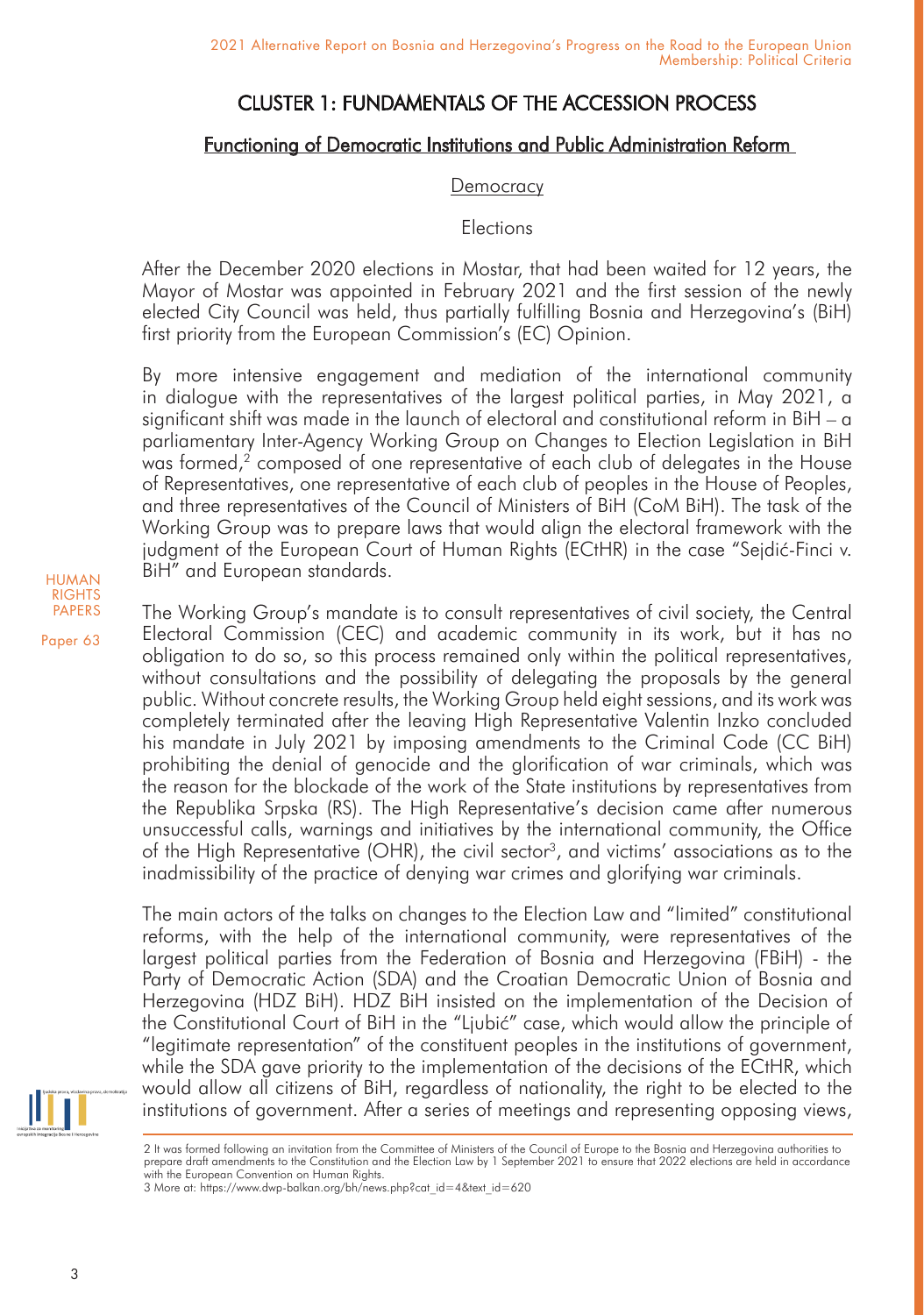# CLUSTER 1: FUNDAMENTALS OF THE ACCESSION PROCESS

## Functioning of Democratic Institutions and Public Administration Reform

### Democracy

#### Elections

After the December 2020 elections in Mostar, that had been waited for 12 years, the Mayor of Mostar was appointed in February 2021 and the first session of the newly elected City Council was held, thus partially fulfilling Bosnia and Herzegovina's (BiH) first priority from the European Commission's (EC) Opinion.

By more intensive engagement and mediation of the international community in dialogue with the representatives of the largest political parties, in May 2021, a significant shift was made in the launch of electoral and constitutional reform in BiH – a parliamentary Inter-Agency Working Group on Changes to Election Legislation in BiH was formed,[2] composed of one representative of each club of delegates in the House of Representatives, one representative of each club of peoples in the House of Peoples, and three representatives of the Council of Ministers of BiH (CoM BiH). The task of the Working Group was to prepare laws that would align the electoral framework with the judgment of the European Court of Human Rights (ECtHR) in the case "Sejdić-Finci v. BiH" and European standards.

The Working Group's mandate is to consult representatives of civil society, the Central Electoral Commission (CEC) and academic community in its work, but it has no obligation to do so, so this process remained only within the political representatives, without consultations and the possibility of delegating the proposals by the general public. Without concrete results, the Working Group held eight sessions, and its work was completely terminated after the leaving High Representative Valentin Inzko concluded his mandate in July 2021 by imposing amendments to the Criminal Code (CC BiH) prohibiting the denial of genocide and the glorification of war criminals, which was the reason for the blockade of the work of the State institutions by representatives from the Republika Srpska (RS). The High Representative's decision came after numerous unsuccessful calls, warnings and initiatives by the international community, the Office of the High Representative (OHR), the civil sector[3], and victims' associations as to the inadmissibility of the practice of denying war crimes and glorifying war criminals.

The main actors of the talks on changes to the Election Law and "limited" constitutional reforms, with the help of the international community, were representatives of the largest political parties from the Federation of Bosnia and Herzegovina (FBiH) - the Party of Democratic Action (SDA) and the Croatian Democratic Union of Bosnia and Herzegovina (HDZ BiH). HDZ BiH insisted on the implementation of the Decision of the Constitutional Court of BiH in the "Ljubić" case, which would allow the principle of "legitimate representation" of the constituent peoples in the institutions of government, while the SDA gave priority to the implementation of the decisions of the ECtHR, which would allow all citizens of BiH, regardless of nationality, the right to be elected to the institutions of government. After a series of meetings and representing opposing views,

---

[2] It was formed following an invitation from the Committee of Ministers of the Council of Europe to the Bosnia and Herzegovina authorities to prepare draft amendments to the Constitution and the Election Law by 1 September 2021 to ensure that 2022 elections are held in accordance with the European Convention on Human Rights.

[3] More at: https://www.dwp-balkan.org/bh/news.php?cat_id=4&text_id=620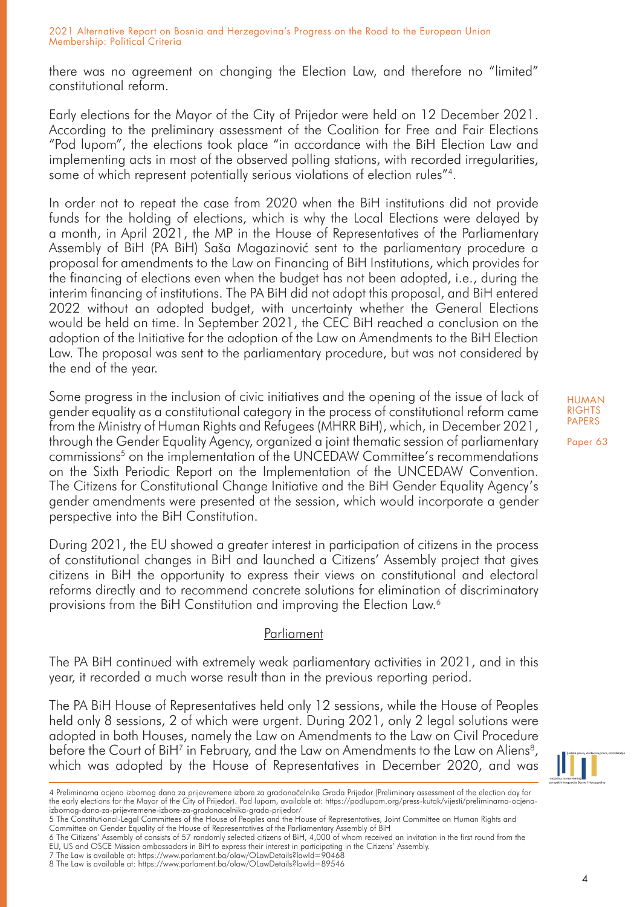there was no agreement on changing the Election Law, and therefore no "limited" constitutional reform.

Early elections for the Mayor of the City of Prijedor were held on 12 December 2021. According to the preliminary assessment of the Coalition for Free and Fair Elections "Pod lupom", the elections took place "in accordance with the BiH Election Law and implementing acts in most of the observed polling stations, with recorded irregularities, some of which represent potentially serious violations of election rules"[4].

In order not to repeat the case from 2020 when the BiH institutions did not provide funds for the holding of elections, which is why the Local Elections were delayed by a month, in April 2021, the MP in the House of Representatives of the Parliamentary Assembly of BiH (PA BiH) Saša Magazinović sent to the parliamentary procedure a proposal for amendments to the Law on Financing of BiH Institutions, which provides for the financing of elections even when the budget has not been adopted, i.e., during the interim financing of institutions. The PA BiH did not adopt this proposal, and BiH entered 2022 without an adopted budget, with uncertainty whether the General Elections would be held on time. In September 2021, the CEC BiH reached a conclusion on the adoption of the Initiative for the adoption of the Law on Amendments to the BiH Election Law. The proposal was sent to the parliamentary procedure, but was not considered by the end of the year.

Some progress in the inclusion of civic initiatives and the opening of the issue of lack of gender equality as a constitutional category in the process of constitutional reform came from the Ministry of Human Rights and Refugees (MHRR BiH), which, in December 2021, through the Gender Equality Agency, organized a joint thematic session of parliamentary commissions[5] on the implementation of the UNCEDAW Committee's recommendations on the Sixth Periodic Report on the Implementation of the UNCEDAW Convention. The Citizens for Constitutional Change Initiative and the BiH Gender Equality Agency's gender amendments were presented at the session, which would incorporate a gender perspective into the BiH Constitution.

During 2021, the EU showed a greater interest in participation of citizens in the process of constitutional changes in BiH and launched a Citizens' Assembly project that gives citizens in BiH the opportunity to express their views on constitutional and electoral reforms directly and to recommend concrete solutions for elimination of discriminatory provisions from the BiH Constitution and improving the Election Law.[6]

## Parliament

The PA BiH continued with extremely weak parliamentary activities in 2021, and in this year, it recorded a much worse result than in the previous reporting period.

The PA BiH House of Representatives held only 12 sessions, while the House of Peoples held only 8 sessions, 2 of which were urgent. During 2021, only 2 legal solutions were adopted in both Houses, namely the Law on Amendments to the Law on Civil Procedure before the Court of BiH[7] in February, and the Law on Amendments to the Law on Aliens[8], which was adopted by the House of Representatives in December 2020, and was

4 Preliminarna ocjena izbornog dana za prijevremene izbore za gradonačelnika Grada Prijedor (Preliminary assessment of the election day for the early elections for the Mayor of the City of Prijedor). Pod lupom, available at: https://podlupom.org/press-kutak/vijesti/preliminarna-ocjena-izbornog-dana-za-prijevremene-izbore-za-gradonacelnika-grada-prijedor/

5 The Constitutional-Legal Committees of the House of Peoples and the House of Representatives, Joint Committee on Human Rights and Committee on Gender Equality of the House of Representatives of the Parliamentary Assembly of BiH

6 The Citizens' Assembly of consists of 57 randomly selected citizens of BiH, 4,000 of whom received an invitation in the first round from the EU, US and OSCE Mission ambassadors in BiH to express their interest in participating in the Citizens' Assembly.

7 The Law is available at: https://www.parlament.ba/olaw/OLawDetails?lawId=90468

8 The Law is available at: https://www.parlament.ba/olaw/OLawDetails?lawId=89546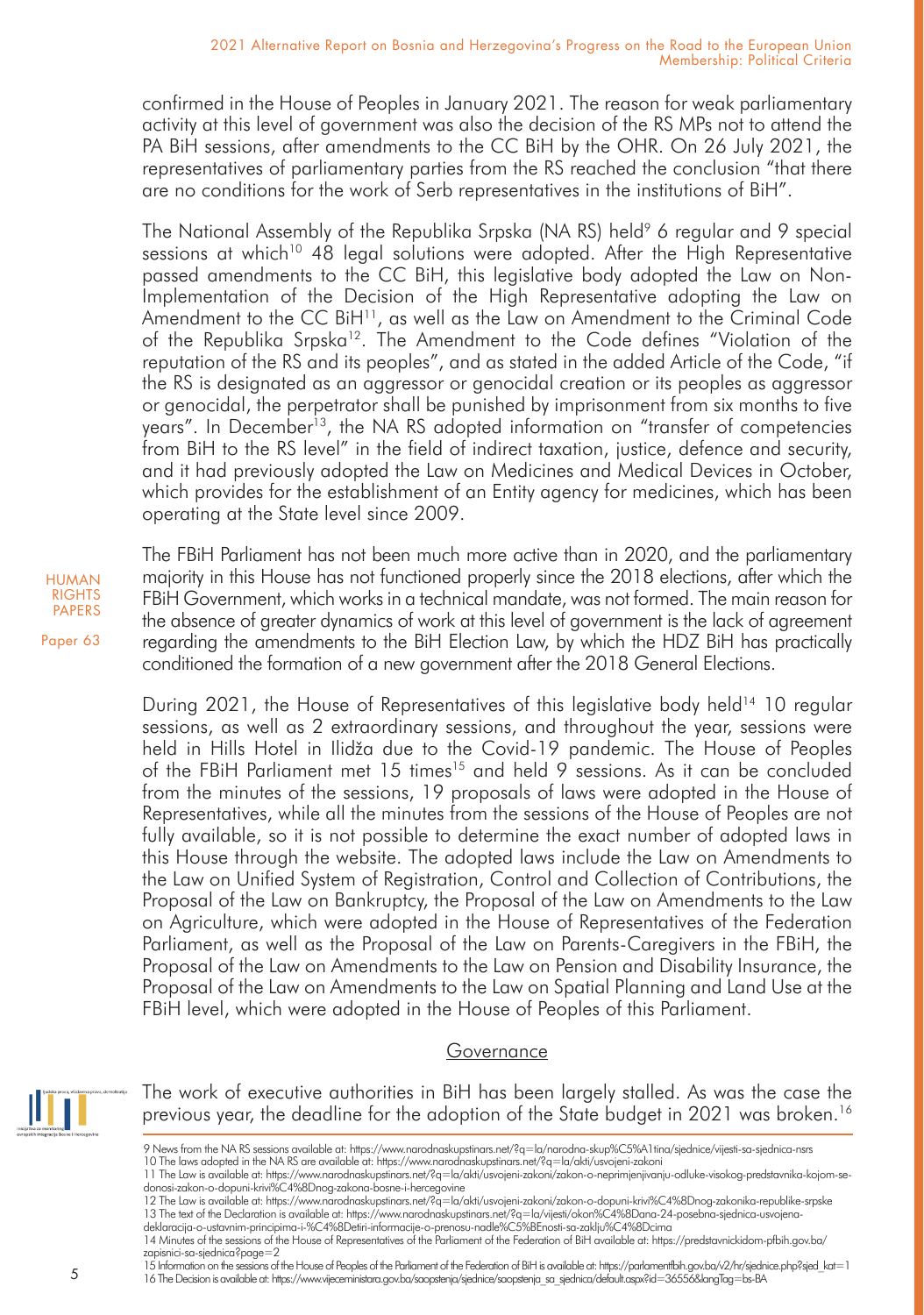confirmed in the House of Peoples in January 2021. The reason for weak parliamentary activity at this level of government was also the decision of the RS MPs not to attend the PA BiH sessions, after amendments to the CC BiH by the OHR. On 26 July 2021, the representatives of parliamentary parties from the RS reached the conclusion "that there are no conditions for the work of Serb representatives in the institutions of BiH".

The National Assembly of the Republika Srpska (NA RS) held[9] 6 regular and 9 special sessions at which[10] 48 legal solutions were adopted. After the High Representative passed amendments to the CC BiH, this legislative body adopted the Law on Non-Implementation of the Decision of the High Representative adopting the Law on Amendment to the CC BiH[11], as well as the Law on Amendment to the Criminal Code of the Republika Srpska[12]. The Amendment to the Code defines "Violation of the reputation of the RS and its peoples", and as stated in the added Article of the Code, "if the RS is designated as an aggressor or genocidal creation or its peoples as aggressor or genocidal, the perpetrator shall be punished by imprisonment from six months to five years". In December[13], the NA RS adopted information on "transfer of competencies from BiH to the RS level" in the field of indirect taxation, justice, defence and security, and it had previously adopted the Law on Medicines and Medical Devices in October, which provides for the establishment of an Entity agency for medicines, which has been operating at the State level since 2009.

The FBiH Parliament has not been much more active than in 2020, and the parliamentary majority in this House has not functioned properly since the 2018 elections, after which the FBiH Government, which works in a technical mandate, was not formed. The main reason for the absence of greater dynamics of work at this level of government is the lack of agreement regarding the amendments to the BiH Election Law, by which the HDZ BiH has practically conditioned the formation of a new government after the 2018 General Elections.

During 2021, the House of Representatives of this legislative body held[14] 10 regular sessions, as well as 2 extraordinary sessions, and throughout the year, sessions were held in Hills Hotel in Ilidža due to the Covid-19 pandemic. The House of Peoples of the FBiH Parliament met 15 times[15] and held 9 sessions. As it can be concluded from the minutes of the sessions, 19 proposals of laws were adopted in the House of Representatives, while all the minutes from the sessions of the House of Peoples are not fully available, so it is not possible to determine the exact number of adopted laws in this House through the website. The adopted laws include the Law on Amendments to the Law on Unified System of Registration, Control and Collection of Contributions, the Proposal of the Law on Bankruptcy, the Proposal of the Law on Amendments to the Law on Agriculture, which were adopted in the House of Representatives of the Federation Parliament, as well as the Proposal of the Law on Parents-Caregivers in the FBiH, the Proposal of the Law on Amendments to the Law on Pension and Disability Insurance, the Proposal of the Law on Amendments to the Law on Spatial Planning and Land Use at the FBiH level, which were adopted in the House of Peoples of this Parliament.

## Governance

The work of executive authorities in BiH has been largely stalled. As was the case the previous year, the deadline for the adoption of the State budget in 2021 was broken.[16]

---

9 News from the NA RS sessions available at: https://www.narodnaskupstinars.net/?q=la/narodna-skup%C5%A1tina/sjednice/vijesti-sa-sjednica-nsrs

10 The laws adopted in the NA RS are available at: https://www.narodnaskupstinars.net/?q=la/akti/usvojeni-zakoni

11 The Law is available at: https://www.narodnaskupstinars.net/?q=la/akti/usvojeni-zakoni/zakon-o-neprimjenjivanju-odluke-visokog-predstavnika-kojom-se-donosi-zakon-o-dopuni-krivi%C4%8Dnog-zakona-bosne-i-hercegovine

12 The Law is available at: https://www.narodnaskupstinars.net/?q=la/akti/usvojeni-zakoni/zakon-o-dopuni-krivi%C4%8Dnog-zakonika-republike-srpske

13 The text of the Declaration is available at: https://www.narodnaskupstinars.net/?q=la/vijesti/okon%C4%8Dana-24-posebna-sjednica-usvojena-deklaracija-o-ustavnim-principima-i-%C4%8Detiri-informacije-o-prenosu-nadle%C5%BEnosti-sa-zaklju%C4%8Dcima

14 Minutes of the sessions of the House of Representatives of the Parliament of the Federation of BiH available at: https://predstavnickidom-pfbih.gov.ba/zapisnici-sa-sjednica?page=2

15 Information on the sessions of the House of Peoples of the Parliament of the Federation of BiH is available at: https://parlamentfbih.gov.ba/v2/hr/sjednice.php?sjed_kat=1

16 The Decision is available at: https://www.vijeceministara.gov.ba/saopstenja/sjednice/saopstenja_sa_sjednica/default.aspx?id=36556&langTag=bs-BA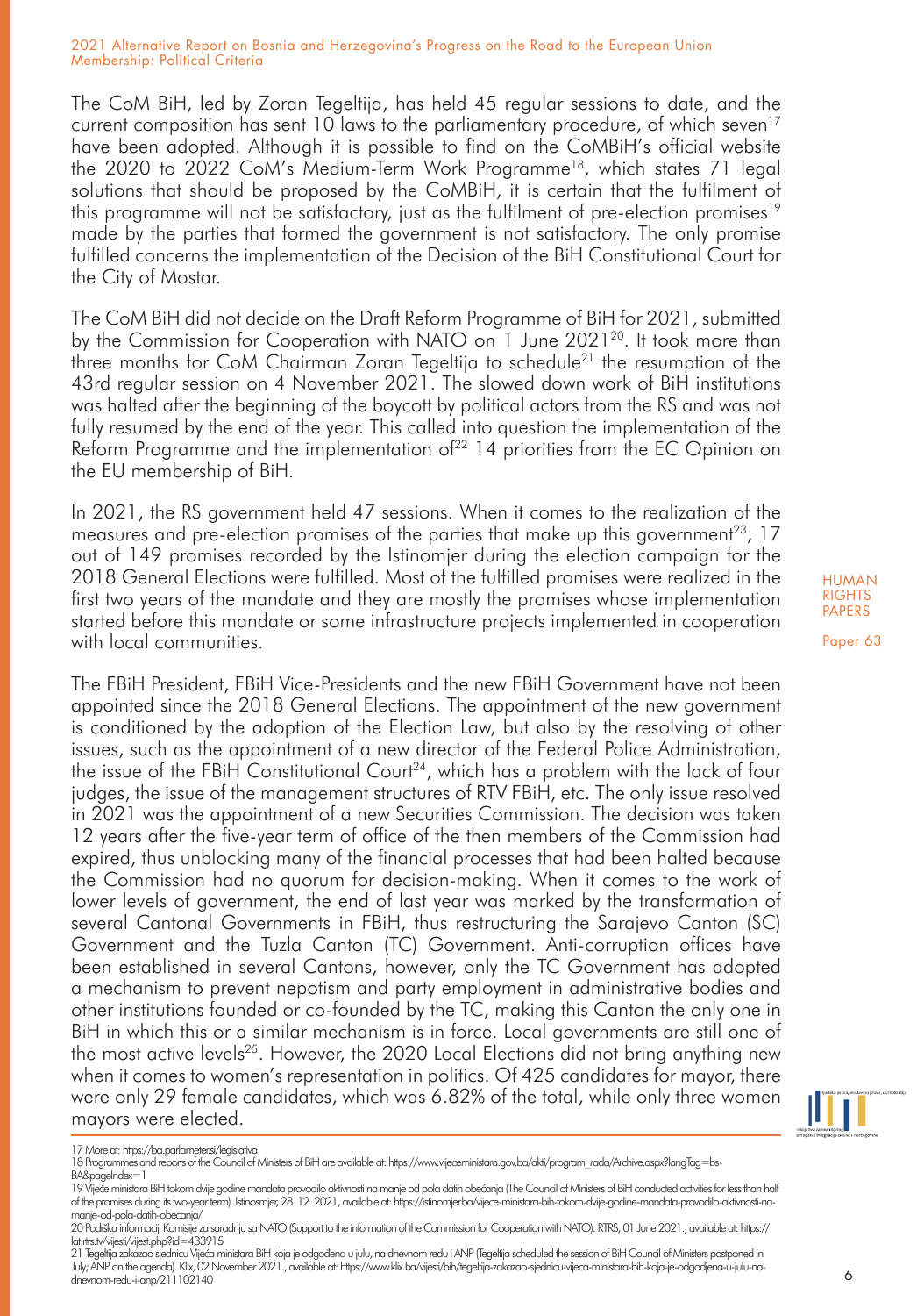The CoM BiH, led by Zoran Tegeltija, has held 45 regular sessions to date, and the current composition has sent 10 laws to the parliamentary procedure, of which seven[17] have been adopted. Although it is possible to find on the CoMBiH's official website the 2020 to 2022 CoM's Medium-Term Work Programme[18], which states 71 legal solutions that should be proposed by the CoMBiH, it is certain that the fulfilment of this programme will not be satisfactory, just as the fulfilment of pre-election promises[19] made by the parties that formed the government is not satisfactory. The only promise fulfilled concerns the implementation of the Decision of the BiH Constitutional Court for the City of Mostar.

The CoM BiH did not decide on the Draft Reform Programme of BiH for 2021, submitted by the Commission for Cooperation with NATO on 1 June 2021[20]. It took more than three months for CoM Chairman Zoran Tegeltija to schedule[21] the resumption of the 43rd regular session on 4 November 2021. The slowed down work of BiH institutions was halted after the beginning of the boycott by political actors from the RS and was not fully resumed by the end of the year. This called into question the implementation of the Reform Programme and the implementation of[22] 14 priorities from the EC Opinion on the EU membership of BiH.

In 2021, the RS government held 47 sessions. When it comes to the realization of the measures and pre-election promises of the parties that make up this government[23], 17 out of 149 promises recorded by the Istinomjer during the election campaign for the 2018 General Elections were fulfilled. Most of the fulfilled promises were realized in the first two years of the mandate and they are mostly the promises whose implementation started before this mandate or some infrastructure projects implemented in cooperation with local communities.

The FBiH President, FBiH Vice-Presidents and the new FBiH Government have not been appointed since the 2018 General Elections. The appointment of the new government is conditioned by the adoption of the Election Law, but also by the resolving of other issues, such as the appointment of a new director of the Federal Police Administration, the issue of the FBiH Constitutional Court[24], which has a problem with the lack of four judges, the issue of the management structures of RTV FBiH, etc. The only issue resolved in 2021 was the appointment of a new Securities Commission. The decision was taken 12 years after the five-year term of office of the then members of the Commission had expired, thus unblocking many of the financial processes that had been halted because the Commission had no quorum for decision-making. When it comes to the work of lower levels of government, the end of last year was marked by the transformation of several Cantonal Governments in FBiH, thus restructuring the Sarajevo Canton (SC) Government and the Tuzla Canton (TC) Government. Anti-corruption offices have been established in several Cantons, however, only the TC Government has adopted a mechanism to prevent nepotism and party employment in administrative bodies and other institutions founded or co-founded by the TC, making this Canton the only one in BiH in which this or a similar mechanism is in force. Local governments are still one of the most active levels[25]. However, the 2020 Local Elections did not bring anything new when it comes to women's representation in politics. Of 425 candidates for mayor, there were only 29 female candidates, which was 6.82% of the total, while only three women mayors were elected.

---

17 More at: https://ba.parlameter.si/legislativa

18 Programmes and reports of the Council of Ministers of BiH are available at: https://www.vijeceministara.gov.ba/akti/program_rada/Archive.aspx?langTag=bs-BA&pageIndex=1

19 Vijeće ministara BiH tokom dvije godine mandata provodilo aktivnosti na manje od pola datih obećanja (The Council of Ministers of BiH conducted activities for less than half of the promises during its two-year term). Istinomjer, 28. 12. 2021, available at: https://istinomjer.ba/vijece-ministara-bih-tokom-dvije-godine-mandata-provodilo-aktivnosti-na-manje-od-pola-datih-obecanja/

20 Podrška informaciji Komisije za saradnju sa NATO (Support to the information of the Commission for Cooperation with NATO). RTRS, 01 June 2021., available at: https://lat.rtrs.tv/vijesti/vijest.php?id=433915

21 Tegeltija zakazao sjednicu Vijeća ministara BiH koja je odgođena u julu, na dnevnom redu i ANP (Tegeltija scheduled the session of BiH Council of Ministers postponed in July; ANP on the agenda). Klix, 02 November 2021., available at: https://www.klix.ba/vijesti/bih/tegeltija-zakazao-sjednicu-vijeca-ministara-bih-koja-je-odgodjena-u-julu-na-dnevnom-redu-i-anp/211102140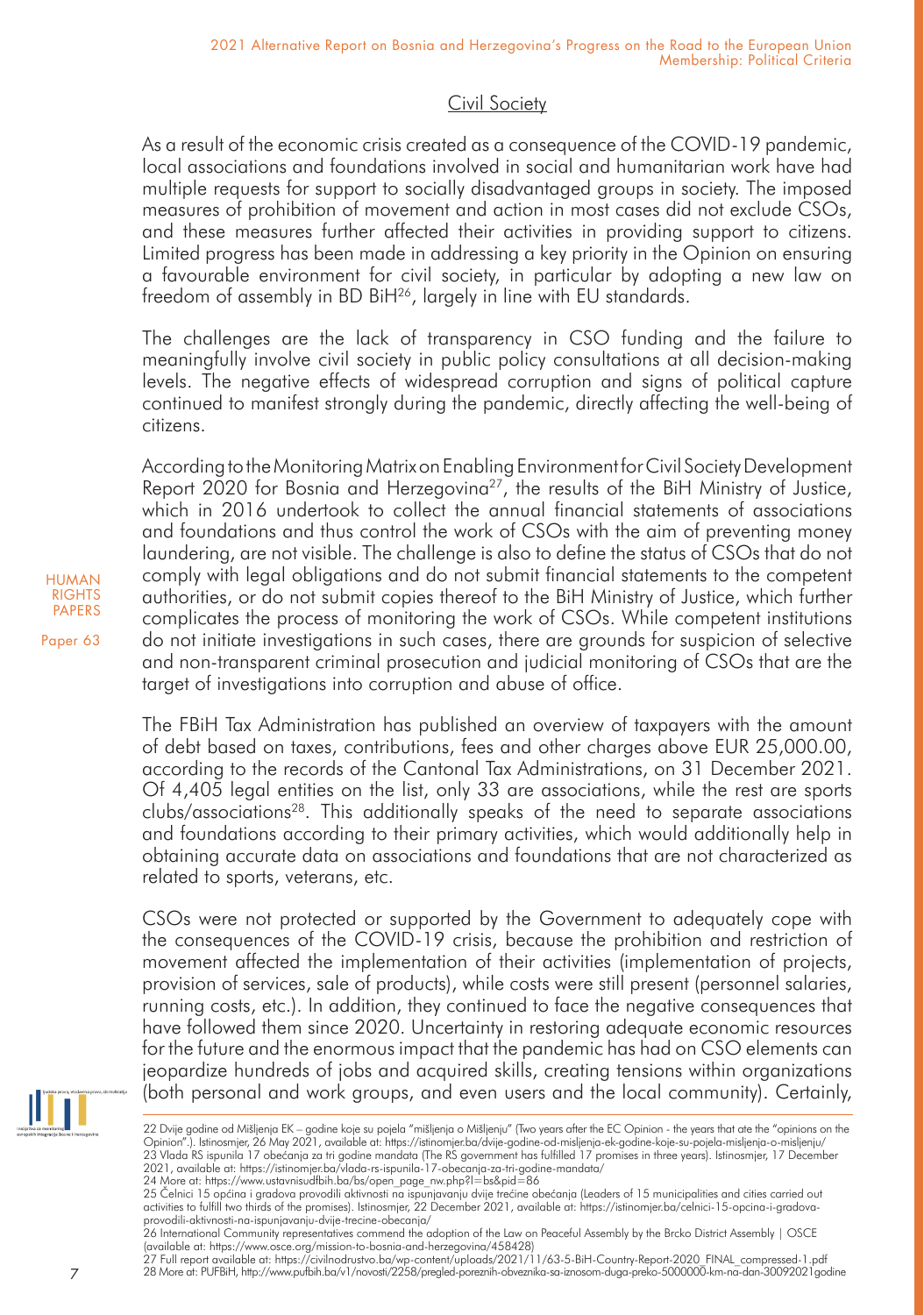## Civil Society

As a result of the economic crisis created as a consequence of the COVID-19 pandemic, local associations and foundations involved in social and humanitarian work have had multiple requests for support to socially disadvantaged groups in society. The imposed measures of prohibition of movement and action in most cases did not exclude CSOs, and these measures further affected their activities in providing support to citizens. Limited progress has been made in addressing a key priority in the Opinion on ensuring a favourable environment for civil society, in particular by adopting a new law on freedom of assembly in BD BiH[26], largely in line with EU standards.

The challenges are the lack of transparency in CSO funding and the failure to meaningfully involve civil society in public policy consultations at all decision-making levels. The negative effects of widespread corruption and signs of political capture continued to manifest strongly during the pandemic, directly affecting the well-being of citizens.

According to the Monitoring Matrix on Enabling Environment for Civil Society Development Report 2020 for Bosnia and Herzegovina[27], the results of the BiH Ministry of Justice, which in 2016 undertook to collect the annual financial statements of associations and foundations and thus control the work of CSOs with the aim of preventing money laundering, are not visible. The challenge is also to define the status of CSOs that do not comply with legal obligations and do not submit financial statements to the competent authorities, or do not submit copies thereof to the BiH Ministry of Justice, which further complicates the process of monitoring the work of CSOs. While competent institutions do not initiate investigations in such cases, there are grounds for suspicion of selective and non-transparent criminal prosecution and judicial monitoring of CSOs that are the target of investigations into corruption and abuse of office.

The FBiH Tax Administration has published an overview of taxpayers with the amount of debt based on taxes, contributions, fees and other charges above EUR 25,000.00, according to the records of the Cantonal Tax Administrations, on 31 December 2021. Of 4,405 legal entities on the list, only 33 are associations, while the rest are sports clubs/associations[28]. This additionally speaks of the need to separate associations and foundations according to their primary activities, which would additionally help in obtaining accurate data on associations and foundations that are not characterized as related to sports, veterans, etc.

CSOs were not protected or supported by the Government to adequately cope with the consequences of the COVID-19 crisis, because the prohibition and restriction of movement affected the implementation of their activities (implementation of projects, provision of services, sale of products), while costs were still present (personnel salaries, running costs, etc.). In addition, they continued to face the negative consequences that have followed them since 2020. Uncertainty in restoring adequate economic resources for the future and the enormous impact that the pandemic has had on CSO elements can jeopardize hundreds of jobs and acquired skills, creating tensions within organizations (both personal and work groups, and even users and the local community). Certainly,

---

22 Dvije godine od Mišljenja EK – godine koje su pojela "mišljenja o Mišljenju" (Two years after the EC Opinion - the years that ate the "opinions on the Opinion".). Istinosmjer, 26 May 2021, available at: https://istinomjer.ba/dvije-godine-od-misljenja-ek-godine-koje-su-pojela-misljenja-o-misljenju/

23 Vlada RS ispunila 17 obećanja za tri godine mandata (The RS government has fulfilled 17 promises in three years). Istinosmjer, 17 December 2021, available at: https://istinomjer.ba/vlada-rs-ispunila-17-obecanja-za-tri-godine-mandata/

24 More at: https://www.ustavnisudfbih.ba/bs/open_page_nw.php?l=bs&pid=86

25 Čelnici 15 općina i gradova provodili aktivnosti na ispunjavanju dvije trećine obećanja (Leaders of 15 municipalities and cities carried out activities to fulfill two thirds of the promises). Istinosmjer, 22 December 2021, available at: https://istinomjer.ba/celnici-15-opcina-i-gradova-provodili-aktivnosti-na-ispunjavanju-dvije-trecine-obecanja/

26 International Community representatives commend the adoption of the Law on Peaceful Assembly by the Brcko District Assembly | OSCE (available at: https://www.osce.org/mission-to-bosnia-and-herzegovina/458428)

27 Full report available at: https://civilnodrustvo.ba/wp-content/uploads/2021/11/63-5-BiH-Country-Report-2020_FINAL_compressed-1.pdf

28 More at: PUFBiH, http://www.pufbih.ba/v1/novosti/2258/pregled-poreznih-obveznika-sa-iznosom-duga-preko-5000000-km-na-dan-30092021godine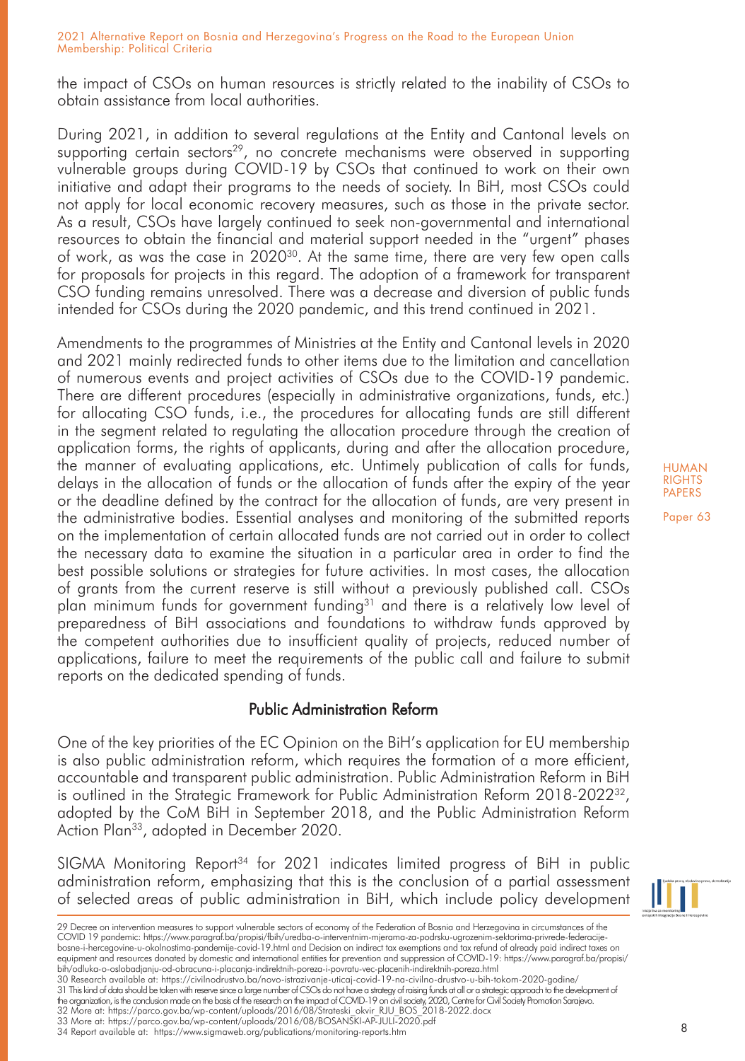the impact of CSOs on human resources is strictly related to the inability of CSOs to obtain assistance from local authorities.

During 2021, in addition to several regulations at the Entity and Cantonal levels on supporting certain sectors[29], no concrete mechanisms were observed in supporting vulnerable groups during COVID-19 by CSOs that continued to work on their own initiative and adapt their programs to the needs of society. In BiH, most CSOs could not apply for local economic recovery measures, such as those in the private sector. As a result, CSOs have largely continued to seek non-governmental and international resources to obtain the financial and material support needed in the "urgent" phases of work, as was the case in 2020[30]. At the same time, there are very few open calls for proposals for projects in this regard. The adoption of a framework for transparent CSO funding remains unresolved. There was a decrease and diversion of public funds intended for CSOs during the 2020 pandemic, and this trend continued in 2021.

Amendments to the programmes of Ministries at the Entity and Cantonal levels in 2020 and 2021 mainly redirected funds to other items due to the limitation and cancellation of numerous events and project activities of CSOs due to the COVID-19 pandemic. There are different procedures (especially in administrative organizations, funds, etc.) for allocating CSO funds, i.e., the procedures for allocating funds are still different in the segment related to regulating the allocation procedure through the creation of application forms, the rights of applicants, during and after the allocation procedure, the manner of evaluating applications, etc. Untimely publication of calls for funds, delays in the allocation of funds or the allocation of funds after the expiry of the year or the deadline defined by the contract for the allocation of funds, are very present in the administrative bodies. Essential analyses and monitoring of the submitted reports on the implementation of certain allocated funds are not carried out in order to collect the necessary data to examine the situation in a particular area in order to find the best possible solutions or strategies for future activities. In most cases, the allocation of grants from the current reserve is still without a previously published call. CSOs plan minimum funds for government funding[31] and there is a relatively low level of preparedness of BiH associations and foundations to withdraw funds approved by the competent authorities due to insufficient quality of projects, reduced number of applications, failure to meet the requirements of the public call and failure to submit reports on the dedicated spending of funds.

## Public Administration Reform

One of the key priorities of the EC Opinion on the BiH's application for EU membership is also public administration reform, which requires the formation of a more efficient, accountable and transparent public administration. Public Administration Reform in BiH is outlined in the Strategic Framework for Public Administration Reform 2018-2022[32], adopted by the CoM BiH in September 2018, and the Public Administration Reform Action Plan[33], adopted in December 2020.

SIGMA Monitoring Report[34] for 2021 indicates limited progress of BiH in public administration reform, emphasizing that this is the conclusion of a partial assessment of selected areas of public administration in BiH, which include policy development

---

29 Decree on intervention measures to support vulnerable sectors of economy of the Federation of Bosnia and Herzegovina in circumstances of the COVID 19 pandemic: https://www.paragraf.ba/propisi/fbih/uredba-o-interventnim-mjerama-za-podrsku-ugrozenim-sektorima-privrede-federacije-bosne-i-hercegovine-u-okolnostima-pandemije-covid-19.html and Decision on indirect tax exemptions and tax refund of already paid indirect taxes on equipment and resources donated by domestic and international entities for prevention and suppression of COVID-19: https://www.paragraf.ba/propisi/bih/odluka-o-oslobadjanju-od-obracuna-i-placanja-indirektnih-poreza-i-povratu-vec-placenih-indirektnih-poreza.html

30 Research available at: https://civilnodrustvo.ba/novo-istrazivanje-uticaj-covid-19-na-civilno-drustvo-u-bih-tokom-2020-godine/

31 This kind of data should be taken with reserve since a large number of CSOs do not have a strategy of raising funds at all or a strategic approach to the development of the organization, is the conclusion made on the basis of the research on the impact of COVID-19 on civil society, 2020, Centre for Civil Society Promotion Sarajevo.

32 More at: https://parco.gov.ba/wp-content/uploads/2016/08/Strateski_okvir_RJU_BOS_2018-2022.docx

33 More at: https://parco.gov.ba/wp-content/uploads/2016/08/BOSANSKI-AP-JULI-2020.pdf

34 Report available at: https://www.sigmaweb.org/publications/monitoring-reports.htm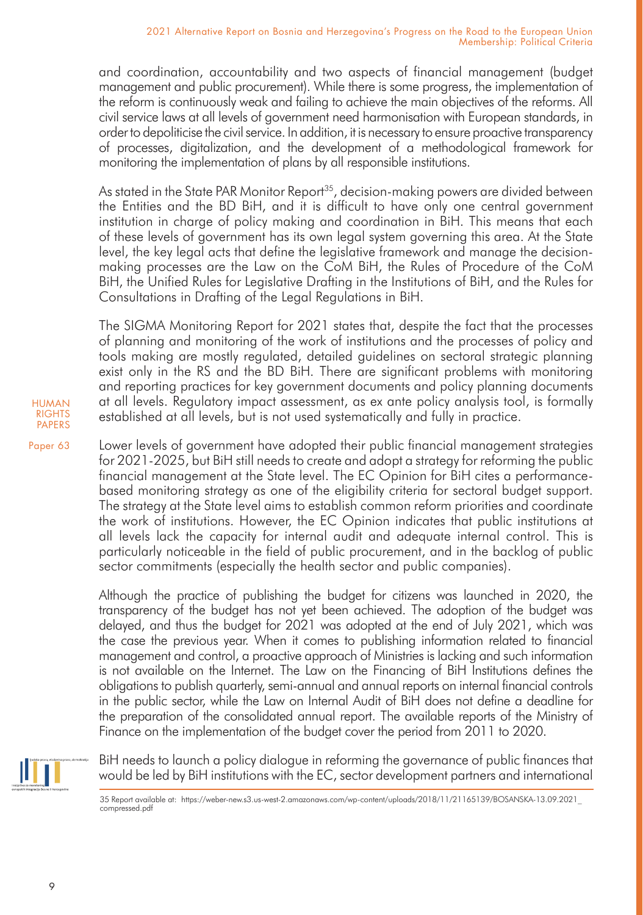and coordination, accountability and two aspects of financial management (budget management and public procurement). While there is some progress, the implementation of the reform is continuously weak and failing to achieve the main objectives of the reforms. All civil service laws at all levels of government need harmonisation with European standards, in order to depoliticise the civil service. In addition, it is necessary to ensure proactive transparency of processes, digitalization, and the development of a methodological framework for monitoring the implementation of plans by all responsible institutions.

As stated in the State PAR Monitor Report[35], decision-making powers are divided between the Entities and the BD BiH, and it is difficult to have only one central government institution in charge of policy making and coordination in BiH. This means that each of these levels of government has its own legal system governing this area. At the State level, the key legal acts that define the legislative framework and manage the decision-making processes are the Law on the CoM BiH, the Rules of Procedure of the CoM BiH, the Unified Rules for Legislative Drafting in the Institutions of BiH, and the Rules for Consultations in Drafting of the Legal Regulations in BiH.

The SIGMA Monitoring Report for 2021 states that, despite the fact that the processes of planning and monitoring of the work of institutions and the processes of policy and tools making are mostly regulated, detailed guidelines on sectoral strategic planning exist only in the RS and the BD BiH. There are significant problems with monitoring and reporting practices for key government documents and policy planning documents at all levels. Regulatory impact assessment, as ex ante policy analysis tool, is formally established at all levels, but is not used systematically and fully in practice.

Lower levels of government have adopted their public financial management strategies for 2021-2025, but BiH still needs to create and adopt a strategy for reforming the public financial management at the State level. The EC Opinion for BiH cites a performance-based monitoring strategy as one of the eligibility criteria for sectoral budget support. The strategy at the State level aims to establish common reform priorities and coordinate the work of institutions. However, the EC Opinion indicates that public institutions at all levels lack the capacity for internal audit and adequate internal control. This is particularly noticeable in the field of public procurement, and in the backlog of public sector commitments (especially the health sector and public companies).

Although the practice of publishing the budget for citizens was launched in 2020, the transparency of the budget has not yet been achieved. The adoption of the budget was delayed, and thus the budget for 2021 was adopted at the end of July 2021, which was the case the previous year. When it comes to publishing information related to financial management and control, a proactive approach of Ministries is lacking and such information is not available on the Internet. The Law on the Financing of BiH Institutions defines the obligations to publish quarterly, semi-annual and annual reports on internal financial controls in the public sector, while the Law on Internal Audit of BiH does not define a deadline for the preparation of the consolidated annual report. The available reports of the Ministry of Finance on the implementation of the budget cover the period from 2011 to 2020.

BiH needs to launch a policy dialogue in reforming the governance of public finances that would be led by BiH institutions with the EC, sector development partners and international

---

35 Report available at: https://weber-new.s3.us-west-2.amazonaws.com/wp-content/uploads/2018/11/21165139/BOSANSKA-13.09.2021_compressed.pdf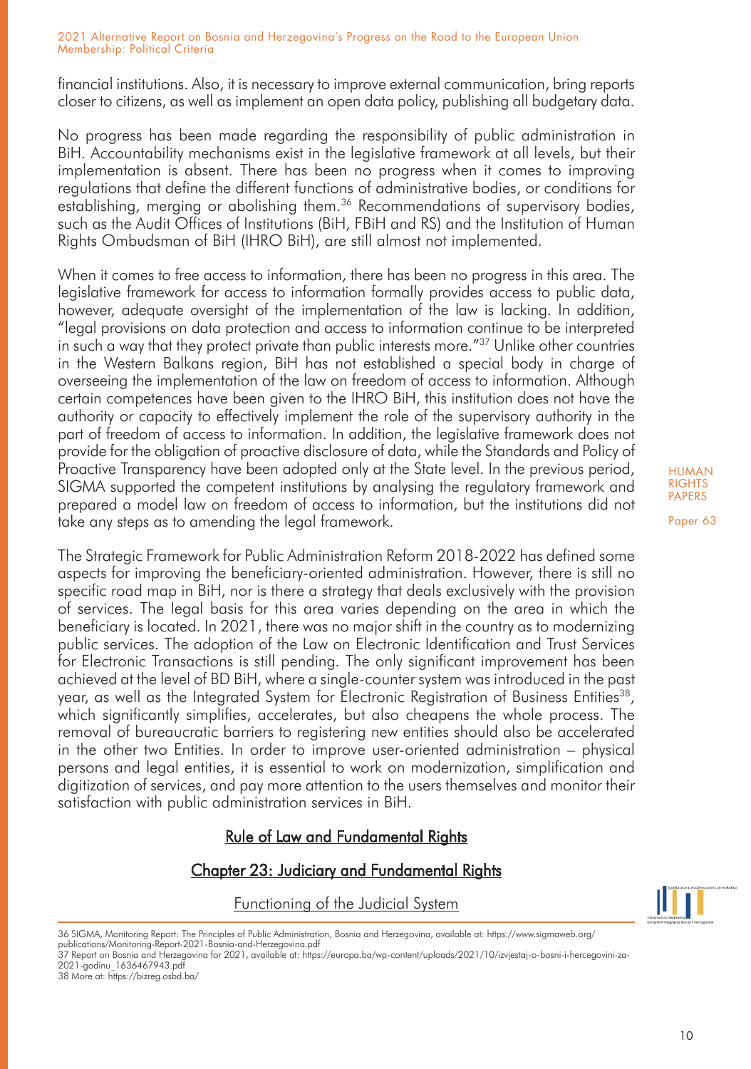financial institutions. Also, it is necessary to improve external communication, bring reports closer to citizens, as well as implement an open data policy, publishing all budgetary data.

No progress has been made regarding the responsibility of public administration in BiH. Accountability mechanisms exist in the legislative framework at all levels, but their implementation is absent. There has been no progress when it comes to improving regulations that define the different functions of administrative bodies, or conditions for establishing, merging or abolishing them.[36] Recommendations of supervisory bodies, such as the Audit Offices of Institutions (BiH, FBiH and RS) and the Institution of Human Rights Ombudsman of BiH (IHRO BiH), are still almost not implemented.

When it comes to free access to information, there has been no progress in this area. The legislative framework for access to information formally provides access to public data, however, adequate oversight of the implementation of the law is lacking. In addition, "legal provisions on data protection and access to information continue to be interpreted in such a way that they protect private than public interests more."[37] Unlike other countries in the Western Balkans region, BiH has not established a special body in charge of overseeing the implementation of the law on freedom of access to information. Although certain competences have been given to the IHRO BiH, this institution does not have the authority or capacity to effectively implement the role of the supervisory authority in the part of freedom of access to information. In addition, the legislative framework does not provide for the obligation of proactive disclosure of data, while the Standards and Policy of Proactive Transparency have been adopted only at the State level. In the previous period, SIGMA supported the competent institutions by analysing the regulatory framework and prepared a model law on freedom of access to information, but the institutions did not take any steps as to amending the legal framework.

The Strategic Framework for Public Administration Reform 2018-2022 has defined some aspects for improving the beneficiary-oriented administration. However, there is still no specific road map in BiH, nor is there a strategy that deals exclusively with the provision of services. The legal basis for this area varies depending on the area in which the beneficiary is located. In 2021, there was no major shift in the country as to modernizing public services. The adoption of the Law on Electronic Identification and Trust Services for Electronic Transactions is still pending. The only significant improvement has been achieved at the level of BD BiH, where a single-counter system was introduced in the past year, as well as the Integrated System for Electronic Registration of Business Entities[38], which significantly simplifies, accelerates, but also cheapens the whole process. The removal of bureaucratic barriers to registering new entities should also be accelerated in the other two Entities. In order to improve user-oriented administration – physical persons and legal entities, it is essential to work on modernization, simplification and digitization of services, and pay more attention to the users themselves and monitor their satisfaction with public administration services in BiH.

## Rule of Law and Fundamental Rights

## Chapter 23: Judiciary and Fundamental Rights

### Functioning of the Judicial System

---

36 SIGMA, Monitoring Report: The Principles of Public Administration, Bosnia and Herzegovina, available at: https://www.sigmaweb.org/publications/Monitoring-Report-2021-Bosnia-and-Herzegovina.pdf

37 Report on Bosnia and Herzegovina for 2021, available at: https://europa.ba/wp-content/uploads/2021/10/izvjestaj-o-bosni-i-hercegovini-za-2021-godinu_1636467943.pdf

38 More at: https://bizreg.osbd.ba/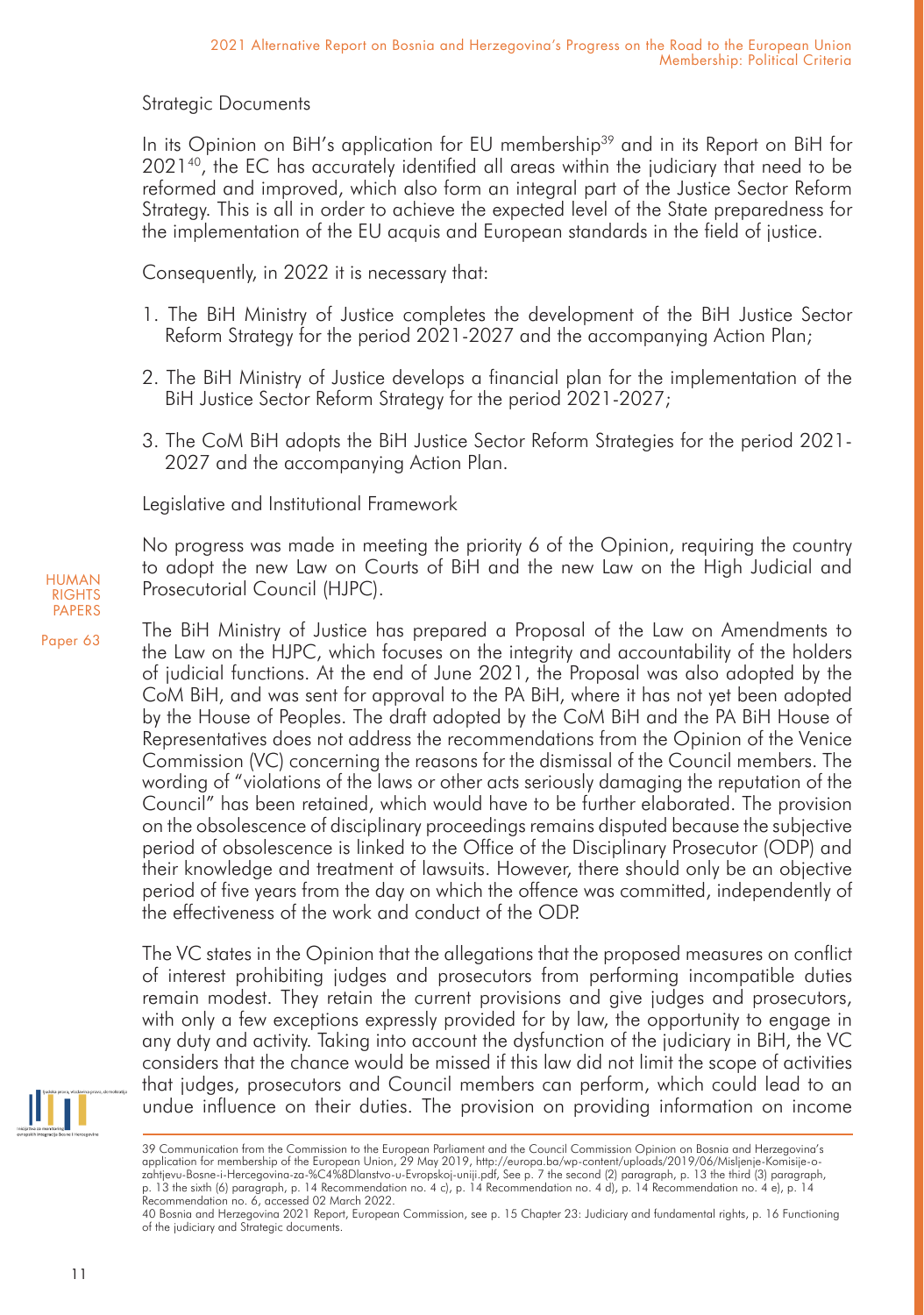### Strategic Documents

In its Opinion on BiH's application for EU membership[39] and in its Report on BiH for 2021[40], the EC has accurately identified all areas within the judiciary that need to be reformed and improved, which also form an integral part of the Justice Sector Reform Strategy. This is all in order to achieve the expected level of the State preparedness for the implementation of the EU acquis and European standards in the field of justice.

Consequently, in 2022 it is necessary that:

1. The BiH Ministry of Justice completes the development of the BiH Justice Sector Reform Strategy for the period 2021-2027 and the accompanying Action Plan;
2. The BiH Ministry of Justice develops a financial plan for the implementation of the BiH Justice Sector Reform Strategy for the period 2021-2027;
3. The CoM BiH adopts the BiH Justice Sector Reform Strategies for the period 2021-2027 and the accompanying Action Plan.

### Legislative and Institutional Framework

No progress was made in meeting the priority 6 of the Opinion, requiring the country to adopt the new Law on Courts of BiH and the new Law on the High Judicial and Prosecutorial Council (HJPC).

The BiH Ministry of Justice has prepared a Proposal of the Law on Amendments to the Law on the HJPC, which focuses on the integrity and accountability of the holders of judicial functions. At the end of June 2021, the Proposal was also adopted by the CoM BiH, and was sent for approval to the PA BiH, where it has not yet been adopted by the House of Peoples. The draft adopted by the CoM BiH and the PA BiH House of Representatives does not address the recommendations from the Opinion of the Venice Commission (VC) concerning the reasons for the dismissal of the Council members. The wording of "violations of the laws or other acts seriously damaging the reputation of the Council" has been retained, which would have to be further elaborated. The provision on the obsolescence of disciplinary proceedings remains disputed because the subjective period of obsolescence is linked to the Office of the Disciplinary Prosecutor (ODP) and their knowledge and treatment of lawsuits. However, there should only be an objective period of five years from the day on which the offence was committed, independently of the effectiveness of the work and conduct of the ODP.

The VC states in the Opinion that the allegations that the proposed measures on conflict of interest prohibiting judges and prosecutors from performing incompatible duties remain modest. They retain the current provisions and give judges and prosecutors, with only a few exceptions expressly provided for by law, the opportunity to engage in any duty and activity. Taking into account the dysfunction of the judiciary in BiH, the VC considers that the chance would be missed if this law did not limit the scope of activities that judges, prosecutors and Council members can perform, which could lead to an undue influence on their duties. The provision on providing information on income

---

39 Communication from the Commission to the European Parliament and the Council Commission Opinion on Bosnia and Herzegovina's application for membership of the European Union, 29 May 2019, http://europa.ba/wp-content/uploads/2019/06/Misljenje-Komisije-o-zahtjevu-Bosne-i-Hercegovina-za-%C4%8Dlanstvo-u-Evropskoj-uniji.pdf, See p. 7 the second (2) paragraph, p. 13 the third (3) paragraph, p. 13 the sixth (6) paragraph, p. 14 Recommendation no. 4 c), p. 14 Recommendation no. 4 d), p. 14 Recommendation no. 4 e), p. 14 Recommendation no. 6, accessed 02 March 2022.

40 Bosnia and Herzegovina 2021 Report, European Commission, see p. 15 Chapter 23: Judiciary and fundamental rights, p. 16 Functioning of the judiciary and Strategic documents.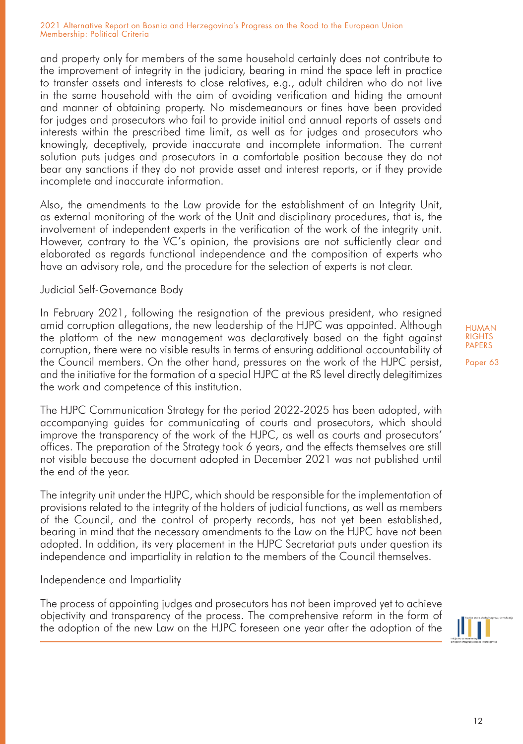and property only for members of the same household certainly does not contribute to the improvement of integrity in the judiciary, bearing in mind the space left in practice to transfer assets and interests to close relatives, e.g., adult children who do not live in the same household with the aim of avoiding verification and hiding the amount and manner of obtaining property. No misdemeanours or fines have been provided for judges and prosecutors who fail to provide initial and annual reports of assets and interests within the prescribed time limit, as well as for judges and prosecutors who knowingly, deceptively, provide inaccurate and incomplete information. The current solution puts judges and prosecutors in a comfortable position because they do not bear any sanctions if they do not provide asset and interest reports, or if they provide incomplete and inaccurate information.

Also, the amendments to the Law provide for the establishment of an Integrity Unit, as external monitoring of the work of the Unit and disciplinary procedures, that is, the involvement of independent experts in the verification of the work of the integrity unit. However, contrary to the VC's opinion, the provisions are not sufficiently clear and elaborated as regards functional independence and the composition of experts who have an advisory role, and the procedure for the selection of experts is not clear.

### Judicial Self-Governance Body

In February 2021, following the resignation of the previous president, who resigned amid corruption allegations, the new leadership of the HJPC was appointed. Although the platform of the new management was declaratively based on the fight against corruption, there were no visible results in terms of ensuring additional accountability of the Council members. On the other hand, pressures on the work of the HJPC persist, and the initiative for the formation of a special HJPC at the RS level directly delegitimizes the work and competence of this institution.

The HJPC Communication Strategy for the period 2022-2025 has been adopted, with accompanying guides for communicating of courts and prosecutors, which should improve the transparency of the work of the HJPC, as well as courts and prosecutors' offices. The preparation of the Strategy took 6 years, and the effects themselves are still not visible because the document adopted in December 2021 was not published until the end of the year.

The integrity unit under the HJPC, which should be responsible for the implementation of provisions related to the integrity of the holders of judicial functions, as well as members of the Council, and the control of property records, has not yet been established, bearing in mind that the necessary amendments to the Law on the HJPC have not been adopted. In addition, its very placement in the HJPC Secretariat puts under question its independence and impartiality in relation to the members of the Council themselves.

### Independence and Impartiality

The process of appointing judges and prosecutors has not been improved yet to achieve objectivity and transparency of the process. The comprehensive reform in the form of the adoption of the new Law on the HJPC foreseen one year after the adoption of the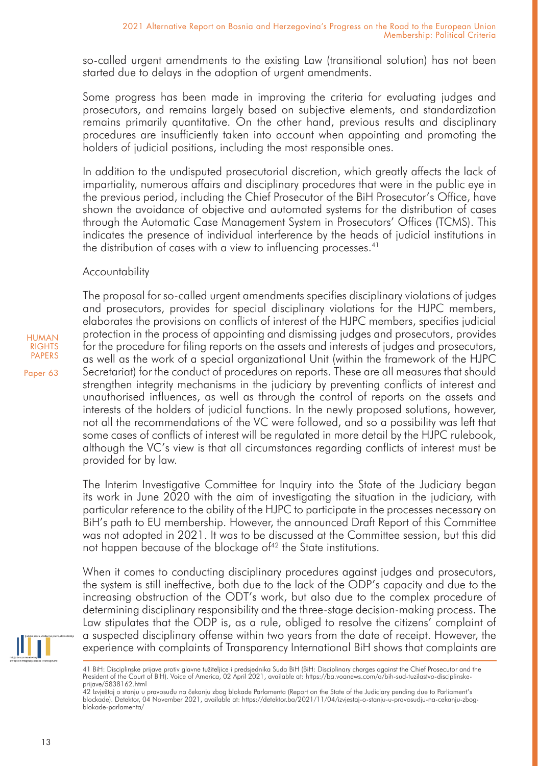so-called urgent amendments to the existing Law (transitional solution) has not been started due to delays in the adoption of urgent amendments.

Some progress has been made in improving the criteria for evaluating judges and prosecutors, and remains largely based on subjective elements, and standardization remains primarily quantitative. On the other hand, previous results and disciplinary procedures are insufficiently taken into account when appointing and promoting the holders of judicial positions, including the most responsible ones.

In addition to the undisputed prosecutorial discretion, which greatly affects the lack of impartiality, numerous affairs and disciplinary procedures that were in the public eye in the previous period, including the Chief Prosecutor of the BiH Prosecutor's Office, have shown the avoidance of objective and automated systems for the distribution of cases through the Automatic Case Management System in Prosecutors' Offices (TCMS). This indicates the presence of individual interference by the heads of judicial institutions in the distribution of cases with a view to influencing processes.[41]

### Accountability

The proposal for so-called urgent amendments specifies disciplinary violations of judges and prosecutors, provides for special disciplinary violations for the HJPC members, elaborates the provisions on conflicts of interest of the HJPC members, specifies judicial protection in the process of appointing and dismissing judges and prosecutors, provides for the procedure for filing reports on the assets and interests of judges and prosecutors, as well as the work of a special organizational Unit (within the framework of the HJPC Secretariat) for the conduct of procedures on reports. These are all measures that should strengthen integrity mechanisms in the judiciary by preventing conflicts of interest and unauthorised influences, as well as through the control of reports on the assets and interests of the holders of judicial functions. In the newly proposed solutions, however, not all the recommendations of the VC were followed, and so a possibility was left that some cases of conflicts of interest will be regulated in more detail by the HJPC rulebook, although the VC's view is that all circumstances regarding conflicts of interest must be provided for by law.

The Interim Investigative Committee for Inquiry into the State of the Judiciary began its work in June 2020 with the aim of investigating the situation in the judiciary, with particular reference to the ability of the HJPC to participate in the processes necessary on BiH's path to EU membership. However, the announced Draft Report of this Committee was not adopted in 2021. It was to be discussed at the Committee session, but this did not happen because of the blockage of[42] the State institutions.

When it comes to conducting disciplinary procedures against judges and prosecutors, the system is still ineffective, both due to the lack of the ODP's capacity and due to the increasing obstruction of the ODT's work, but also due to the complex procedure of determining disciplinary responsibility and the three-stage decision-making process. The Law stipulates that the ODP is, as a rule, obliged to resolve the citizens' complaint of a suspected disciplinary offense within two years from the date of receipt. However, the experience with complaints of Transparency International BiH shows that complaints are

41 BiH: Disciplinske prijave protiv glavne tužiteljice i predsjednika Suda BiH (BiH: Disciplinary charges against the Chief Prosecutor and the President of the Court of BiH). Voice of America, 02 April 2021, available at: https://ba.voanews.com/a/bih-sud-tuzilastvo-disciplinske-prijave/5838162.html

42 Izvještaj o stanju u pravosuđu na čekanju zbog blokade Parlamenta (Report on the State of the Judiciary pending due to Parliament's blockade). Detektor, 04 November 2021, available at: https://detektor.ba/2021/11/04/izvjestaj-o-stanju-u-pravosudju-na-cekanju-zbog-blokade-parlamenta/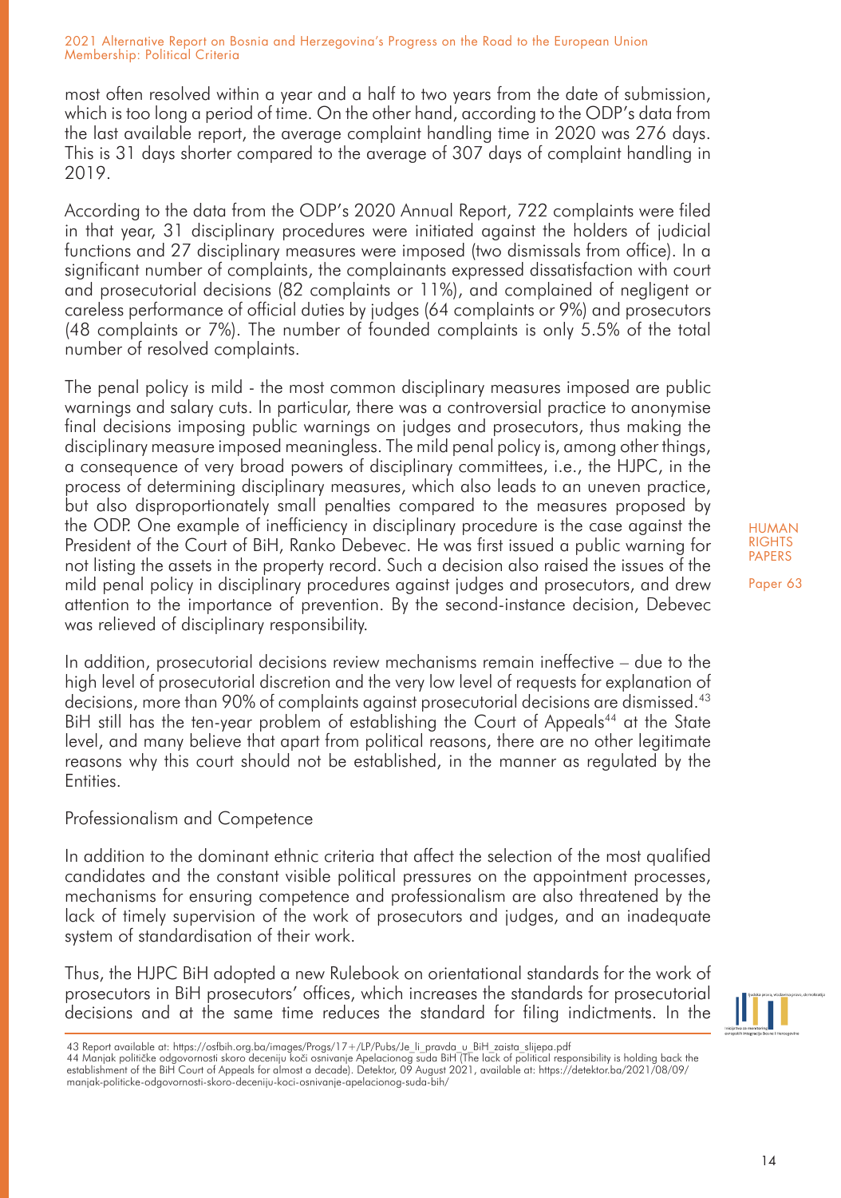most often resolved within a year and a half to two years from the date of submission, which is too long a period of time. On the other hand, according to the ODP's data from the last available report, the average complaint handling time in 2020 was 276 days. This is 31 days shorter compared to the average of 307 days of complaint handling in 2019.

According to the data from the ODP's 2020 Annual Report, 722 complaints were filed in that year, 31 disciplinary procedures were initiated against the holders of judicial functions and 27 disciplinary measures were imposed (two dismissals from office). In a significant number of complaints, the complainants expressed dissatisfaction with court and prosecutorial decisions (82 complaints or 11%), and complained of negligent or careless performance of official duties by judges (64 complaints or 9%) and prosecutors (48 complaints or 7%). The number of founded complaints is only 5.5% of the total number of resolved complaints.

The penal policy is mild - the most common disciplinary measures imposed are public warnings and salary cuts. In particular, there was a controversial practice to anonymise final decisions imposing public warnings on judges and prosecutors, thus making the disciplinary measure imposed meaningless. The mild penal policy is, among other things, a consequence of very broad powers of disciplinary committees, i.e., the HJPC, in the process of determining disciplinary measures, which also leads to an uneven practice, but also disproportionately small penalties compared to the measures proposed by the ODP. One example of inefficiency in disciplinary procedure is the case against the President of the Court of BiH, Ranko Debevec. He was first issued a public warning for not listing the assets in the property record. Such a decision also raised the issues of the mild penal policy in disciplinary procedures against judges and prosecutors, and drew attention to the importance of prevention. By the second-instance decision, Debevec was relieved of disciplinary responsibility.

In addition, prosecutorial decisions review mechanisms remain ineffective – due to the high level of prosecutorial discretion and the very low level of requests for explanation of decisions, more than 90% of complaints against prosecutorial decisions are dismissed.[43] BiH still has the ten-year problem of establishing the Court of Appeals[44] at the State level, and many believe that apart from political reasons, there are no other legitimate reasons why this court should not be established, in the manner as regulated by the Entities.

## Professionalism and Competence

In addition to the dominant ethnic criteria that affect the selection of the most qualified candidates and the constant visible political pressures on the appointment processes, mechanisms for ensuring competence and professionalism are also threatened by the lack of timely supervision of the work of prosecutors and judges, and an inadequate system of standardisation of their work.

Thus, the HJPC BiH adopted a new Rulebook on orientational standards for the work of prosecutors in BiH prosecutors' offices, which increases the standards for prosecutorial decisions and at the same time reduces the standard for filing indictments. In the

43 Report available at: https://osfbih.org.ba/images/Progs/17+/LP/Pubs/Je_li_pravda_u_BiH_zaista_slijepa.pdf

44 Manjak političke odgovornosti skoro deceniju koči osnivanje Apelacionog suda BiH (The lack of political responsibility is holding back the establishment of the BiH Court of Appeals for almost a decade). Detektor, 09 August 2021, available at: https://detektor.ba/2021/08/09/manjak-politicke-odgovornosti-skoro-deceniju-koci-osnivanje-apelacionog-suda-bih/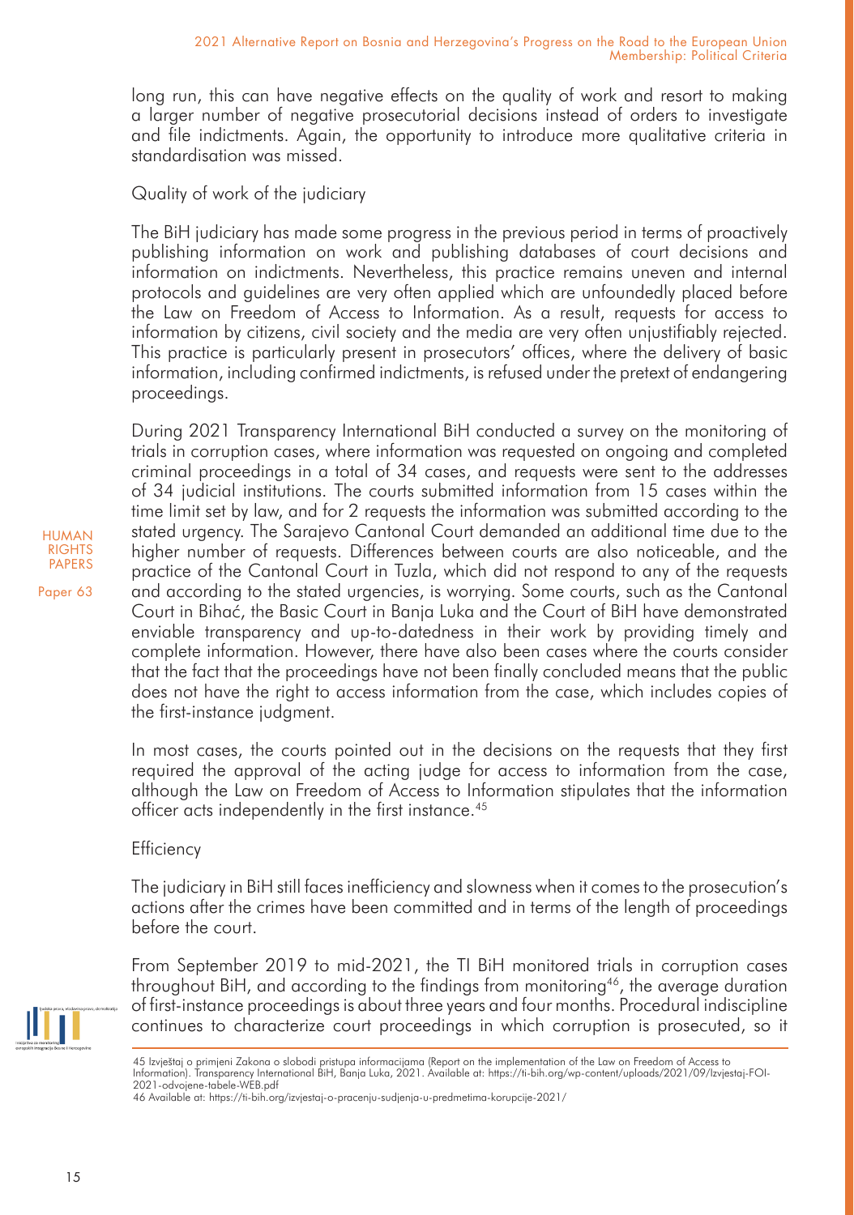long run, this can have negative effects on the quality of work and resort to making a larger number of negative prosecutorial decisions instead of orders to investigate and file indictments. Again, the opportunity to introduce more qualitative criteria in standardisation was missed.

### Quality of work of the judiciary

The BiH judiciary has made some progress in the previous period in terms of proactively publishing information on work and publishing databases of court decisions and information on indictments. Nevertheless, this practice remains uneven and internal protocols and guidelines are very often applied which are unfoundedly placed before the Law on Freedom of Access to Information. As a result, requests for access to information by citizens, civil society and the media are very often unjustifiably rejected. This practice is particularly present in prosecutors' offices, where the delivery of basic information, including confirmed indictments, is refused under the pretext of endangering proceedings.

During 2021 Transparency International BiH conducted a survey on the monitoring of trials in corruption cases, where information was requested on ongoing and completed criminal proceedings in a total of 34 cases, and requests were sent to the addresses of 34 judicial institutions. The courts submitted information from 15 cases within the time limit set by law, and for 2 requests the information was submitted according to the stated urgency. The Sarajevo Cantonal Court demanded an additional time due to the higher number of requests. Differences between courts are also noticeable, and the practice of the Cantonal Court in Tuzla, which did not respond to any of the requests and according to the stated urgencies, is worrying. Some courts, such as the Cantonal Court in Bihać, the Basic Court in Banja Luka and the Court of BiH have demonstrated enviable transparency and up-to-datedness in their work by providing timely and complete information. However, there have also been cases where the courts consider that the fact that the proceedings have not been finally concluded means that the public does not have the right to access information from the case, which includes copies of the first-instance judgment.

In most cases, the courts pointed out in the decisions on the requests that they first required the approval of the acting judge for access to information from the case, although the Law on Freedom of Access to Information stipulates that the information officer acts independently in the first instance.[45]

### Efficiency

The judiciary in BiH still faces inefficiency and slowness when it comes to the prosecution's actions after the crimes have been committed and in terms of the length of proceedings before the court.

From September 2019 to mid-2021, the TI BiH monitored trials in corruption cases throughout BiH, and according to the findings from monitoring[46], the average duration of first-instance proceedings is about three years and four months. Procedural indiscipline continues to characterize court proceedings in which corruption is prosecuted, so it

---

45 Izvještaj o primjeni Zakona o slobodi pristupa informacijama (Report on the implementation of the Law on Freedom of Access to Information). Transparency International BiH, Banja Luka, 2021. Available at: https://ti-bih.org/wp-content/uploads/2021/09/Izvjestaj-FOI-2021-odvojene-tabele-WEB.pdf

46 Available at: https://ti-bih.org/izvjestaj-o-pracenju-sudjenja-u-predmetima-korupcije-2021/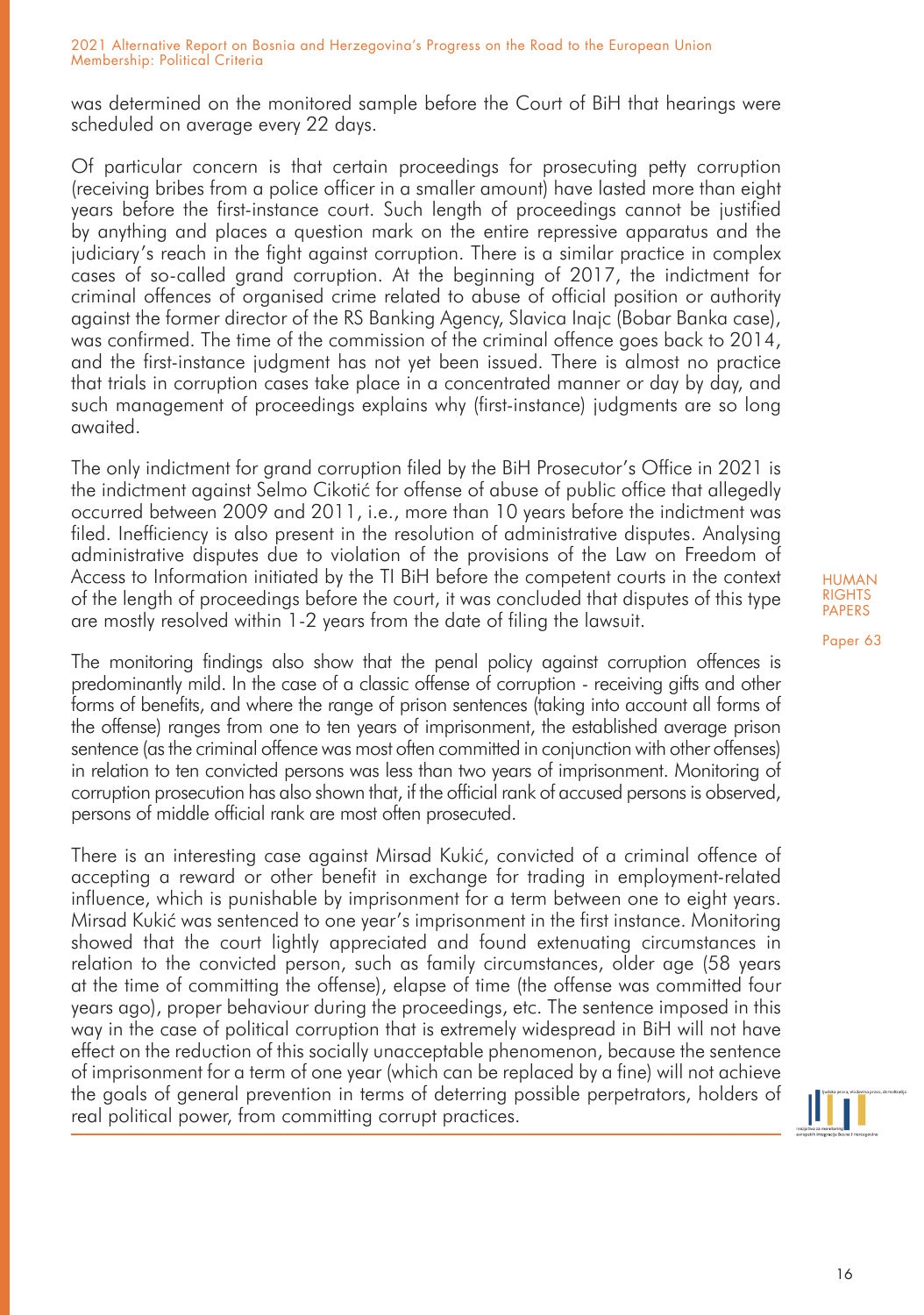was determined on the monitored sample before the Court of BiH that hearings were scheduled on average every 22 days.

Of particular concern is that certain proceedings for prosecuting petty corruption (receiving bribes from a police officer in a smaller amount) have lasted more than eight years before the first-instance court. Such length of proceedings cannot be justified by anything and places a question mark on the entire repressive apparatus and the judiciary's reach in the fight against corruption. There is a similar practice in complex cases of so-called grand corruption. At the beginning of 2017, the indictment for criminal offences of organised crime related to abuse of official position or authority against the former director of the RS Banking Agency, Slavica Inajc (Bobar Banka case), was confirmed. The time of the commission of the criminal offence goes back to 2014, and the first-instance judgment has not yet been issued. There is almost no practice that trials in corruption cases take place in a concentrated manner or day by day, and such management of proceedings explains why (first-instance) judgments are so long awaited.

The only indictment for grand corruption filed by the BiH Prosecutor's Office in 2021 is the indictment against Selmo Cikotić for offense of abuse of public office that allegedly occurred between 2009 and 2011, i.e., more than 10 years before the indictment was filed. Inefficiency is also present in the resolution of administrative disputes. Analysing administrative disputes due to violation of the provisions of the Law on Freedom of Access to Information initiated by the TI BiH before the competent courts in the context of the length of proceedings before the court, it was concluded that disputes of this type are mostly resolved within 1-2 years from the date of filing the lawsuit.

The monitoring findings also show that the penal policy against corruption offences is predominantly mild. In the case of a classic offense of corruption - receiving gifts and other forms of benefits, and where the range of prison sentences (taking into account all forms of the offense) ranges from one to ten years of imprisonment, the established average prison sentence (as the criminal offence was most often committed in conjunction with other offenses) in relation to ten convicted persons was less than two years of imprisonment. Monitoring of corruption prosecution has also shown that, if the official rank of accused persons is observed, persons of middle official rank are most often prosecuted.

There is an interesting case against Mirsad Kukić, convicted of a criminal offence of accepting a reward or other benefit in exchange for trading in employment-related influence, which is punishable by imprisonment for a term between one to eight years. Mirsad Kukić was sentenced to one year's imprisonment in the first instance. Monitoring showed that the court lightly appreciated and found extenuating circumstances in relation to the convicted person, such as family circumstances, older age (58 years at the time of committing the offense), elapse of time (the offense was committed four years ago), proper behaviour during the proceedings, etc. The sentence imposed in this way in the case of political corruption that is extremely widespread in BiH will not have effect on the reduction of this socially unacceptable phenomenon, because the sentence of imprisonment for a term of one year (which can be replaced by a fine) will not achieve the goals of general prevention in terms of deterring possible perpetrators, holders of real political power, from committing corrupt practices.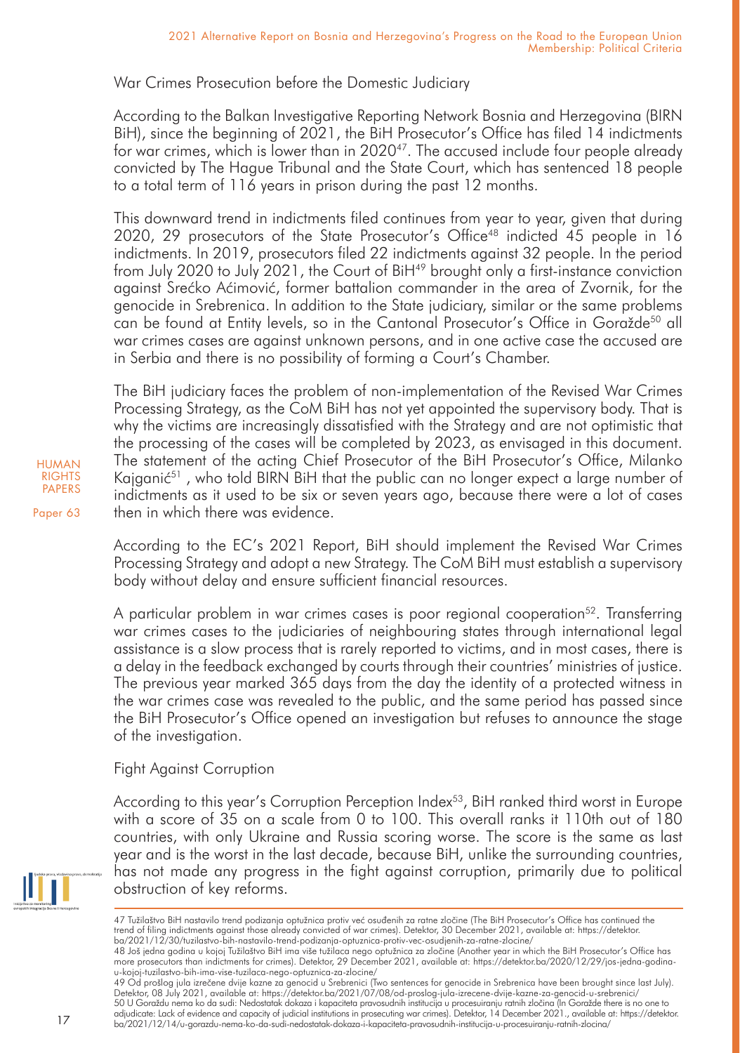## War Crimes Prosecution before the Domestic Judiciary

According to the Balkan Investigative Reporting Network Bosnia and Herzegovina (BIRN BiH), since the beginning of 2021, the BiH Prosecutor's Office has filed 14 indictments for war crimes, which is lower than in 2020[47]. The accused include four people already convicted by The Hague Tribunal and the State Court, which has sentenced 18 people to a total term of 116 years in prison during the past 12 months.

This downward trend in indictments filed continues from year to year, given that during 2020, 29 prosecutors of the State Prosecutor's Office[48] indicted 45 people in 16 indictments. In 2019, prosecutors filed 22 indictments against 32 people. In the period from July 2020 to July 2021, the Court of BiH[49] brought only a first-instance conviction against Srećko Aćimović, former battalion commander in the area of Zvornik, for the genocide in Srebrenica. In addition to the State judiciary, similar or the same problems can be found at Entity levels, so in the Cantonal Prosecutor's Office in Goražde[50] all war crimes cases are against unknown persons, and in one active case the accused are in Serbia and there is no possibility of forming a Court's Chamber.

The BiH judiciary faces the problem of non-implementation of the Revised War Crimes Processing Strategy, as the CoM BiH has not yet appointed the supervisory body. That is why the victims are increasingly dissatisfied with the Strategy and are not optimistic that the processing of the cases will be completed by 2023, as envisaged in this document. The statement of the acting Chief Prosecutor of the BiH Prosecutor's Office, Milanko Kajganić[51] , who told BIRN BiH that the public can no longer expect a large number of indictments as it used to be six or seven years ago, because there were a lot of cases then in which there was evidence.

According to the EC's 2021 Report, BiH should implement the Revised War Crimes Processing Strategy and adopt a new Strategy. The CoM BiH must establish a supervisory body without delay and ensure sufficient financial resources.

A particular problem in war crimes cases is poor regional cooperation[52]. Transferring war crimes cases to the judiciaries of neighbouring states through international legal assistance is a slow process that is rarely reported to victims, and in most cases, there is a delay in the feedback exchanged by courts through their countries' ministries of justice. The previous year marked 365 days from the day the identity of a protected witness in the war crimes case was revealed to the public, and the same period has passed since the BiH Prosecutor's Office opened an investigation but refuses to announce the stage of the investigation.

## Fight Against Corruption

According to this year's Corruption Perception Index[53], BiH ranked third worst in Europe with a score of 35 on a scale from 0 to 100. This overall ranks it 110th out of 180 countries, with only Ukraine and Russia scoring worse. The score is the same as last year and is the worst in the last decade, because BiH, unlike the surrounding countries, has not made any progress in the fight against corruption, primarily due to political obstruction of key reforms.

---

47 Tužilaštvo BiH nastavilo trend podizanja optužnica protiv već osuđenih za ratne zločine (The BiH Prosecutor's Office has continued the trend of filing indictments against those already convicted of war crimes). Detektor, 30 December 2021, available at: https://detektor.ba/2021/12/30/tuzilastvo-bih-nastavilo-trend-podizanja-optuznica-protiv-vec-osudjenih-za-ratne-zlocine/

48 Još jedna godina u kojoj Tužilaštvo BiH ima više tužilaca nego optužnica za zločine (Another year in which the BiH Prosecutor's Office has more prosecutors than indictments for crimes). Detektor, 29 December 2021, available at: https://detektor.ba/2020/12/29/jos-jedna-godina-u-kojoj-tuzilastvo-bih-ima-vise-tuzilaca-nego-optuznica-za-zlocine/

49 Od prošlog jula izrečene dvije kazne za genocid u Srebrenici (Two sentences for genocide in Srebrenica have been brought since last July). Detektor, 08 July 2021, available at: https://detektor.ba/2021/07/08/od-proslog-jula-izrecene-dvije-kazne-za-genocid-u-srebrenici/

50 U Goraždu nema ko da sudi: Nedostatak dokaza i kapaciteta pravosudnih institucija u procesuiranju ratnih zločina (In Goražde there is no one to adjudicate: Lack of evidence and capacity of judicial institutions in prosecuting war crimes). Detektor, 14 December 2021., available at: https://detektor.ba/2021/12/14/u-gorazdu-nema-ko-da-sudi-nedostatak-dokaza-i-kapaciteta-pravosudnih-institucija-u-procesuiranju-ratnih-zlocina/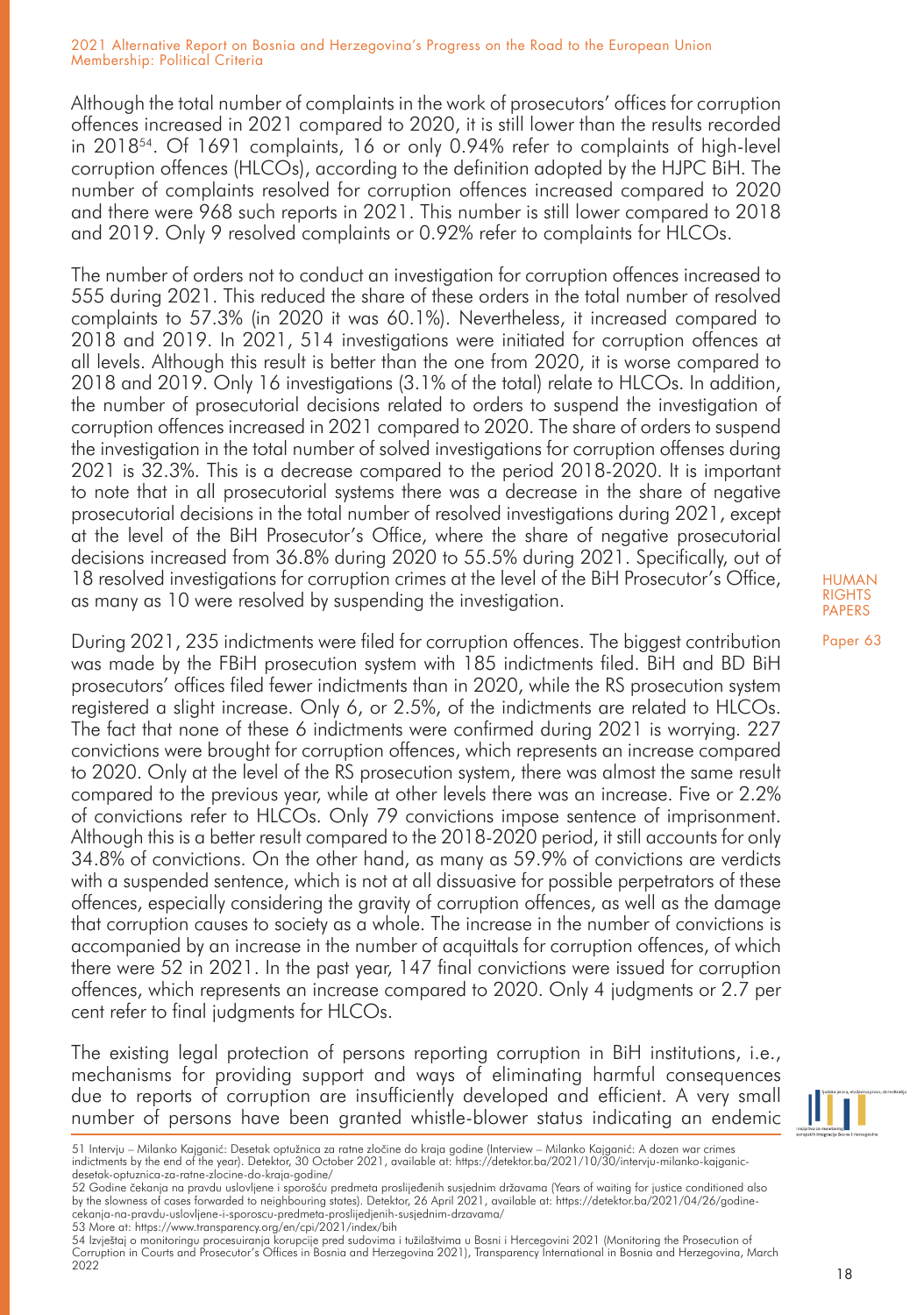Although the total number of complaints in the work of prosecutors' offices for corruption offences increased in 2021 compared to 2020, it is still lower than the results recorded in 2018[54]. Of 1691 complaints, 16 or only 0.94% refer to complaints of high-level corruption offences (HLCOs), according to the definition adopted by the HJPC BiH. The number of complaints resolved for corruption offences increased compared to 2020 and there were 968 such reports in 2021. This number is still lower compared to 2018 and 2019. Only 9 resolved complaints or 0.92% refer to complaints for HLCOs.

The number of orders not to conduct an investigation for corruption offences increased to 555 during 2021. This reduced the share of these orders in the total number of resolved complaints to 57.3% (in 2020 it was 60.1%). Nevertheless, it increased compared to 2018 and 2019. In 2021, 514 investigations were initiated for corruption offences at all levels. Although this result is better than the one from 2020, it is worse compared to 2018 and 2019. Only 16 investigations (3.1% of the total) relate to HLCOs. In addition, the number of prosecutorial decisions related to orders to suspend the investigation of corruption offences increased in 2021 compared to 2020. The share of orders to suspend the investigation in the total number of solved investigations for corruption offenses during 2021 is 32.3%. This is a decrease compared to the period 2018-2020. It is important to note that in all prosecutorial systems there was a decrease in the share of negative prosecutorial decisions in the total number of resolved investigations during 2021, except at the level of the BiH Prosecutor's Office, where the share of negative prosecutorial decisions increased from 36.8% during 2020 to 55.5% during 2021. Specifically, out of 18 resolved investigations for corruption crimes at the level of the BiH Prosecutor's Office, as many as 10 were resolved by suspending the investigation.

During 2021, 235 indictments were filed for corruption offences. The biggest contribution was made by the FBiH prosecution system with 185 indictments filed. BiH and BD BiH prosecutors' offices filed fewer indictments than in 2020, while the RS prosecution system registered a slight increase. Only 6, or 2.5%, of the indictments are related to HLCOs. The fact that none of these 6 indictments were confirmed during 2021 is worrying. 227 convictions were brought for corruption offences, which represents an increase compared to 2020. Only at the level of the RS prosecution system, there was almost the same result compared to the previous year, while at other levels there was an increase. Five or 2.2% of convictions refer to HLCOs. Only 79 convictions impose sentence of imprisonment. Although this is a better result compared to the 2018-2020 period, it still accounts for only 34.8% of convictions. On the other hand, as many as 59.9% of convictions are verdicts with a suspended sentence, which is not at all dissuasive for possible perpetrators of these offences, especially considering the gravity of corruption offences, as well as the damage that corruption causes to society as a whole. The increase in the number of convictions is accompanied by an increase in the number of acquittals for corruption offences, of which there were 52 in 2021. In the past year, 147 final convictions were issued for corruption offences, which represents an increase compared to 2020. Only 4 judgments or 2.7 per cent refer to final judgments for HLCOs.

The existing legal protection of persons reporting corruption in BiH institutions, i.e., mechanisms for providing support and ways of eliminating harmful consequences due to reports of corruption are insufficiently developed and efficient. A very small number of persons have been granted whistle-blower status indicating an endemic

51 Intervju – Milanko Kajganić: Desetak optužnica za ratne zločine do kraja godine (Interview – Milanko Kajganić: A dozen war crimes indictments by the end of the year). Detektor, 30 October 2021, available at: https://detektor.ba/2021/10/30/intervju-milanko-kajganic-desetak-optuznica-za-ratne-zlocine-do-kraja-godine/

52 Godine čekanja na pravdu uslovljene i sporošću predmeta proslijeđenih susjednim državama (Years of waiting for justice conditioned also by the slowness of cases forwarded to neighbouring states). Detektor, 26 April 2021, available at: https://detektor.ba/2021/04/26/godine-cekanja-na-pravdu-uslovljene-i-sporoscu-predmeta-proslijedjenih-susjednim-drzavama/

53 More at: https://www.transparency.org/en/cpi/2021/index/bih

54 Izvještaj o monitoringu procesuiranja korupcije pred sudovima i tužilaštvima u Bosni i Hercegovini 2021 (Monitoring the Prosecution of Corruption in Courts and Prosecutor's Offices in Bosnia and Herzegovina 2021), Transparency International in Bosnia and Herzegovina, March 2022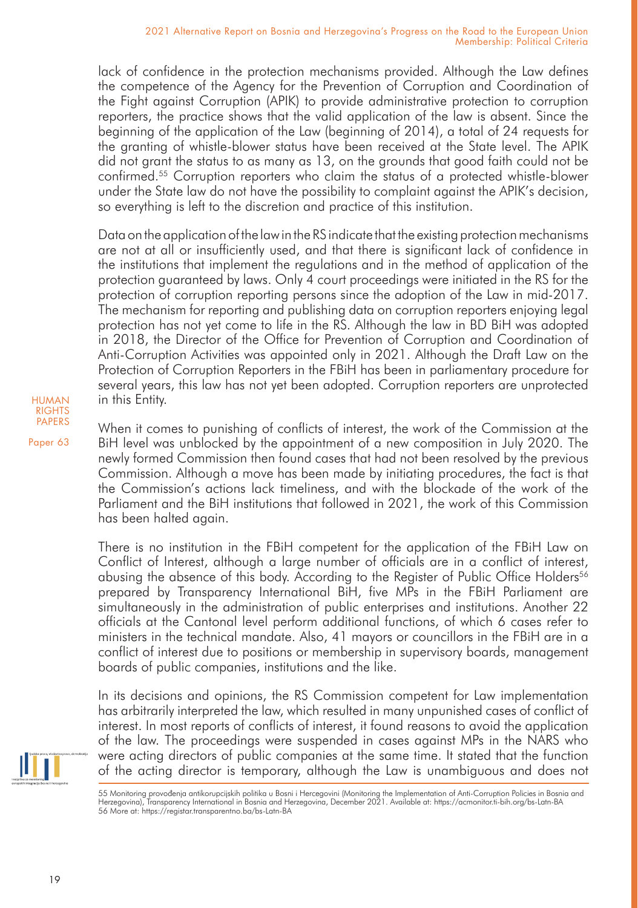lack of confidence in the protection mechanisms provided. Although the Law defines the competence of the Agency for the Prevention of Corruption and Coordination of the Fight against Corruption (APIK) to provide administrative protection to corruption reporters, the practice shows that the valid application of the law is absent. Since the beginning of the application of the Law (beginning of 2014), a total of 24 requests for the granting of whistle-blower status have been received at the State level. The APIK did not grant the status to as many as 13, on the grounds that good faith could not be confirmed.[55] Corruption reporters who claim the status of a protected whistle-blower under the State law do not have the possibility to complaint against the APIK's decision, so everything is left to the discretion and practice of this institution.

Data on the application of the law in the RS indicate that the existing protection mechanisms are not at all or insufficiently used, and that there is significant lack of confidence in the institutions that implement the regulations and in the method of application of the protection guaranteed by laws. Only 4 court proceedings were initiated in the RS for the protection of corruption reporting persons since the adoption of the Law in mid-2017. The mechanism for reporting and publishing data on corruption reporters enjoying legal protection has not yet come to life in the RS. Although the law in BD BiH was adopted in 2018, the Director of the Office for Prevention of Corruption and Coordination of Anti-Corruption Activities was appointed only in 2021. Although the Draft Law on the Protection of Corruption Reporters in the FBiH has been in parliamentary procedure for several years, this law has not yet been adopted. Corruption reporters are unprotected in this Entity.

When it comes to punishing of conflicts of interest, the work of the Commission at the BiH level was unblocked by the appointment of a new composition in July 2020. The newly formed Commission then found cases that had not been resolved by the previous Commission. Although a move has been made by initiating procedures, the fact is that the Commission's actions lack timeliness, and with the blockade of the work of the Parliament and the BiH institutions that followed in 2021, the work of this Commission has been halted again.

There is no institution in the FBiH competent for the application of the FBiH Law on Conflict of Interest, although a large number of officials are in a conflict of interest, abusing the absence of this body. According to the Register of Public Office Holders[56] prepared by Transparency International BiH, five MPs in the FBiH Parliament are simultaneously in the administration of public enterprises and institutions. Another 22 officials at the Cantonal level perform additional functions, of which 6 cases refer to ministers in the technical mandate. Also, 41 mayors or councillors in the FBiH are in a conflict of interest due to positions or membership in supervisory boards, management boards of public companies, institutions and the like.

In its decisions and opinions, the RS Commission competent for Law implementation has arbitrarily interpreted the law, which resulted in many unpunished cases of conflict of interest. In most reports of conflicts of interest, it found reasons to avoid the application of the law. The proceedings were suspended in cases against MPs in the NARS who were acting directors of public companies at the same time. It stated that the function of the acting director is temporary, although the Law is unambiguous and does not

---

[55] Monitoring provođenja antikorupcijskih politika u Bosni i Hercegovini (Monitoring the Implementation of Anti-Corruption Policies in Bosnia and Herzegovina), Transparency International in Bosnia and Herzegovina, December 2021. Available at: https://acmonitor.ti-bih.org/bs-Latn-BA

[56] More at: https://registar.transparentno.ba/bs-Latn-BA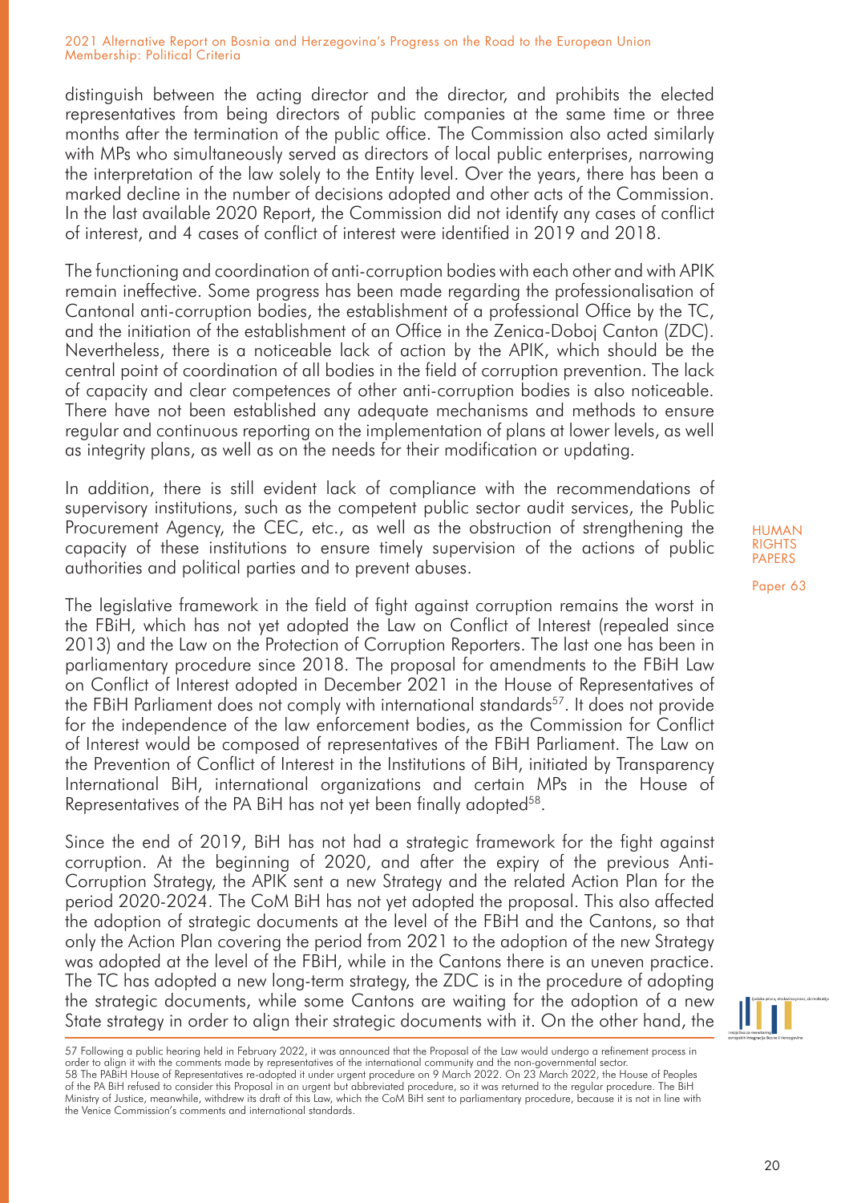distinguish between the acting director and the director, and prohibits the elected representatives from being directors of public companies at the same time or three months after the termination of the public office. The Commission also acted similarly with MPs who simultaneously served as directors of local public enterprises, narrowing the interpretation of the law solely to the Entity level. Over the years, there has been a marked decline in the number of decisions adopted and other acts of the Commission. In the last available 2020 Report, the Commission did not identify any cases of conflict of interest, and 4 cases of conflict of interest were identified in 2019 and 2018.

The functioning and coordination of anti-corruption bodies with each other and with APIK remain ineffective. Some progress has been made regarding the professionalisation of Cantonal anti-corruption bodies, the establishment of a professional Office by the TC, and the initiation of the establishment of an Office in the Zenica-Doboj Canton (ZDC). Nevertheless, there is a noticeable lack of action by the APIK, which should be the central point of coordination of all bodies in the field of corruption prevention. The lack of capacity and clear competences of other anti-corruption bodies is also noticeable. There have not been established any adequate mechanisms and methods to ensure regular and continuous reporting on the implementation of plans at lower levels, as well as integrity plans, as well as on the needs for their modification or updating.

In addition, there is still evident lack of compliance with the recommendations of supervisory institutions, such as the competent public sector audit services, the Public Procurement Agency, the CEC, etc., as well as the obstruction of strengthening the capacity of these institutions to ensure timely supervision of the actions of public authorities and political parties and to prevent abuses.

The legislative framework in the field of fight against corruption remains the worst in the FBiH, which has not yet adopted the Law on Conflict of Interest (repealed since 2013) and the Law on the Protection of Corruption Reporters. The last one has been in parliamentary procedure since 2018. The proposal for amendments to the FBiH Law on Conflict of Interest adopted in December 2021 in the House of Representatives of the FBiH Parliament does not comply with international standards[57]. It does not provide for the independence of the law enforcement bodies, as the Commission for Conflict of Interest would be composed of representatives of the FBiH Parliament. The Law on the Prevention of Conflict of Interest in the Institutions of BiH, initiated by Transparency International BiH, international organizations and certain MPs in the House of Representatives of the PA BiH has not yet been finally adopted[58].

Since the end of 2019, BiH has not had a strategic framework for the fight against corruption. At the beginning of 2020, and after the expiry of the previous Anti-Corruption Strategy, the APIK sent a new Strategy and the related Action Plan for the period 2020-2024. The CoM BiH has not yet adopted the proposal. This also affected the adoption of strategic documents at the level of the FBiH and the Cantons, so that only the Action Plan covering the period from 2021 to the adoption of the new Strategy was adopted at the level of the FBiH, while in the Cantons there is an uneven practice. The TC has adopted a new long-term strategy, the ZDC is in the procedure of adopting the strategic documents, while some Cantons are waiting for the adoption of a new State strategy in order to align their strategic documents with it. On the other hand, the

57 Following a public hearing held in February 2022, it was announced that the Proposal of the Law would undergo a refinement process in order to align it with the comments made by representatives of the international community and the non-governmental sector.

58 The PABiH House of Representatives re-adopted it under urgent procedure on 9 March 2022. On 23 March 2022, the House of Peoples of the PA BiH refused to consider this Proposal in an urgent but abbreviated procedure, so it was returned to the regular procedure. The BiH Ministry of Justice, meanwhile, withdrew its draft of this Law, which the CoM BiH sent to parliamentary procedure, because it is not in line with the Venice Commission's comments and international standards.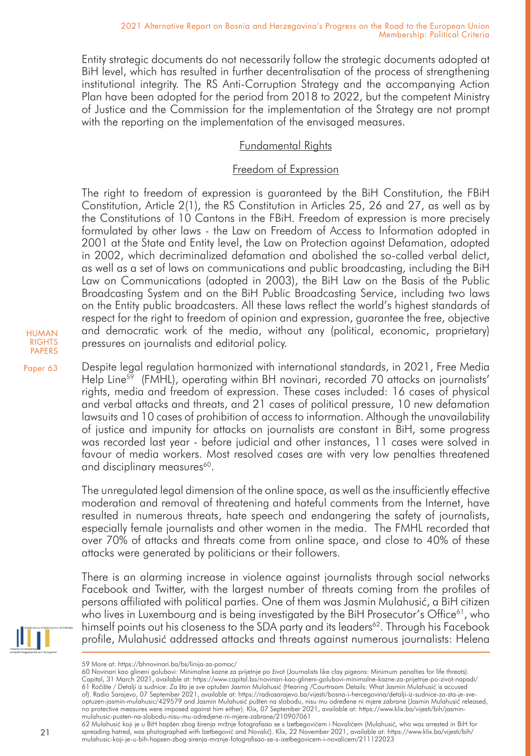Entity strategic documents do not necessarily follow the strategic documents adopted at BiH level, which has resulted in further decentralisation of the process of strengthening institutional integrity. The RS Anti-Corruption Strategy and the accompanying Action Plan have been adopted for the period from 2018 to 2022, but the competent Ministry of Justice and the Commission for the implementation of the Strategy are not prompt with the reporting on the implementation of the envisaged measures.

## Fundamental Rights

### Freedom of Expression

The right to freedom of expression is guaranteed by the BiH Constitution, the FBiH Constitution, Article 2(1), the RS Constitution in Articles 25, 26 and 27, as well as by the Constitutions of 10 Cantons in the FBiH. Freedom of expression is more precisely formulated by other laws - the Law on Freedom of Access to Information adopted in 2001 at the State and Entity level, the Law on Protection against Defamation, adopted in 2002, which decriminalized defamation and abolished the so-called verbal delict, as well as a set of laws on communications and public broadcasting, including the BiH Law on Communications (adopted in 2003), the BiH Law on the Basis of the Public Broadcasting System and on the BiH Public Broadcasting Service, including two laws on the Entity public broadcasters. All these laws reflect the world's highest standards of respect for the right to freedom of opinion and expression, guarantee the free, objective and democratic work of the media, without any (political, economic, proprietary) pressures on journalists and editorial policy.

Despite legal regulation harmonized with international standards, in 2021, Free Media Help Line[59] (FMHL), operating within BH novinari, recorded 70 attacks on journalists' rights, media and freedom of expression. These cases included: 16 cases of physical and verbal attacks and threats, and 21 cases of political pressure, 10 new defamation lawsuits and 10 cases of prohibition of access to information. Although the unavailability of justice and impunity for attacks on journalists are constant in BiH, some progress was recorded last year - before judicial and other instances, 11 cases were solved in favour of media workers. Most resolved cases are with very low penalties threatened and disciplinary measures[60].

The unregulated legal dimension of the online space, as well as the insufficiently effective moderation and removal of threatening and hateful comments from the Internet, have resulted in numerous threats, hate speech and endangering the safety of journalists, especially female journalists and other women in the media. The FMHL recorded that over 70% of attacks and threats come from online space, and close to 40% of these attacks were generated by politicians or their followers.

There is an alarming increase in violence against journalists through social networks Facebook and Twitter, with the largest number of threats coming from the profiles of persons affiliated with political parties. One of them was Jasmin Mulahusić, a BiH citizen who lives in Luxembourg and is being investigated by the BiH Prosecutor's Office[61], who himself points out his closeness to the SDA party and its leaders[62]. Through his Facebook profile, Mulahusić addressed attacks and threats against numerous journalists: Helena

---

59 More at: https://bhnovinari.ba/bs/linija-za-pomoc/

60 Novinari kao glineni golubovi: Minimalne kazne za prijetnje po život (Journalists like clay pigeons: Minimum penalties for life threats). Capital, 31 March 2021, available at: https://www.capital.ba/novinari-kao-glineni-golubovi-minimalne-kazne-za-prijetnje-po-zivot-napadi/

61 Ročište / Detalji iz sudnice: Za šta je sve optužen Jasmin Mulahusić (Hearing /Courtroom Details: What Jasmin Mulahusić is accused of). Radio Sarajevo, 07 September 2021, available at: https://radiosarajevo.ba/vijesti/bosna-i-hercegovina/detalji-iz-sudnice-za-sta-je-sve-optuzen-jasmin-mulahusic/429579 and Jasmin Mulahusić pušten na slobodu, nisu mu određene ni mjere zabrane (Jasmin Mulahusić released, no protective measures were imposed against him either). Klix, 07 September 2021, available at: https://www.klix.ba/vijesti/bih/jasmin-mulahusic-pusten-na-slobodu-nisu-mu-odredjene-ni-mjere-zabrane/210907061

62 Mulahusić koji je u BiH hapšen zbog širenja mržnje fotografisao se s Izetbegovićem i Novalićem (Mulahusić, who was arrested in BiH for spreading hatred, was photographed with Izetbegović and Novalić). Klix, 22 November 2021, available at: https://www.klix.ba/vijesti/bih/mulahusic-koji-je-u-bih-hapsen-zbog-sirenja-mrznje-fotografisao-se-s-izetbegovicem-i-novalicem/211122023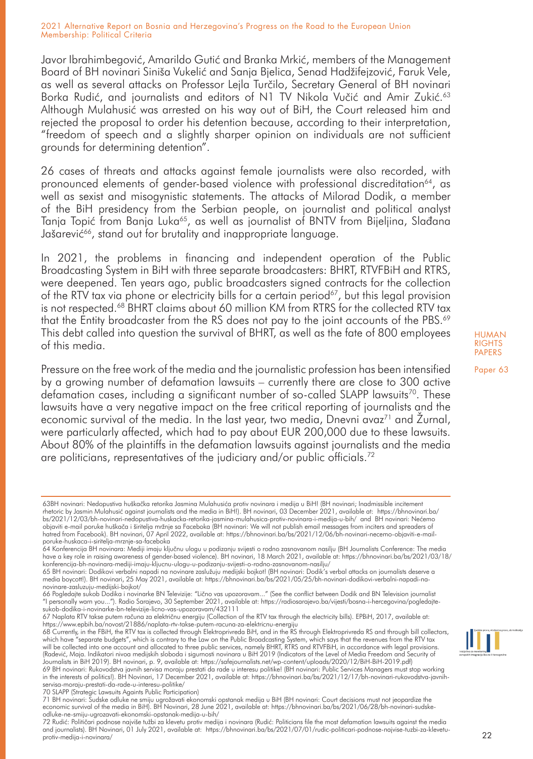Javor Ibrahimbegović, Amarildo Gutić and Branka Mrkić, members of the Management Board of BH novinari Siniša Vukelić and Sanja Bjelica, Senad Hadžifejzović, Faruk Vele, as well as several attacks on Professor Lejla Turčilo, Secretary General of BH novinari Borka Rudić, and journalists and editors of N1 TV Nikola Vučić and Amir Zukić.[63] Although Mulahusić was arrested on his way out of BiH, the Court released him and rejected the proposal to order his detention because, according to their interpretation, "freedom of speech and a slightly sharper opinion on individuals are not sufficient grounds for determining detention".

26 cases of threats and attacks against female journalists were also recorded, with pronounced elements of gender-based violence with professional discreditation[64], as well as sexist and misogynistic statements. The attacks of Milorad Dodik, a member of the BiH presidency from the Serbian people, on journalist and political analyst Tanja Topić from Banja Luka[65], as well as journalist of BNTV from Bijeljina, Slađana Jašarević[66], stand out for brutality and inappropriate language.

In 2021, the problems in financing and independent operation of the Public Broadcasting System in BiH with three separate broadcasters: BHRT, RTVFBiH and RTRS, were deepened. Ten years ago, public broadcasters signed contracts for the collection of the RTV tax via phone or electricity bills for a certain period[67], but this legal provision is not respected.[68] BHRT claims about 60 million KM from RTRS for the collected RTV tax that the Entity broadcaster from the RS does not pay to the joint accounts of the PBS.[69] This debt called into question the survival of BHRT, as well as the fate of 800 employees of this media.

Pressure on the free work of the media and the journalistic profession has been intensified by a growing number of defamation lawsuits – currently there are close to 300 active defamation cases, including a significant number of so-called SLAPP lawsuits[70]. These lawsuits have a very negative impact on the free critical reporting of journalists and the economic survival of the media. In the last year, two media, Dnevni avaz[71] and Žurnal, were particularly affected, which had to pay about EUR 200,000 due to these lawsuits. About 80% of the plaintiffs in the defamation lawsuits against journalists and the media are politicians, representatives of the judiciary and/or public officials.[72]

---

63BH novinari: Nedopustiva huškačka retorika Jasmina Mulahusića protiv novinara i medija u BiH! (BH novinari; Inadmissible incitement rhetoric by Jasmin Mulahusić against journalists and the media in BiH!). BH novinari, 03 December 2021, available at: https://bhnovinari.ba/bs/2021/12/03/bh-novinari-nedopustiva-huskacka-retorika-jasmina-mulahusica-protiv-novinara-i-medija-u-bih/ and BH novinari: Nećemo objaviti e-mail poruke huškača i širitelja mržnje sa Faceboka (BH novinari: We will not publish email messages from inciters and spreaders of hatred from Facebook). BH novinari, 07 April 2022, available at: https://bhnovinari.ba/bs/2021/12/06/bh-novinari-necemo-objaviti-e-mail-poruke-huskaca-i-siritelja-mrznje-sa-faceboka

64 Konferencija BH novinara: Mediji imaju ključnu ulogu u podizanju svijesti o rodno zasnovanom nasilju (BH Journalists Conference: The media have a key role in raising awareness of gender-based violence). BH novinari, 18 March 2021, available at: https://bhnovinari.ba/bs/2021/03/18/konferencija-bh-novinara-mediji-imaju-kljucnu-ulogu-u-podizanju-svijesti-o-rodno-zasnovanom-nasilju/

65 BH novinari: Dodikovi verbalni napadi na novinare zaslužuju medijski bojkot! (BH novinari: Dodik's verbal attacks on journalists deserve a media boycott!). BH novinari, 25 May 2021, available at: https://bhnovinari.ba/bs/2021/05/25/bh-novinari-dodikovi-verbalni-napadi-na-novinare-zasluzuju-medijski-bojkot/

66 Pogledajte sukob Dodika i novinarke BN Televizije: "Lično vas upozoravam…" (See the conflict between Dodik and BN Television journalist "I personally warn you…"). Radio Sarajevo, 30 September 2021, available at: https://radiosarajevo.ba/vijesti/bosna-i-hercegovina/pogledajte-sukob-dodika-i-novinarke-bn-televizije-licno-vas-upozoravam/432111

67 Naplata RTV takse putem računa za električnu energiju (Collection of the RTV tax through the electricity bills). EPBiH, 2017, available at: https://www.epbih.ba/novost/21886/naplata-rtv-takse-putem-racuna-za-elektricnu-energiju

68 Currently, in the FBiH, the RTV tax is collected through Elektroprivreda BiH, and in the RS through Elektroprivreda RS and through bill collectors, which have "separate budgets", which is contrary to the Law on the Public Broadcasting System, which says that the revenues from the RTV tax will be collected into one account and allocated to three public services, namely BHRT, RTRS and RTVFBiH, in accordance with legal provisions. (Radević, Maja. Indikatori nivoa medijskih sloboda i sigurnosti novinara u BiH 2019 (Indicators of the Level of Media Freedom and Security of Journalists in BiH 2019). BH novinari, p. 9, available at: https://safejournalists.net/wp-content/uploads/2020/12/BiH-BiH-2019.pdf)

69 BH novinari: Rukovodstva javnih servisa moraju prestati da rade u interesu politike! (BH novinari: Public Services Managers must stop working in the interests of politics!). BH Novinari, 17 December 2021, available at: https://bhnovinari.ba/bs/2021/12/17/bh-novinari-rukovodstva-javnih-servisa-moraju-prestati-da-rade-u-interesu-politike/

70 SLAPP (Strategic Lawsuits Againts Public Participation)

71 BH novinari: Sudske odluke ne smiju ugrožavati ekonomski opstanak medija u BiH (BH novinari: Court decisions must not jeopardize the economic survival of the media in BiH). BH Novinari, 28 June 2021, available at: https://bhnovinari.ba/bs/2021/06/28/bh-novinari-sudske-odluke-ne-smiju-ugrozavati-ekonomski-opstanak-medija-u-bih/

72 Rudić: Političari podnose najviše tužbi za klevetu protiv medija i novinara (Rudić: Politicians file the most defamation lawsuits against the media and journalists). BH Novinari, 01 July 2021, available at: https://bhnovinari.ba/bs/2021/07/01/rudic-politicari-podnose-najvise-tuzbi-za-klevetu-protiv-medija-i-novinara/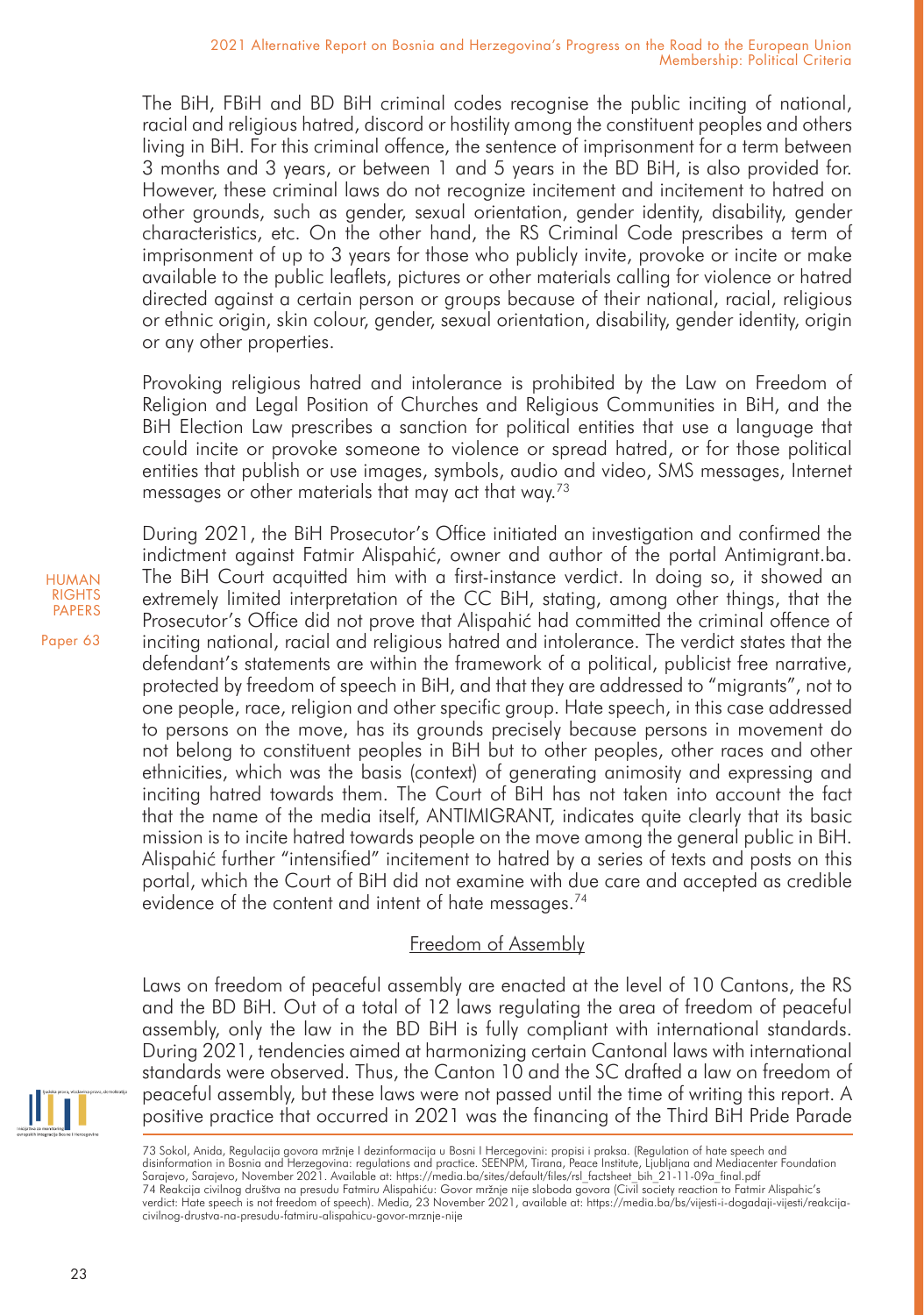The BiH, FBiH and BD BiH criminal codes recognise the public inciting of national, racial and religious hatred, discord or hostility among the constituent peoples and others living in BiH. For this criminal offence, the sentence of imprisonment for a term between 3 months and 3 years, or between 1 and 5 years in the BD BiH, is also provided for. However, these criminal laws do not recognize incitement and incitement to hatred on other grounds, such as gender, sexual orientation, gender identity, disability, gender characteristics, etc. On the other hand, the RS Criminal Code prescribes a term of imprisonment of up to 3 years for those who publicly invite, provoke or incite or make available to the public leaflets, pictures or other materials calling for violence or hatred directed against a certain person or groups because of their national, racial, religious or ethnic origin, skin colour, gender, sexual orientation, disability, gender identity, origin or any other properties.

Provoking religious hatred and intolerance is prohibited by the Law on Freedom of Religion and Legal Position of Churches and Religious Communities in BiH, and the BiH Election Law prescribes a sanction for political entities that use a language that could incite or provoke someone to violence or spread hatred, or for those political entities that publish or use images, symbols, audio and video, SMS messages, Internet messages or other materials that may act that way.[73]

During 2021, the BiH Prosecutor's Office initiated an investigation and confirmed the indictment against Fatmir Alispahić, owner and author of the portal Antimigrant.ba. The BiH Court acquitted him with a first-instance verdict. In doing so, it showed an extremely limited interpretation of the CC BiH, stating, among other things, that the Prosecutor's Office did not prove that Alispahić had committed the criminal offence of inciting national, racial and religious hatred and intolerance. The verdict states that the defendant's statements are within the framework of a political, publicist free narrative, protected by freedom of speech in BiH, and that they are addressed to "migrants", not to one people, race, religion and other specific group. Hate speech, in this case addressed to persons on the move, has its grounds precisely because persons in movement do not belong to constituent peoples in BiH but to other peoples, other races and other ethnicities, which was the basis (context) of generating animosity and expressing and inciting hatred towards them. The Court of BiH has not taken into account the fact that the name of the media itself, ANTIMIGRANT, indicates quite clearly that its basic mission is to incite hatred towards people on the move among the general public in BiH. Alispahić further "intensified" incitement to hatred by a series of texts and posts on this portal, which the Court of BiH did not examine with due care and accepted as credible evidence of the content and intent of hate messages.[74]

## Freedom of Assembly

Laws on freedom of peaceful assembly are enacted at the level of 10 Cantons, the RS and the BD BiH. Out of a total of 12 laws regulating the area of freedom of peaceful assembly, only the law in the BD BiH is fully compliant with international standards. During 2021, tendencies aimed at harmonizing certain Cantonal laws with international standards were observed. Thus, the Canton 10 and the SC drafted a law on freedom of peaceful assembly, but these laws were not passed until the time of writing this report. A positive practice that occurred in 2021 was the financing of the Third BiH Pride Parade

---

73 Sokol, Anida, Regulacija govora mržnje I dezinformacija u Bosni I Hercegovini: propisi i praksa. (Regulation of hate speech and disinformation in Bosnia and Herzegovina: regulations and practice. SEENPM, Tirana, Peace Institute, Ljubljana and Mediacenter Foundation Sarajevo, Sarajevo, November 2021. Available at: https://media.ba/sites/default/files/rsl_factsheet_bih_21-11-09a_final.pdf

74 Reakcija civilnog društva na presudu Fatmiru Alispahiću: Govor mržnje nije sloboda govora (Civil society reaction to Fatmir Alispahic's verdict: Hate speech is not freedom of speech). Media, 23 November 2021, available at: https://media.ba/bs/vijesti-i-dogadaji-vijesti/reakcija-civilnog-drustva-na-presudu-fatmiru-alispahicu-govor-mrznje-nije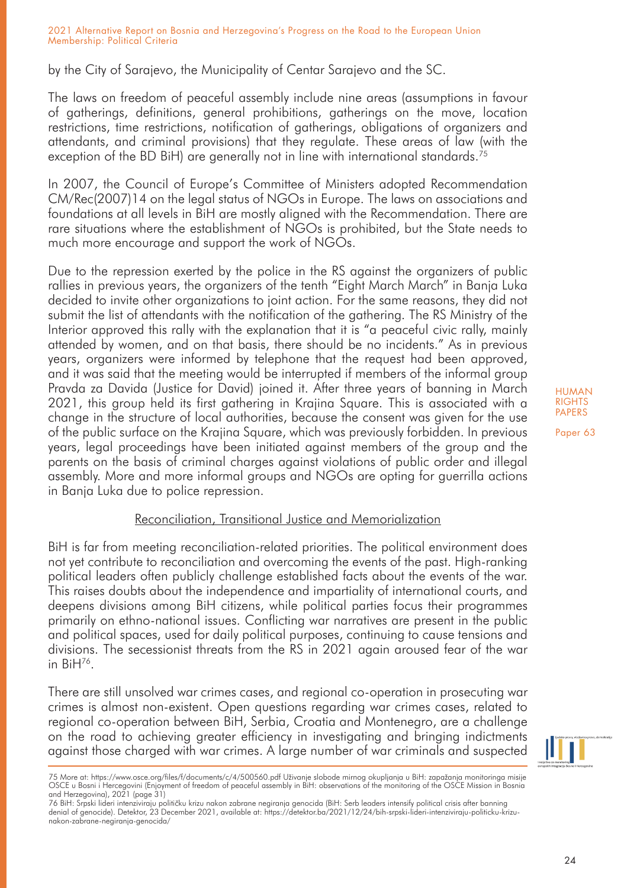by the City of Sarajevo, the Municipality of Centar Sarajevo and the SC.

The laws on freedom of peaceful assembly include nine areas (assumptions in favour of gatherings, definitions, general prohibitions, gatherings on the move, location restrictions, time restrictions, notification of gatherings, obligations of organizers and attendants, and criminal provisions) that they regulate. These areas of law (with the exception of the BD BiH) are generally not in line with international standards.[75]

In 2007, the Council of Europe's Committee of Ministers adopted Recommendation CM/Rec(2007)14 on the legal status of NGOs in Europe. The laws on associations and foundations at all levels in BiH are mostly aligned with the Recommendation. There are rare situations where the establishment of NGOs is prohibited, but the State needs to much more encourage and support the work of NGOs.

Due to the repression exerted by the police in the RS against the organizers of public rallies in previous years, the organizers of the tenth "Eight March March" in Banja Luka decided to invite other organizations to joint action. For the same reasons, they did not submit the list of attendants with the notification of the gathering. The RS Ministry of the Interior approved this rally with the explanation that it is "a peaceful civic rally, mainly attended by women, and on that basis, there should be no incidents." As in previous years, organizers were informed by telephone that the request had been approved, and it was said that the meeting would be interrupted if members of the informal group Pravda za Davida (Justice for David) joined it. After three years of banning in March 2021, this group held its first gathering in Krajina Square. This is associated with a change in the structure of local authorities, because the consent was given for the use of the public surface on the Krajina Square, which was previously forbidden. In previous years, legal proceedings have been initiated against members of the group and the parents on the basis of criminal charges against violations of public order and illegal assembly. More and more informal groups and NGOs are opting for guerrilla actions in Banja Luka due to police repression.

### Reconciliation, Transitional Justice and Memorialization

BiH is far from meeting reconciliation-related priorities. The political environment does not yet contribute to reconciliation and overcoming the events of the past. High-ranking political leaders often publicly challenge established facts about the events of the war. This raises doubts about the independence and impartiality of international courts, and deepens divisions among BiH citizens, while political parties focus their programmes primarily on ethno-national issues. Conflicting war narratives are present in the public and political spaces, used for daily political purposes, continuing to cause tensions and divisions. The secessionist threats from the RS in 2021 again aroused fear of the war in BiH[76].

There are still unsolved war crimes cases, and regional co-operation in prosecuting war crimes is almost non-existent. Open questions regarding war crimes cases, related to regional co-operation between BiH, Serbia, Croatia and Montenegro, are a challenge on the road to achieving greater efficiency in investigating and bringing indictments against those charged with war crimes. A large number of war criminals and suspected

---

75 More at: https://www.osce.org/files/f/documents/c/4/500560.pdf Uživanje slobode mirnog okupljanja u BiH: zapažanja monitoringa misije OSCE u Bosni i Hercegovini (Enjoyment of freedom of peaceful assembly in BiH: observations of the monitoring of the OSCE Mission in Bosnia and Herzegovina), 2021 (page 31)

76 BiH: Srpski lideri intenziviraju političku krizu nakon zabrane negiranja genocida (BiH: Serb leaders intensify political crisis after banning denial of genocide). Detektor, 23 December 2021, available at: https://detektor.ba/2021/12/24/bih-srpski-lideri-intenziviraju-politicku-krizu-nakon-zabrane-negiranja-genocida/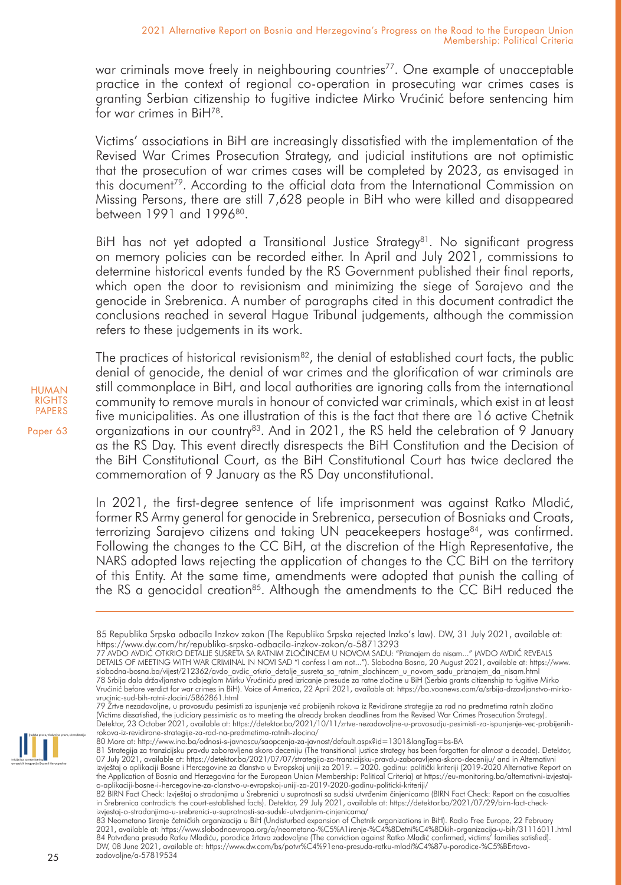war criminals move freely in neighbouring countries[77]. One example of unacceptable practice in the context of regional co-operation in prosecuting war crimes cases is granting Serbian citizenship to fugitive indictee Mirko Vrućinić before sentencing him for war crimes in BiH[78].

Victims' associations in BiH are increasingly dissatisfied with the implementation of the Revised War Crimes Prosecution Strategy, and judicial institutions are not optimistic that the prosecution of war crimes cases will be completed by 2023, as envisaged in this document[79]. According to the official data from the International Commission on Missing Persons, there are still 7,628 people in BiH who were killed and disappeared between 1991 and 1996[80].

BiH has not yet adopted a Transitional Justice Strategy[81]. No significant progress on memory policies can be recorded either. In April and July 2021, commissions to determine historical events funded by the RS Government published their final reports, which open the door to revisionism and minimizing the siege of Sarajevo and the genocide in Srebrenica. A number of paragraphs cited in this document contradict the conclusions reached in several Hague Tribunal judgements, although the commission refers to these judgements in its work.

The practices of historical revisionism[82], the denial of established court facts, the public denial of genocide, the denial of war crimes and the glorification of war criminals are still commonplace in BiH, and local authorities are ignoring calls from the international community to remove murals in honour of convicted war criminals, which exist in at least five municipalities. As one illustration of this is the fact that there are 16 active Chetnik organizations in our country[83]. And in 2021, the RS held the celebration of 9 January as the RS Day. This event directly disrespects the BiH Constitution and the Decision of the BiH Constitutional Court, as the BiH Constitutional Court has twice declared the commemoration of 9 January as the RS Day unconstitutional.

In 2021, the first-degree sentence of life imprisonment was against Ratko Mladić, former RS Army general for genocide in Srebrenica, persecution of Bosniaks and Croats, terrorizing Sarajevo citizens and taking UN peacekeepers hostage[84], was confirmed. Following the changes to the CC BiH, at the discretion of the High Representative, the NARS adopted laws rejecting the application of changes to the CC BiH on the territory of this Entity. At the same time, amendments were adopted that punish the calling of the RS a genocidal creation[85]. Although the amendments to the CC BiH reduced the

---

85 Republika Srpska odbacila Inzkov zakon (The Republika Srpska rejected Inzko's law). DW, 31 July 2021, available at: https://www.dw.com/hr/republika-srpska-odbacila-inzkov-zakon/a-58713293

77 AVDO AVDIĆ OTKRIO DETALJE SUSRETA SA RATNIM ZLOČINCEM U NOVOM SADU: "Priznajem da nisam..." (AVDO AVDIĆ REVEALS DETAILS OF MEETING WITH WAR CRIMINAL IN NOVI SAD "I confess I am not..."). Slobodna Bosna, 20 August 2021, available at: https://www.slobodna-bosna.ba/vijest/212362/avdo_avdic_otkrio_detalje_susreta_sa_ratnim_zlochincem_u_novom_sadu_priznajem_da_nisam.html

78 Srbija dala državljanstvo odbjeglom Mirku Vrućiniću pred izricanje presude za ratne zločine u BiH (Serbia grants citizenship to fugitive Mirko Vrućinić before verdict for war crimes in BiH). Voice of America, 22 April 2021, available at: https://ba.voanews.com/a/srbija-drzavljanstvo-mirko-vrucinic-sud-bih-ratni-zlocini/5862861.html

79 Žrtve nezadovoljne, u pravosuđu pesimisti za ispunjenje već probijenih rokova iz Revidirane strategije za rad na predmetima ratnih zločina (Victims dissatisfied, the judiciary pessimistic as to meeting the already broken deadlines from the Revised War Crimes Prosecution Strategy). Detektor, 23 October 2021, available at: https://detektor.ba/2021/10/11/zrtve-nezadovoljne-u-pravosudju-pesimisti-za-ispunjenje-vec-probijenih-rokova-iz-revidirane-strategije-za-rad-na-predmetima-ratnih-zlocina/

80 More at: http://www.ino.ba/odnosi-s-javnoscu/saopcenja-za-javnost/default.aspx?id=1301&langTag=bs-BA

81 Strategija za tranzicijsku pravdu zaboravljena skoro deceniju (The transitional justice strategy has been forgotten for almost a decade). Detektor, 07 July 2021, available at: https://detektor.ba/2021/07/07/strategija-za-tranzicijsku-pravdu-zaboravljena-skoro-deceniju/ and in Alternativni izvještaj o aplikaciji Bosne i Hercegovine za članstvo u Evropskoj uniji za 2019. – 2020. godinu: politički kriteriji (2019-2020 Alternative Report on the Application of Bosnia and Herzegovina for the European Union Membership: Political Criteria) at https://eu-monitoring.ba/alternativni-izvjestaj-o-aplikaciji-bosne-i-hercegovine-za-clanstvo-u-evropskoj-uniji-za-2019-2020-godinu-politicki-kriteriji/

82 BIRN Fact Check: Izvještaj o stradanjima u Srebrenici u suprotnosti sa sudski utvrđenim činjenicama (BIRN Fact Check: Report on the casualties in Srebrenica contradicts the court-established facts). Detektor, 29 July 2021, available at: https://detektor.ba/2021/07/29/birn-fact-check-izvjestaj-o-stradanjima-u-srebrenici-u-suprotnosti-sa-sudski-utvrdjenim-cinjenicama/

83 Neometano širenje četničkih organizacija u BiH (Undisturbed expansion of Chetnik organizations in BiH). Radio Free Europe, 22 February 2021, available at: https://www.slobodnaevropa.org/a/neometano-%C5%A1irenje-%C4%8Detni%C4%8Dkih-organizacija-u-bih/31116011.html

84 Potvrđena presuda Ratku Mladiću, porodice žrtava zadovoljne (The conviction against Ratko Mladić confirmed, victims' families satisfied). DW, 08 June 2021, available at: https://www.dw.com/bs/potvr%C4%91ena-presuda-ratku-mladi%C4%87u-porodice-%C5%BErtava-zadovoljne/a-57819534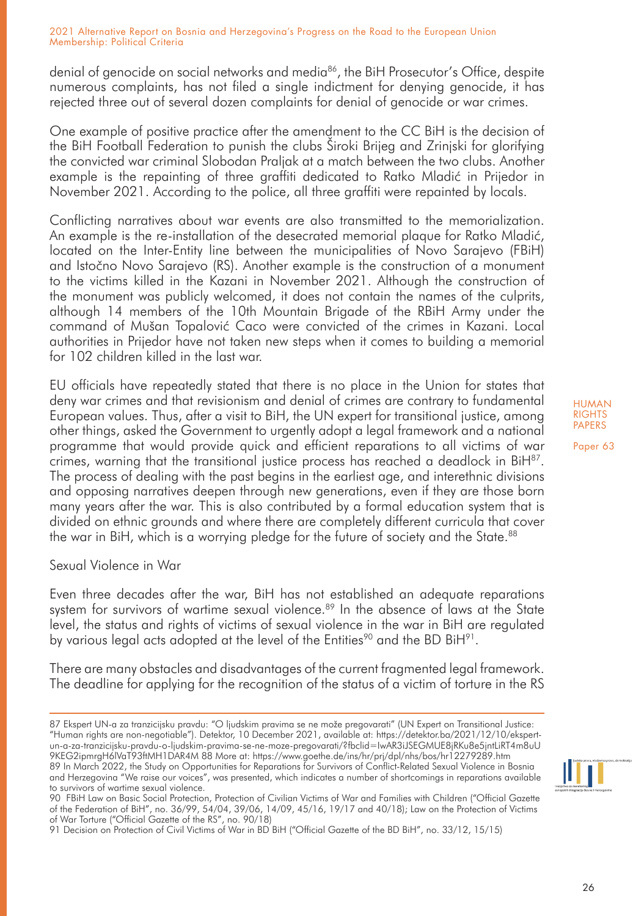denial of genocide on social networks and media[86], the BiH Prosecutor's Office, despite numerous complaints, has not filed a single indictment for denying genocide, it has rejected three out of several dozen complaints for denial of genocide or war crimes.

One example of positive practice after the amendment to the CC BiH is the decision of the BiH Football Federation to punish the clubs Široki Brijeg and Zrinjski for glorifying the convicted war criminal Slobodan Praljak at a match between the two clubs. Another example is the repainting of three graffiti dedicated to Ratko Mladić in Prijedor in November 2021. According to the police, all three graffiti were repainted by locals.

Conflicting narratives about war events are also transmitted to the memorialization. An example is the re-installation of the desecrated memorial plaque for Ratko Mladić, located on the Inter-Entity line between the municipalities of Novo Sarajevo (FBiH) and Istočno Novo Sarajevo (RS). Another example is the construction of a monument to the victims killed in the Kazani in November 2021. Although the construction of the monument was publicly welcomed, it does not contain the names of the culprits, although 14 members of the 10th Mountain Brigade of the RBiH Army under the command of Mušan Topalović Caco were convicted of the crimes in Kazani. Local authorities in Prijedor have not taken new steps when it comes to building a memorial for 102 children killed in the last war.

EU officials have repeatedly stated that there is no place in the Union for states that deny war crimes and that revisionism and denial of crimes are contrary to fundamental European values. Thus, after a visit to BiH, the UN expert for transitional justice, among other things, asked the Government to urgently adopt a legal framework and a national programme that would provide quick and efficient reparations to all victims of war crimes, warning that the transitional justice process has reached a deadlock in BiH[87]. The process of dealing with the past begins in the earliest age, and interethnic divisions and opposing narratives deepen through new generations, even if they are those born many years after the war. This is also contributed by a formal education system that is divided on ethnic grounds and where there are completely different curricula that cover the war in BiH, which is a worrying pledge for the future of society and the State.[88]

### Sexual Violence in War

Even three decades after the war, BiH has not established an adequate reparations system for survivors of wartime sexual violence.[89] In the absence of laws at the State level, the status and rights of victims of sexual violence in the war in BiH are regulated by various legal acts adopted at the level of the Entities[90] and the BD BiH[91].

There are many obstacles and disadvantages of the current fragmented legal framework. The deadline for applying for the recognition of the status of a victim of torture in the RS

---

87 Ekspert UN-a za tranzicijsku pravdu: "O ljudskim pravima se ne može pregovarati" (UN Expert on Transitional Justice: "Human rights are non-negotiable"). Detektor, 10 December 2021, available at: https://detektor.ba/2021/12/10/ekspert-un-a-za-tranzicijsku-pravdu-o-ljudskim-pravima-se-ne-moze-pregovarati/?fbclid=IwAR3iJSEGMUE8jRKu8e5jntLiRT4m8uU9KEG2ipmrgH6lVaT93ftMH1DAR4M 88 More at: https://www.goethe.de/ins/hr/prj/dpl/nhs/bos/hr12279289.htm

89 In March 2022, the Study on Opportunities for Reparations for Survivors of Conflict-Related Sexual Violence in Bosnia and Herzegovina "We raise our voices", was presented, which indicates a number of shortcomings in reparations available to survivors of wartime sexual violence.

90 FBiH Law on Basic Social Protection, Protection of Civilian Victims of War and Families with Children ("Official Gazette of the Federation of BiH", no. 36/99, 54/04, 39/06, 14/09, 45/16, 19/17 and 40/18); Law on the Protection of Victims of War Torture ("Official Gazette of the RS", no. 90/18)

91 Decision on Protection of Civil Victims of War in BD BiH ("Official Gazette of the BD BiH", no. 33/12, 15/15)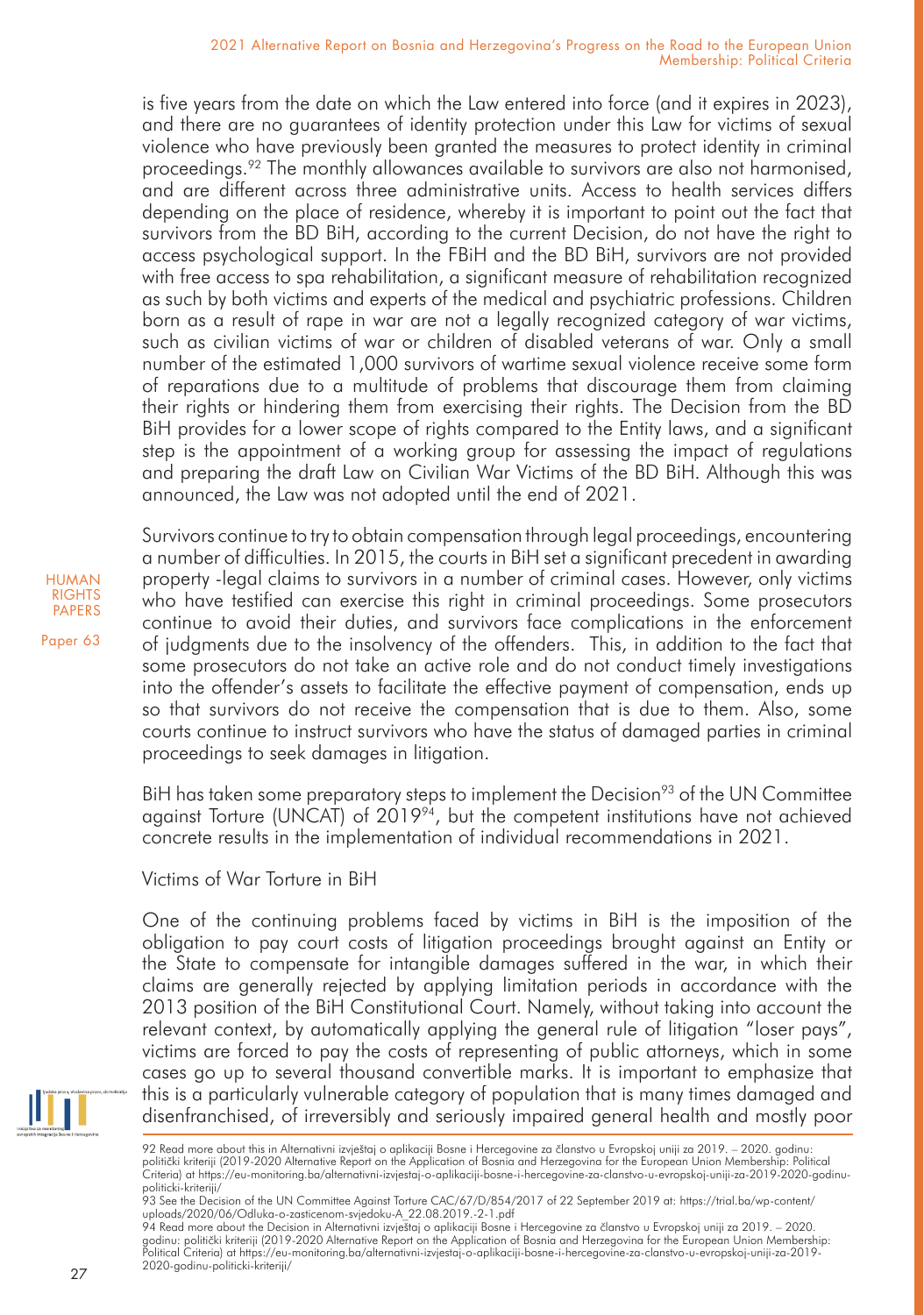is five years from the date on which the Law entered into force (and it expires in 2023), and there are no guarantees of identity protection under this Law for victims of sexual violence who have previously been granted the measures to protect identity in criminal proceedings.[92] The monthly allowances available to survivors are also not harmonised, and are different across three administrative units. Access to health services differs depending on the place of residence, whereby it is important to point out the fact that survivors from the BD BiH, according to the current Decision, do not have the right to access psychological support. In the FBiH and the BD BiH, survivors are not provided with free access to spa rehabilitation, a significant measure of rehabilitation recognized as such by both victims and experts of the medical and psychiatric professions. Children born as a result of rape in war are not a legally recognized category of war victims, such as civilian victims of war or children of disabled veterans of war. Only a small number of the estimated 1,000 survivors of wartime sexual violence receive some form of reparations due to a multitude of problems that discourage them from claiming their rights or hindering them from exercising their rights. The Decision from the BD BiH provides for a lower scope of rights compared to the Entity laws, and a significant step is the appointment of a working group for assessing the impact of regulations and preparing the draft Law on Civilian War Victims of the BD BiH. Although this was announced, the Law was not adopted until the end of 2021.

Survivors continue to try to obtain compensation through legal proceedings, encountering a number of difficulties. In 2015, the courts in BiH set a significant precedent in awarding property -legal claims to survivors in a number of criminal cases. However, only victims who have testified can exercise this right in criminal proceedings. Some prosecutors continue to avoid their duties, and survivors face complications in the enforcement of judgments due to the insolvency of the offenders. This, in addition to the fact that some prosecutors do not take an active role and do not conduct timely investigations into the offender's assets to facilitate the effective payment of compensation, ends up so that survivors do not receive the compensation that is due to them. Also, some courts continue to instruct survivors who have the status of damaged parties in criminal proceedings to seek damages in litigation.

BiH has taken some preparatory steps to implement the Decision[93] of the UN Committee against Torture (UNCAT) of 2019[94], but the competent institutions have not achieved concrete results in the implementation of individual recommendations in 2021.

### Victims of War Torture in BiH

One of the continuing problems faced by victims in BiH is the imposition of the obligation to pay court costs of litigation proceedings brought against an Entity or the State to compensate for intangible damages suffered in the war, in which their claims are generally rejected by applying limitation periods in accordance with the 2013 position of the BiH Constitutional Court. Namely, without taking into account the relevant context, by automatically applying the general rule of litigation "loser pays", victims are forced to pay the costs of representing of public attorneys, which in some cases go up to several thousand convertible marks. It is important to emphasize that this is a particularly vulnerable category of population that is many times damaged and disenfranchised, of irreversibly and seriously impaired general health and mostly poor

---

92 Read more about this in Alternativni izvještaj o aplikaciji Bosne i Hercegovine za članstvo u Evropskoj uniji za 2019. – 2020. godinu: politički kriteriji (2019-2020 Alternative Report on the Application of Bosnia and Herzegovina for the European Union Membership: Political Criteria) at https://eu-monitoring.ba/alternativni-izvjestaj-o-aplikaciji-bosne-i-hercegovine-za-clanstvo-u-evropskoj-uniji-za-2019-2020-godinu-politicki-kriteriji/

93 See the Decision of the UN Committee Against Torture CAC/67/D/854/2017 of 22 September 2019 at: https://trial.ba/wp-content/uploads/2020/06/Odluka-o-zasticenom-svjedoku-A_22.08.2019.-2-1.pdf

94 Read more about the Decision in Alternativni izvještaj o aplikaciji Bosne i Hercegovine za članstvo u Evropskoj uniji za 2019. – 2020. godinu: politički kriteriji (2019-2020 Alternative Report on the Application of Bosnia and Herzegovina for the European Union Membership: Political Criteria) at https://eu-monitoring.ba/alternativni-izvjestaj-o-aplikaciji-bosne-i-hercegovine-za-clanstvo-u-evropskoj-uniji-za-2019-2020-godinu-politicki-kriteriji/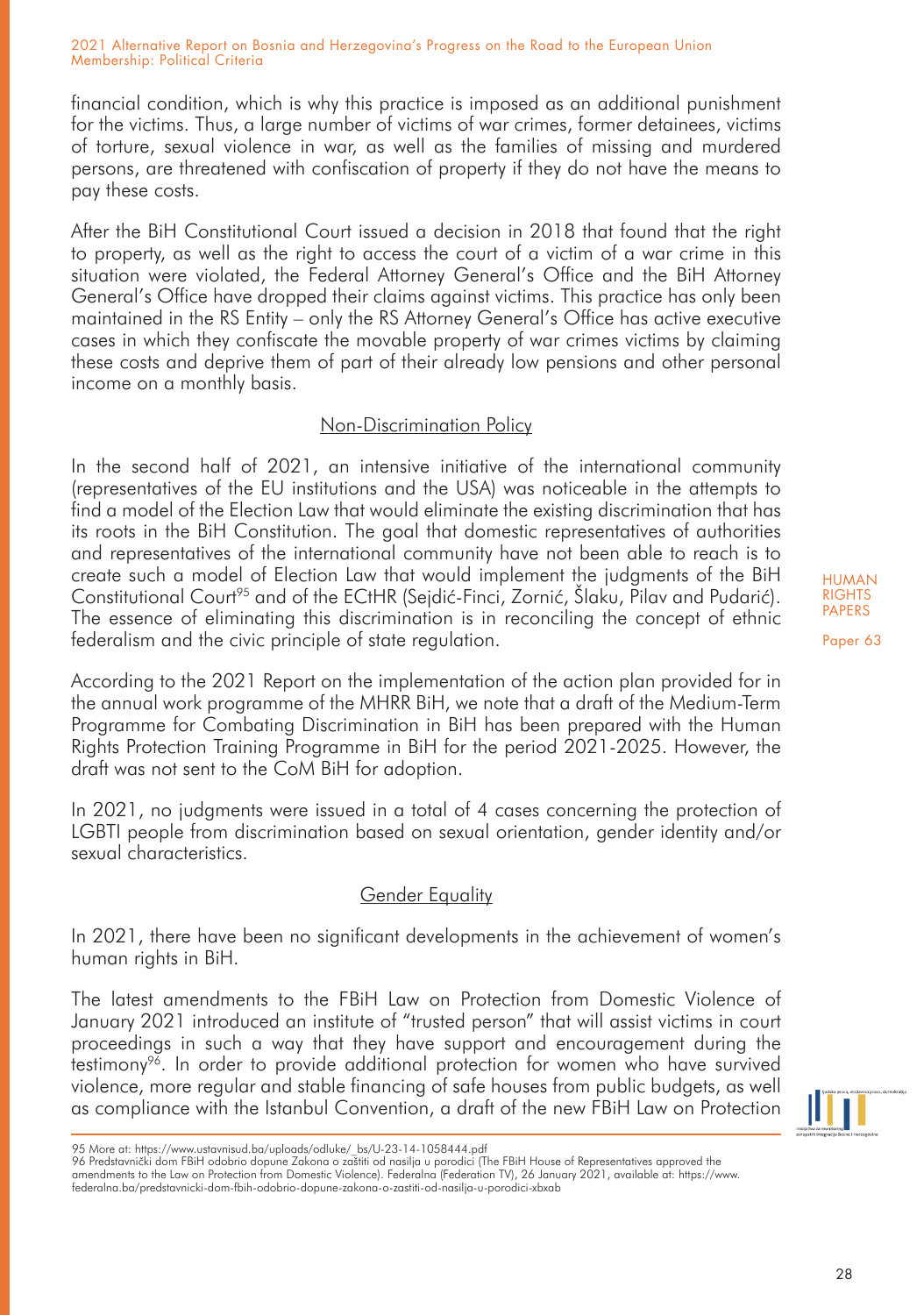financial condition, which is why this practice is imposed as an additional punishment for the victims. Thus, a large number of victims of war crimes, former detainees, victims of torture, sexual violence in war, as well as the families of missing and murdered persons, are threatened with confiscation of property if they do not have the means to pay these costs.

After the BiH Constitutional Court issued a decision in 2018 that found that the right to property, as well as the right to access the court of a victim of a war crime in this situation were violated, the Federal Attorney General's Office and the BiH Attorney General's Office have dropped their claims against victims. This practice has only been maintained in the RS Entity – only the RS Attorney General's Office has active executive cases in which they confiscate the movable property of war crimes victims by claiming these costs and deprive them of part of their already low pensions and other personal income on a monthly basis.

### Non-Discrimination Policy

In the second half of 2021, an intensive initiative of the international community (representatives of the EU institutions and the USA) was noticeable in the attempts to find a model of the Election Law that would eliminate the existing discrimination that has its roots in the BiH Constitution. The goal that domestic representatives of authorities and representatives of the international community have not been able to reach is to create such a model of Election Law that would implement the judgments of the BiH Constitutional Court[95] and of the ECtHR (Sejdić-Finci, Zornić, Šlaku, Pilav and Pudarić). The essence of eliminating this discrimination is in reconciling the concept of ethnic federalism and the civic principle of state regulation.

According to the 2021 Report on the implementation of the action plan provided for in the annual work programme of the MHRR BiH, we note that a draft of the Medium-Term Programme for Combating Discrimination in BiH has been prepared with the Human Rights Protection Training Programme in BiH for the period 2021-2025. However, the draft was not sent to the CoM BiH for adoption.

In 2021, no judgments were issued in a total of 4 cases concerning the protection of LGBTI people from discrimination based on sexual orientation, gender identity and/or sexual characteristics.

### Gender Equality

In 2021, there have been no significant developments in the achievement of women's human rights in BiH.

The latest amendments to the FBiH Law on Protection from Domestic Violence of January 2021 introduced an institute of "trusted person" that will assist victims in court proceedings in such a way that they have support and encouragement during the testimony[96]. In order to provide additional protection for women who have survived violence, more regular and stable financing of safe houses from public budgets, as well as compliance with the Istanbul Convention, a draft of the new FBiH Law on Protection

---

95 More at: https://www.ustavnisud.ba/uploads/odluke/_bs/U-23-14-1058444.pdf

96 Predstavnički dom FBiH odobrio dopune Zakona o zaštiti od nasilja u porodici (The FBiH House of Representatives approved the amendments to the Law on Protection from Domestic Violence). Federalna (Federation TV), 26 January 2021, available at: https://www.federalna.ba/predstavnicki-dom-fbih-odobrio-dopune-zakona-o-zastiti-od-nasilja-u-porodici-xbxab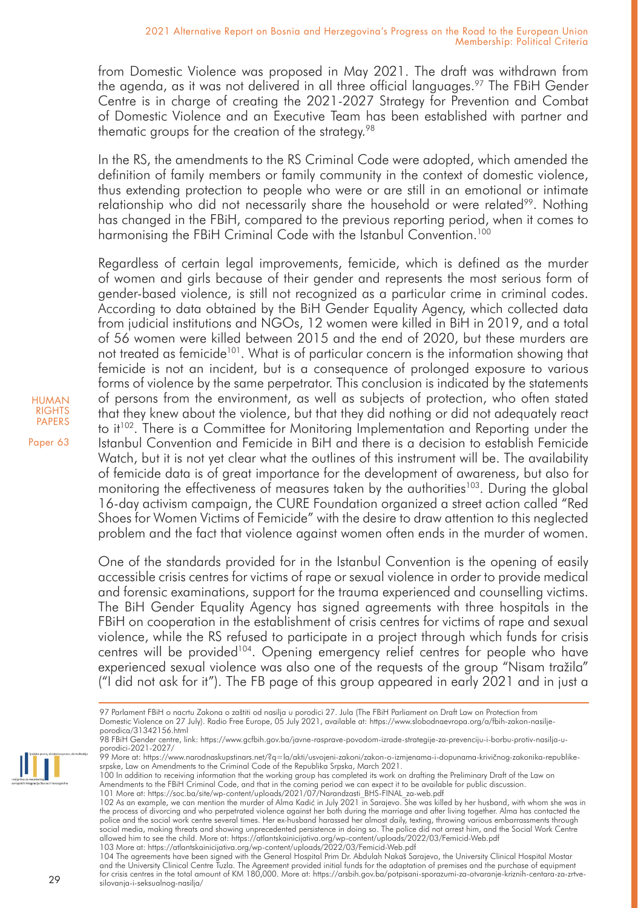from Domestic Violence was proposed in May 2021. The draft was withdrawn from the agenda, as it was not delivered in all three official languages.[97] The FBiH Gender Centre is in charge of creating the 2021-2027 Strategy for Prevention and Combat of Domestic Violence and an Executive Team has been established with partner and thematic groups for the creation of the strategy.[98]

In the RS, the amendments to the RS Criminal Code were adopted, which amended the definition of family members or family community in the context of domestic violence, thus extending protection to people who were or are still in an emotional or intimate relationship who did not necessarily share the household or were related[99]. Nothing has changed in the FBiH, compared to the previous reporting period, when it comes to harmonising the FBiH Criminal Code with the Istanbul Convention.[100]

Regardless of certain legal improvements, femicide, which is defined as the murder of women and girls because of their gender and represents the most serious form of gender-based violence, is still not recognized as a particular crime in criminal codes. According to data obtained by the BiH Gender Equality Agency, which collected data from judicial institutions and NGOs, 12 women were killed in BiH in 2019, and a total of 56 women were killed between 2015 and the end of 2020, but these murders are not treated as femicide[101]. What is of particular concern is the information showing that femicide is not an incident, but is a consequence of prolonged exposure to various forms of violence by the same perpetrator. This conclusion is indicated by the statements of persons from the environment, as well as subjects of protection, who often stated that they knew about the violence, but that they did nothing or did not adequately react to it[102]. There is a Committee for Monitoring Implementation and Reporting under the Istanbul Convention and Femicide in BiH and there is a decision to establish Femicide Watch, but it is not yet clear what the outlines of this instrument will be. The availability of femicide data is of great importance for the development of awareness, but also for monitoring the effectiveness of measures taken by the authorities[103]. During the global 16-day activism campaign, the CURE Foundation organized a street action called "Red Shoes for Women Victims of Femicide" with the desire to draw attention to this neglected problem and the fact that violence against women often ends in the murder of women.

One of the standards provided for in the Istanbul Convention is the opening of easily accessible crisis centres for victims of rape or sexual violence in order to provide medical and forensic examinations, support for the trauma experienced and counselling victims. The BiH Gender Equality Agency has signed agreements with three hospitals in the FBiH on cooperation in the establishment of crisis centres for victims of rape and sexual violence, while the RS refused to participate in a project through which funds for crisis centres will be provided[104]. Opening emergency relief centres for people who have experienced sexual violence was also one of the requests of the group "Nisam tražila" ("I did not ask for it"). The FB page of this group appeared in early 2021 and in just a

---

97 Parlament FBiH o nacrtu Zakona o zaštiti od nasilja u porodici 27. Jula (The FBiH Parliament on Draft Law on Protection from Domestic Violence on 27 July). Radio Free Europe, 05 July 2021, available at: https://www.slobodnaevropa.org/a/fbih-zakon-nasilje-porodica/31342156.html

98 FBiH Gender centre, link: https://www.gcfbih.gov.ba/javne-rasprave-povodom-izrade-strategije-za-prevenciju-i-borbu-protiv-nasilja-u-porodici-2021-2027/

99 More at: https://www.narodnaskupstinars.net/?q=la/akti/usvojeni-zakoni/zakon-o-izmjenama-i-dopunama-krivičnog-zakonika-republike-srpske, Law on Amendments to the Criminal Code of the Republika Srpska, March 2021.

100 In addition to receiving information that the working group has completed its work on drafting the Preliminary Draft of the Law on Amendments to the FBiH Criminal Code, and that in the coming period we can expect it to be available for public discussion.

101 More at: https://soc.ba/site/wp-content/uploads/2021/07/Narandzasti_BHS-FINAL_za-web.pdf

102 As an example, we can mention the murder of Alma Kadić in July 2021 in Sarajevo. She was killed by her husband, with whom she was in the process of divorcing and who perpetrated violence against her both during the marriage and after living together. Alma has contacted the police and the social work centre several times. Her ex-husband harassed her almost daily, texting, throwing various embarrassments through social media, making threats and showing unprecedented persistence in doing so. The police did not arrest him, and the Social Work Centre allowed him to see the child. More at: https://atlantskainicijativa.org/wp-content/uploads/2022/03/Femicid-Web.pdf

103 More at: https://atlantskainicijativa.org/wp-content/uploads/2022/03/Femicid-Web.pdf

104 The agreements have been signed with the General Hospital Prim Dr. Abdulah Nakaš Sarajevo, the University Clinical Hospital Mostar and the University Clinical Centre Tuzla. The Agreement provided initial funds for the adaptation of premises and the purchase of equipment for crisis centres in the total amount of KM 180,000. More at: https://arsbih.gov.ba/potpisani-sporazumi-za-otvaranje-kriznih-centara-za-zrtve-silovanja-i-seksualnog-nasilja/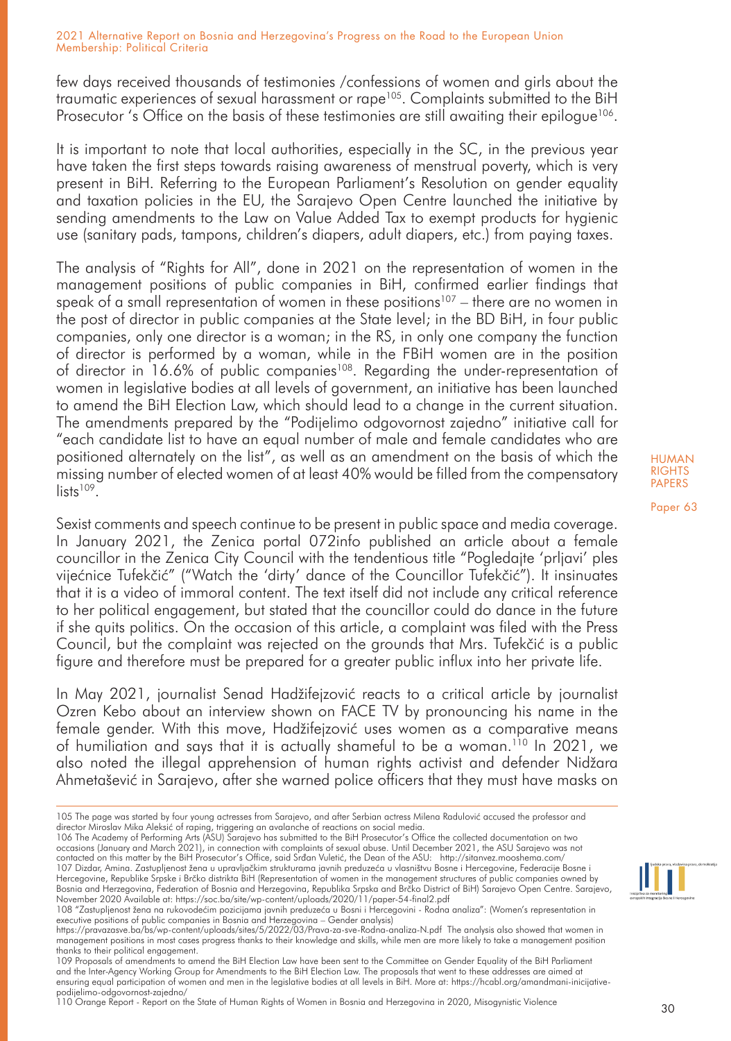few days received thousands of testimonies /confessions of women and girls about the traumatic experiences of sexual harassment or rape[105]. Complaints submitted to the BiH Prosecutor 's Office on the basis of these testimonies are still awaiting their epilogue[106].

It is important to note that local authorities, especially in the SC, in the previous year have taken the first steps towards raising awareness of menstrual poverty, which is very present in BiH. Referring to the European Parliament's Resolution on gender equality and taxation policies in the EU, the Sarajevo Open Centre launched the initiative by sending amendments to the Law on Value Added Tax to exempt products for hygienic use (sanitary pads, tampons, children's diapers, adult diapers, etc.) from paying taxes.

The analysis of "Rights for All", done in 2021 on the representation of women in the management positions of public companies in BiH, confirmed earlier findings that speak of a small representation of women in these positions[107] – there are no women in the post of director in public companies at the State level; in the BD BiH, in four public companies, only one director is a woman; in the RS, in only one company the function of director is performed by a woman, while in the FBiH women are in the position of director in 16.6% of public companies[108]. Regarding the under-representation of women in legislative bodies at all levels of government, an initiative has been launched to amend the BiH Election Law, which should lead to a change in the current situation. The amendments prepared by the "Podijelimo odgovornost zajedno" initiative call for "each candidate list to have an equal number of male and female candidates who are positioned alternately on the list", as well as an amendment on the basis of which the missing number of elected women of at least 40% would be filled from the compensatory lists[109].

Sexist comments and speech continue to be present in public space and media coverage. In January 2021, the Zenica portal 072info published an article about a female councillor in the Zenica City Council with the tendentious title "Pogledajte 'prljavi' ples vijećnice Tufekčić" ("Watch the 'dirty' dance of the Councillor Tufekčić"). It insinuates that it is a video of immoral content. The text itself did not include any critical reference to her political engagement, but stated that the councillor could do dance in the future if she quits politics. On the occasion of this article, a complaint was filed with the Press Council, but the complaint was rejected on the grounds that Mrs. Tufekčić is a public figure and therefore must be prepared for a greater public influx into her private life.

In May 2021, journalist Senad Hadžifejzović reacts to a critical article by journalist Ozren Kebo about an interview shown on FACE TV by pronouncing his name in the female gender. With this move, Hadžifejzović uses women as a comparative means of humiliation and says that it is actually shameful to be a woman.[110] In 2021, we also noted the illegal apprehension of human rights activist and defender Nidžara Ahmetašević in Sarajevo, after she warned police officers that they must have masks on

---

105 The page was started by four young actresses from Sarajevo, and after Serbian actress Milena Radulović accused the professor and director Miroslav Mika Aleksić of raping, triggering an avalanche of reactions on social media.

106 The Academy of Performing Arts (ASU) Sarajevo has submitted to the BiH Prosecutor's Office the collected documentation on two occasions (January and March 2021), in connection with complaints of sexual abuse. Until December 2021, the ASU Sarajevo was not contacted on this matter by the BiH Prosecutor's Office, said Srđan Vuletić, the Dean of the ASU: http://sitanvez.mooshema.com/

107 Dizdar, Amina. Zastupljenost žena u upravljačkim strukturama javnih preduzeća u vlasništvu Bosne i Hercegovine, Federacije Bosne i Hercegovine, Republike Srpske i Brčko distrikta BiH (Representation of women in the management structures of public companies owned by Bosnia and Herzegovina, Federation of Bosnia and Herzegovina, Republika Srpska and Brčko District of BiH) Sarajevo Open Centre. Sarajevo, November 2020 Available at: https://soc.ba/site/wp-content/uploads/2020/11/paper-54-final2.pdf

108 "Zastupljenost žena na rukovodećim pozicijama javnih preduzeća u Bosni i Hercegovini - Rodna analiza": (Women's representation in executive positions of public companies in Bosnia and Herzegovina – Gender analysis) https://pravazasve.ba/bs/wp-content/uploads/sites/5/2022/03/Prava-za-sve-Rodna-analiza-N.pdf The analysis also showed that women in management positions in most cases progress thanks to their knowledge and skills, while men are more likely to take a management position thanks to their political engagement.

109 Proposals of amendments to amend the BiH Election Law have been sent to the Committee on Gender Equality of the BiH Parliament and the Inter-Agency Working Group for Amendments to the BiH Election Law. The proposals that went to these addresses are aimed at ensuring equal participation of women and men in the legislative bodies at all levels in BiH. More at: https://hcabl.org/amandmani-inicijative-podijelimo-odgovornost-zajedno/

110 Orange Report - Report on the State of Human Rights of Women in Bosnia and Herzegovina in 2020, Misogynistic Violence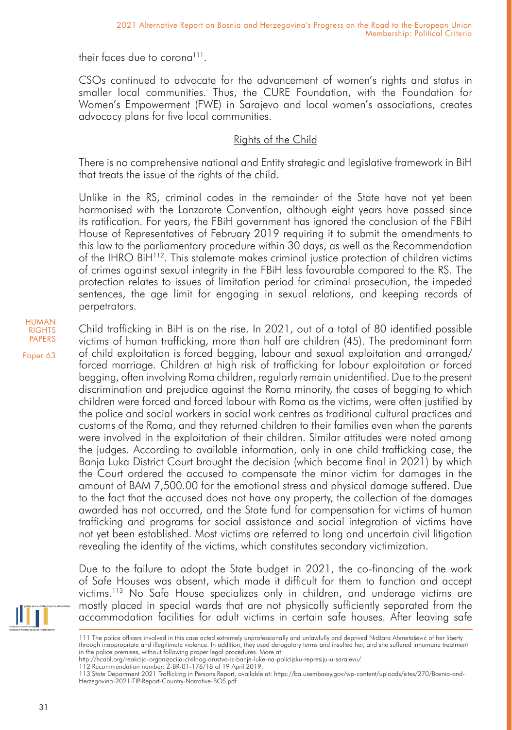their faces due to corona[111].

CSOs continued to advocate for the advancement of women's rights and status in smaller local communities. Thus, the CURE Foundation, with the Foundation for Women's Empowerment (FWE) in Sarajevo and local women's associations, creates advocacy plans for five local communities.

## Rights of the Child

There is no comprehensive national and Entity strategic and legislative framework in BiH that treats the issue of the rights of the child.

Unlike in the RS, criminal codes in the remainder of the State have not yet been harmonised with the Lanzarote Convention, although eight years have passed since its ratification. For years, the FBiH government has ignored the conclusion of the FBiH House of Representatives of February 2019 requiring it to submit the amendments to this law to the parliamentary procedure within 30 days, as well as the Recommendation of the IHRO BiH[112]. This stalemate makes criminal justice protection of children victims of crimes against sexual integrity in the FBiH less favourable compared to the RS. The protection relates to issues of limitation period for criminal prosecution, the impeded sentences, the age limit for engaging in sexual relations, and keeping records of perpetrators.

Child trafficking in BiH is on the rise. In 2021, out of a total of 80 identified possible victims of human trafficking, more than half are children (45). The predominant form of child exploitation is forced begging, labour and sexual exploitation and arranged/forced marriage. Children at high risk of trafficking for labour exploitation or forced begging, often involving Roma children, regularly remain unidentified. Due to the present discrimination and prejudice against the Roma minority, the cases of begging to which children were forced and forced labour with Roma as the victims, were often justified by the police and social workers in social work centres as traditional cultural practices and customs of the Roma, and they returned children to their families even when the parents were involved in the exploitation of their children. Similar attitudes were noted among the judges. According to available information, only in one child trafficking case, the Banja Luka District Court brought the decision (which became final in 2021) by which the Court ordered the accused to compensate the minor victim for damages in the amount of BAM 7,500.00 for the emotional stress and physical damage suffered. Due to the fact that the accused does not have any property, the collection of the damages awarded has not occurred, and the State fund for compensation for victims of human trafficking and programs for social assistance and social integration of victims have not yet been established. Most victims are referred to long and uncertain civil litigation revealing the identity of the victims, which constitutes secondary victimization.

Due to the failure to adopt the State budget in 2021, the co-financing of the work of Safe Houses was absent, which made it difficult for them to function and accept victims.[113] No Safe House specializes only in children, and underage victims are mostly placed in special wards that are not physically sufficiently separated from the accommodation facilities for adult victims in certain safe houses. After leaving safe

---

111 The police officers involved in this case acted extremely unprofessionally and unlawfully and deprived Nidžara Ahmetašević of her liberty through inappropriate and illegitimate violence. In addition, they used derogatory terms and insulted her, and she suffered inhumane treatment in the police premises, without following proper legal procedures. More at: http://hcabl.org/reakcija-organizacija-civilnog-drustva-iz-banje-luke-na-policijsku-represiju-u-sarajevu/

112 Recommendation number: Ž-BR-01-176/18 of 19 April 2019.

113 State Department 2021 Trafficking in Persons Report, available at: https://ba.usembassy.gov/wp-content/uploads/sites/270/Bosnia-and-Herzegovina-2021-TIP-Report-Country-Narrative-BOS.pdf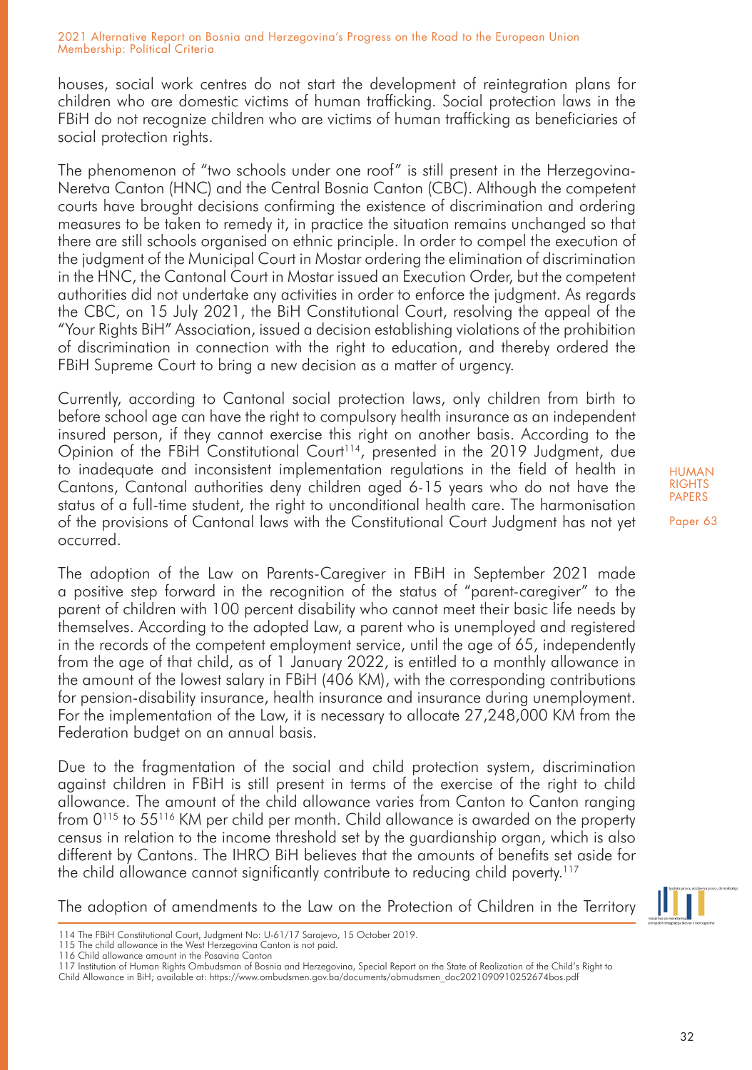houses, social work centres do not start the development of reintegration plans for children who are domestic victims of human trafficking. Social protection laws in the FBiH do not recognize children who are victims of human trafficking as beneficiaries of social protection rights.

The phenomenon of "two schools under one roof" is still present in the Herzegovina-Neretva Canton (HNC) and the Central Bosnia Canton (CBC). Although the competent courts have brought decisions confirming the existence of discrimination and ordering measures to be taken to remedy it, in practice the situation remains unchanged so that there are still schools organised on ethnic principle. In order to compel the execution of the judgment of the Municipal Court in Mostar ordering the elimination of discrimination in the HNC, the Cantonal Court in Mostar issued an Execution Order, but the competent authorities did not undertake any activities in order to enforce the judgment. As regards the CBC, on 15 July 2021, the BiH Constitutional Court, resolving the appeal of the "Your Rights BiH" Association, issued a decision establishing violations of the prohibition of discrimination in connection with the right to education, and thereby ordered the FBiH Supreme Court to bring a new decision as a matter of urgency.

Currently, according to Cantonal social protection laws, only children from birth to before school age can have the right to compulsory health insurance as an independent insured person, if they cannot exercise this right on another basis. According to the Opinion of the FBiH Constitutional Court[114], presented in the 2019 Judgment, due to inadequate and inconsistent implementation regulations in the field of health in Cantons, Cantonal authorities deny children aged 6-15 years who do not have the status of a full-time student, the right to unconditional health care. The harmonisation of the provisions of Cantonal laws with the Constitutional Court Judgment has not yet occurred.

The adoption of the Law on Parents-Caregiver in FBiH in September 2021 made a positive step forward in the recognition of the status of "parent-caregiver" to the parent of children with 100 percent disability who cannot meet their basic life needs by themselves. According to the adopted Law, a parent who is unemployed and registered in the records of the competent employment service, until the age of 65, independently from the age of that child, as of 1 January 2022, is entitled to a monthly allowance in the amount of the lowest salary in FBiH (406 KM), with the corresponding contributions for pension-disability insurance, health insurance and insurance during unemployment. For the implementation of the Law, it is necessary to allocate 27,248,000 KM from the Federation budget on an annual basis.

Due to the fragmentation of the social and child protection system, discrimination against children in FBiH is still present in terms of the exercise of the right to child allowance. The amount of the child allowance varies from Canton to Canton ranging from 0[115] to 55[116] KM per child per month. Child allowance is awarded on the property census in relation to the income threshold set by the guardianship organ, which is also different by Cantons. The IHRO BiH believes that the amounts of benefits set aside for the child allowance cannot significantly contribute to reducing child poverty.[117]

The adoption of amendments to the Law on the Protection of Children in the Territory

114 The FBiH Constitutional Court, Judgment No: U-61/17 Sarajevo, 15 October 2019.
115 The child allowance in the West Herzegovina Canton is not paid.
116 Child allowance amount in the Posavina Canton
117 Institution of Human Rights Ombudsman of Bosnia and Herzegovina, Special Report on the State of Realization of the Child's Right to Child Allowance in BiH; available at: https://www.ombudsmen.gov.ba/documents/obmudsmen_doc2021090910252674bos.pdf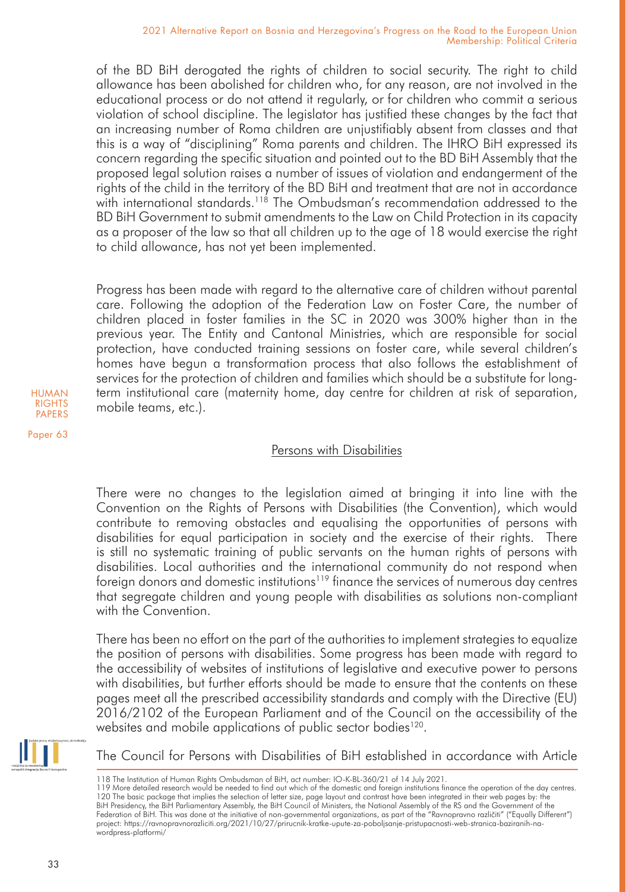of the BD BiH derogated the rights of children to social security. The right to child allowance has been abolished for children who, for any reason, are not involved in the educational process or do not attend it regularly, or for children who commit a serious violation of school discipline. The legislator has justified these changes by the fact that an increasing number of Roma children are unjustifiably absent from classes and that this is a way of "disciplining" Roma parents and children. The IHRO BiH expressed its concern regarding the specific situation and pointed out to the BD BiH Assembly that the proposed legal solution raises a number of issues of violation and endangerment of the rights of the child in the territory of the BD BiH and treatment that are not in accordance with international standards.[118] The Ombudsman's recommendation addressed to the BD BiH Government to submit amendments to the Law on Child Protection in its capacity as a proposer of the law so that all children up to the age of 18 would exercise the right to child allowance, has not yet been implemented.

Progress has been made with regard to the alternative care of children without parental care. Following the adoption of the Federation Law on Foster Care, the number of children placed in foster families in the SC in 2020 was 300% higher than in the previous year. The Entity and Cantonal Ministries, which are responsible for social protection, have conducted training sessions on foster care, while several children's homes have begun a transformation process that also follows the establishment of services for the protection of children and families which should be a substitute for long-term institutional care (maternity home, day centre for children at risk of separation, mobile teams, etc.).

## Persons with Disabilities

There were no changes to the legislation aimed at bringing it into line with the Convention on the Rights of Persons with Disabilities (the Convention), which would contribute to removing obstacles and equalising the opportunities of persons with disabilities for equal participation in society and the exercise of their rights. There is still no systematic training of public servants on the human rights of persons with disabilities. Local authorities and the international community do not respond when foreign donors and domestic institutions[119] finance the services of numerous day centres that segregate children and young people with disabilities as solutions non-compliant with the Convention.

There has been no effort on the part of the authorities to implement strategies to equalize the position of persons with disabilities. Some progress has been made with regard to the accessibility of websites of institutions of legislative and executive power to persons with disabilities, but further efforts should be made to ensure that the contents on these pages meet all the prescribed accessibility standards and comply with the Directive (EU) 2016/2102 of the European Parliament and of the Council on the accessibility of the websites and mobile applications of public sector bodies[120].

The Council for Persons with Disabilities of BiH established in accordance with Article

---

118 The Institution of Human Rights Ombudsman of BiH, act number: IO-K-BL-360/21 of 14 July 2021.

119 More detailed research would be needed to find out which of the domestic and foreign institutions finance the operation of the day centres.

120 The basic package that implies the selection of letter size, page layout and contrast have been integrated in their web pages by: the BiH Presidency, the BiH Parliamentary Assembly, the BiH Council of Ministers, the National Assembly of the RS and the Government of the Federation of BiH. This was done at the initiative of non-governmental organizations, as part of the "Ravnopravno različiti" ("Equally Different") project: https://ravnopravnorazliciti.org/2021/10/27/prirucnik-kratke-upute-za-poboljsanje-pristupacnosti-web-stranica-baziranih-na-wordpress-platformi/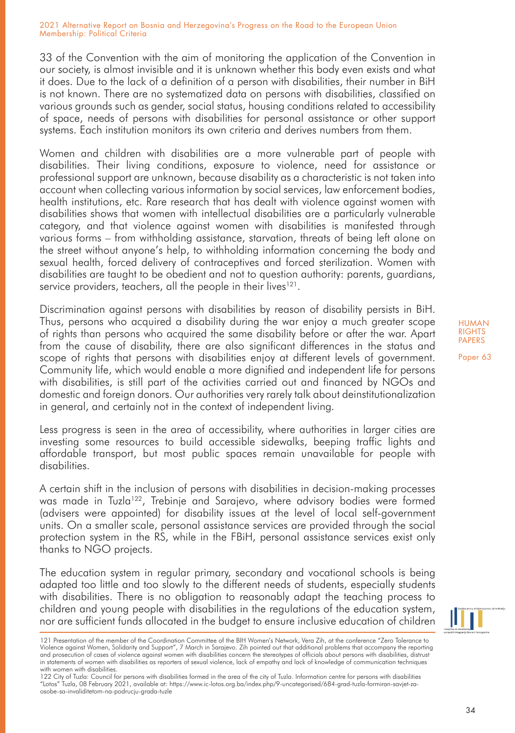33 of the Convention with the aim of monitoring the application of the Convention in our society, is almost invisible and it is unknown whether this body even exists and what it does. Due to the lack of a definition of a person with disabilities, their number in BiH is not known. There are no systematized data on persons with disabilities, classified on various grounds such as gender, social status, housing conditions related to accessibility of space, needs of persons with disabilities for personal assistance or other support systems. Each institution monitors its own criteria and derives numbers from them.

Women and children with disabilities are a more vulnerable part of people with disabilities. Their living conditions, exposure to violence, need for assistance or professional support are unknown, because disability as a characteristic is not taken into account when collecting various information by social services, law enforcement bodies, health institutions, etc. Rare research that has dealt with violence against women with disabilities shows that women with intellectual disabilities are a particularly vulnerable category, and that violence against women with disabilities is manifested through various forms – from withholding assistance, starvation, threats of being left alone on the street without anyone's help, to withholding information concerning the body and sexual health, forced delivery of contraceptives and forced sterilization. Women with disabilities are taught to be obedient and not to question authority: parents, guardians, service providers, teachers, all the people in their lives[121].

Discrimination against persons with disabilities by reason of disability persists in BiH. Thus, persons who acquired a disability during the war enjoy a much greater scope of rights than persons who acquired the same disability before or after the war. Apart from the cause of disability, there are also significant differences in the status and scope of rights that persons with disabilities enjoy at different levels of government. Community life, which would enable a more dignified and independent life for persons with disabilities, is still part of the activities carried out and financed by NGOs and domestic and foreign donors. Our authorities very rarely talk about deinstitutionalization in general, and certainly not in the context of independent living.

Less progress is seen in the area of accessibility, where authorities in larger cities are investing some resources to build accessible sidewalks, beeping traffic lights and affordable transport, but most public spaces remain unavailable for people with disabilities.

A certain shift in the inclusion of persons with disabilities in decision-making processes was made in Tuzla[122], Trebinje and Sarajevo, where advisory bodies were formed (advisers were appointed) for disability issues at the level of local self-government units. On a smaller scale, personal assistance services are provided through the social protection system in the RS, while in the FBiH, personal assistance services exist only thanks to NGO projects.

The education system in regular primary, secondary and vocational schools is being adapted too little and too slowly to the different needs of students, especially students with disabilities. There is no obligation to reasonably adapt the teaching process to children and young people with disabilities in the regulations of the education system, nor are sufficient funds allocated in the budget to ensure inclusive education of children

---

121 Presentation of the member of the Coordination Committee of the BIH Women's Network, Vera Zih, at the conference "Zero Tolerance to Violence against Women, Solidarity and Support", 7 March in Sarajevo. Zih pointed out that additional problems that accompany the reporting and prosecution of cases of violence against women with disabilities concern the stereotypes of officials about persons with disabilities, distrust in statements of women with disabilities as reporters of sexual violence, lack of empathy and lack of knowledge of communication techniques with women with disabilities.

122 City of Tuzla: Council for persons with disabilities formed in the area of the city of Tuzla. Information centre for persons with disabilities "Lotos" Tuzla, 08 February 2021, available at: https://www.ic-lotos.org.ba/index.php/9-uncategorised/684-grad-tuzla-formiran-savjet-za-osobe-sa-invaliditetom-na-podrucju-grada-tuzle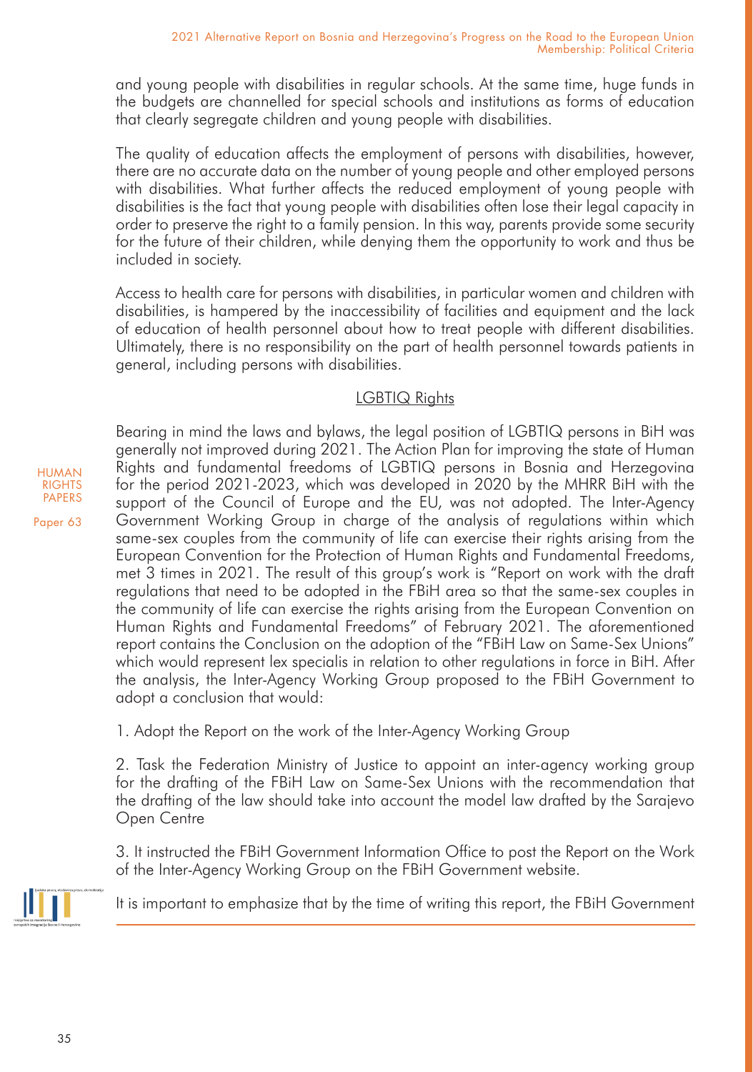and young people with disabilities in regular schools. At the same time, huge funds in the budgets are channelled for special schools and institutions as forms of education that clearly segregate children and young people with disabilities.

The quality of education affects the employment of persons with disabilities, however, there are no accurate data on the number of young people and other employed persons with disabilities. What further affects the reduced employment of young people with disabilities is the fact that young people with disabilities often lose their legal capacity in order to preserve the right to a family pension. In this way, parents provide some security for the future of their children, while denying them the opportunity to work and thus be included in society.

Access to health care for persons with disabilities, in particular women and children with disabilities, is hampered by the inaccessibility of facilities and equipment and the lack of education of health personnel about how to treat people with different disabilities. Ultimately, there is no responsibility on the part of health personnel towards patients in general, including persons with disabilities.

## LGBTIQ Rights

Bearing in mind the laws and bylaws, the legal position of LGBTIQ persons in BiH was generally not improved during 2021. The Action Plan for improving the state of Human Rights and fundamental freedoms of LGBTIQ persons in Bosnia and Herzegovina for the period 2021-2023, which was developed in 2020 by the MHRR BiH with the support of the Council of Europe and the EU, was not adopted. The Inter-Agency Government Working Group in charge of the analysis of regulations within which same-sex couples from the community of life can exercise their rights arising from the European Convention for the Protection of Human Rights and Fundamental Freedoms, met 3 times in 2021. The result of this group's work is "Report on work with the draft regulations that need to be adopted in the FBiH area so that the same-sex couples in the community of life can exercise the rights arising from the European Convention on Human Rights and Fundamental Freedoms" of February 2021. The aforementioned report contains the Conclusion on the adoption of the "FBiH Law on Same-Sex Unions" which would represent lex specialis in relation to other regulations in force in BiH. After the analysis, the Inter-Agency Working Group proposed to the FBiH Government to adopt a conclusion that would:

1. Adopt the Report on the work of the Inter-Agency Working Group

2. Task the Federation Ministry of Justice to appoint an inter-agency working group for the drafting of the FBiH Law on Same-Sex Unions with the recommendation that the drafting of the law should take into account the model law drafted by the Sarajevo Open Centre

3. It instructed the FBiH Government Information Office to post the Report on the Work of the Inter-Agency Working Group on the FBiH Government website.

It is important to emphasize that by the time of writing this report, the FBiH Government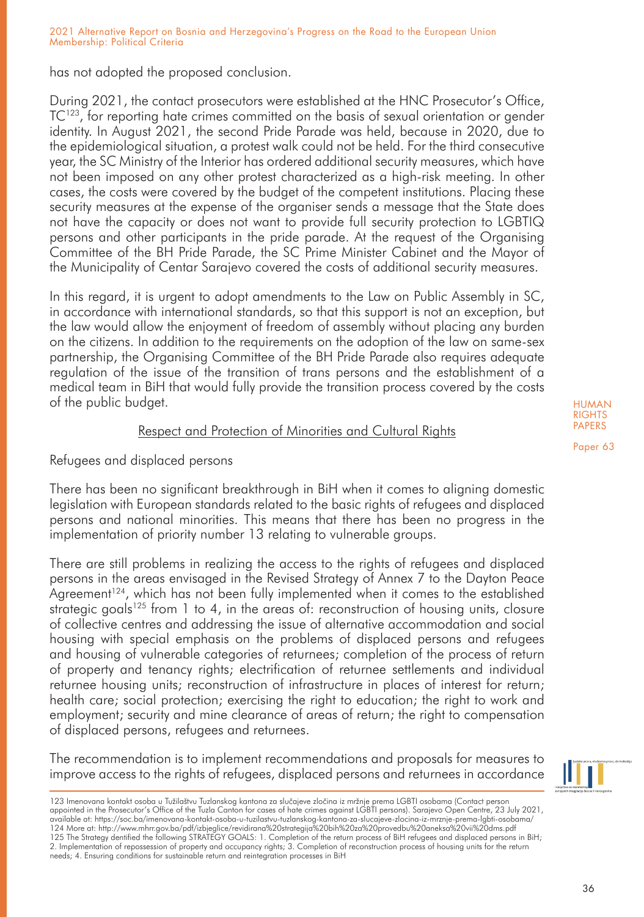has not adopted the proposed conclusion.

During 2021, the contact prosecutors were established at the HNC Prosecutor's Office, TC[123], for reporting hate crimes committed on the basis of sexual orientation or gender identity. In August 2021, the second Pride Parade was held, because in 2020, due to the epidemiological situation, a protest walk could not be held. For the third consecutive year, the SC Ministry of the Interior has ordered additional security measures, which have not been imposed on any other protest characterized as a high-risk meeting. In other cases, the costs were covered by the budget of the competent institutions. Placing these security measures at the expense of the organiser sends a message that the State does not have the capacity or does not want to provide full security protection to LGBTIQ persons and other participants in the pride parade. At the request of the Organising Committee of the BH Pride Parade, the SC Prime Minister Cabinet and the Mayor of the Municipality of Centar Sarajevo covered the costs of additional security measures.

In this regard, it is urgent to adopt amendments to the Law on Public Assembly in SC, in accordance with international standards, so that this support is not an exception, but the law would allow the enjoyment of freedom of assembly without placing any burden on the citizens. In addition to the requirements on the adoption of the law on same-sex partnership, the Organising Committee of the BH Pride Parade also requires adequate regulation of the issue of the transition of trans persons and the establishment of a medical team in BiH that would fully provide the transition process covered by the costs of the public budget.

## Respect and Protection of Minorities and Cultural Rights

### Refugees and displaced persons

There has been no significant breakthrough in BiH when it comes to aligning domestic legislation with European standards related to the basic rights of refugees and displaced persons and national minorities. This means that there has been no progress in the implementation of priority number 13 relating to vulnerable groups.

There are still problems in realizing the access to the rights of refugees and displaced persons in the areas envisaged in the Revised Strategy of Annex 7 to the Dayton Peace Agreement[124], which has not been fully implemented when it comes to the established strategic goals[125] from 1 to 4, in the areas of: reconstruction of housing units, closure of collective centres and addressing the issue of alternative accommodation and social housing with special emphasis on the problems of displaced persons and refugees and housing of vulnerable categories of returnees; completion of the process of return of property and tenancy rights; electrification of returnee settlements and individual returnee housing units; reconstruction of infrastructure in places of interest for return; health care; social protection; exercising the right to education; the right to work and employment; security and mine clearance of areas of return; the right to compensation of displaced persons, refugees and returnees.

The recommendation is to implement recommendations and proposals for measures to improve access to the rights of refugees, displaced persons and returnees in accordance

---

123 Imenovana kontakt osoba u Tužilaštvu Tuzlanskog kantona za slučajeve zločina iz mržnje prema LGBTI osobama (Contact person appointed in the Prosecutor's Office of the Tuzla Canton for cases of hate crimes against LGBTI persons). Sarajevo Open Centre, 23 July 2021, available at: https://soc.ba/imenovana-kontakt-osoba-u-tuzilastvu-tuzlanskog-kantona-za-slucajeve-zlocina-iz-mrznje-prema-lgbti-osobama/

124 More at: http://www.mhrr.gov.ba/pdf/izbjeglice/revidirana%20strategija%20bih%20za%20provedbu%20aneksa%20vii%20dms.pdf

125 The Strategy dentified the following STRATEGY GOALS: 1. Completion of the return process of BiH refugees and displaced persons in BiH; 2. Implementation of repossession of property and occupancy rights; 3. Completion of reconstruction process of housing units for the return needs; 4. Ensuring conditions for sustainable return and reintegration processes in BiH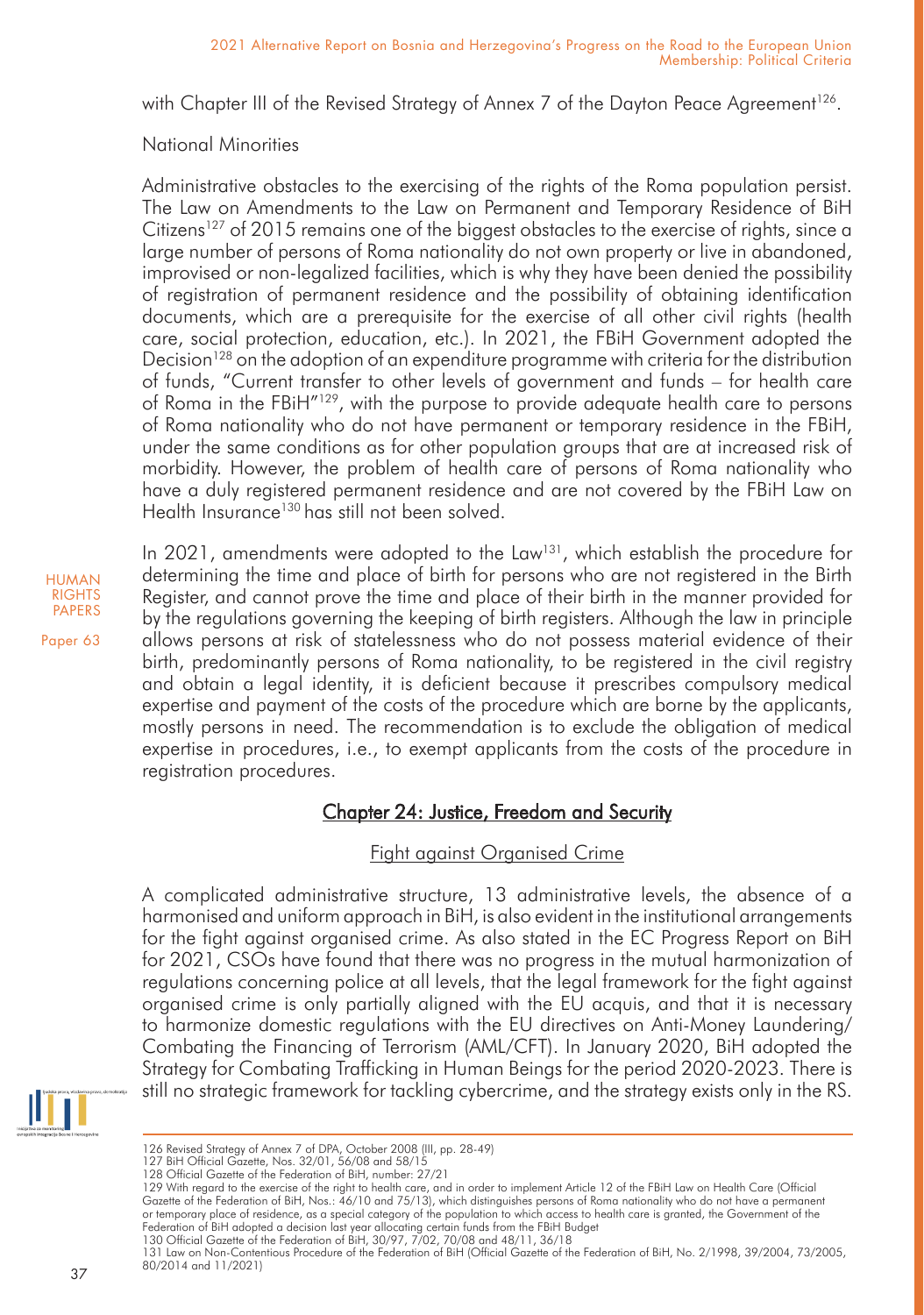with Chapter III of the Revised Strategy of Annex 7 of the Dayton Peace Agreement[126].

National Minorities

Administrative obstacles to the exercising of the rights of the Roma population persist. The Law on Amendments to the Law on Permanent and Temporary Residence of BiH Citizens[127] of 2015 remains one of the biggest obstacles to the exercise of rights, since a large number of persons of Roma nationality do not own property or live in abandoned, improvised or non-legalized facilities, which is why they have been denied the possibility of registration of permanent residence and the possibility of obtaining identification documents, which are a prerequisite for the exercise of all other civil rights (health care, social protection, education, etc.). In 2021, the FBiH Government adopted the Decision[128] on the adoption of an expenditure programme with criteria for the distribution of funds, "Current transfer to other levels of government and funds – for health care of Roma in the FBiH"[129], with the purpose to provide adequate health care to persons of Roma nationality who do not have permanent or temporary residence in the FBiH, under the same conditions as for other population groups that are at increased risk of morbidity. However, the problem of health care of persons of Roma nationality who have a duly registered permanent residence and are not covered by the FBiH Law on Health Insurance[130] has still not been solved.

In 2021, amendments were adopted to the Law[131], which establish the procedure for determining the time and place of birth for persons who are not registered in the Birth Register, and cannot prove the time and place of their birth in the manner provided for by the regulations governing the keeping of birth registers. Although the law in principle allows persons at risk of statelessness who do not possess material evidence of their birth, predominantly persons of Roma nationality, to be registered in the civil registry and obtain a legal identity, it is deficient because it prescribes compulsory medical expertise and payment of the costs of the procedure which are borne by the applicants, mostly persons in need. The recommendation is to exclude the obligation of medical expertise in procedures, i.e., to exempt applicants from the costs of the procedure in registration procedures.

## Chapter 24: Justice, Freedom and Security

### Fight against Organised Crime

A complicated administrative structure, 13 administrative levels, the absence of a harmonised and uniform approach in BiH, is also evident in the institutional arrangements for the fight against organised crime. As also stated in the EC Progress Report on BiH for 2021, CSOs have found that there was no progress in the mutual harmonization of regulations concerning police at all levels, that the legal framework for the fight against organised crime is only partially aligned with the EU acquis, and that it is necessary to harmonize domestic regulations with the EU directives on Anti-Money Laundering/Combating the Financing of Terrorism (AML/CFT). In January 2020, BiH adopted the Strategy for Combating Trafficking in Human Beings for the period 2020-2023. There is still no strategic framework for tackling cybercrime, and the strategy exists only in the RS.

---

126 Revised Strategy of Annex 7 of DPA, October 2008 (III, pp. 28-49)
127 BiH Official Gazette, Nos. 32/01, 56/08 and 58/15
128 Official Gazette of the Federation of BiH, number: 27/21
129 With regard to the exercise of the right to health care, and in order to implement Article 12 of the FBiH Law on Health Care (Official Gazette of the Federation of BiH, Nos.: 46/10 and 75/13), which distinguishes persons of Roma nationality who do not have a permanent or temporary place of residence, as a special category of the population to which access to health care is granted, the Government of the Federation of BiH adopted a decision last year allocating certain funds from the FBiH Budget
130 Official Gazette of the Federation of BiH, 30/97, 7/02, 70/08 and 48/11, 36/18
131 Law on Non-Contentious Procedure of the Federation of BiH (Official Gazette of the Federation of BiH, No. 2/1998, 39/2004, 73/2005, 80/2014 and 11/2021)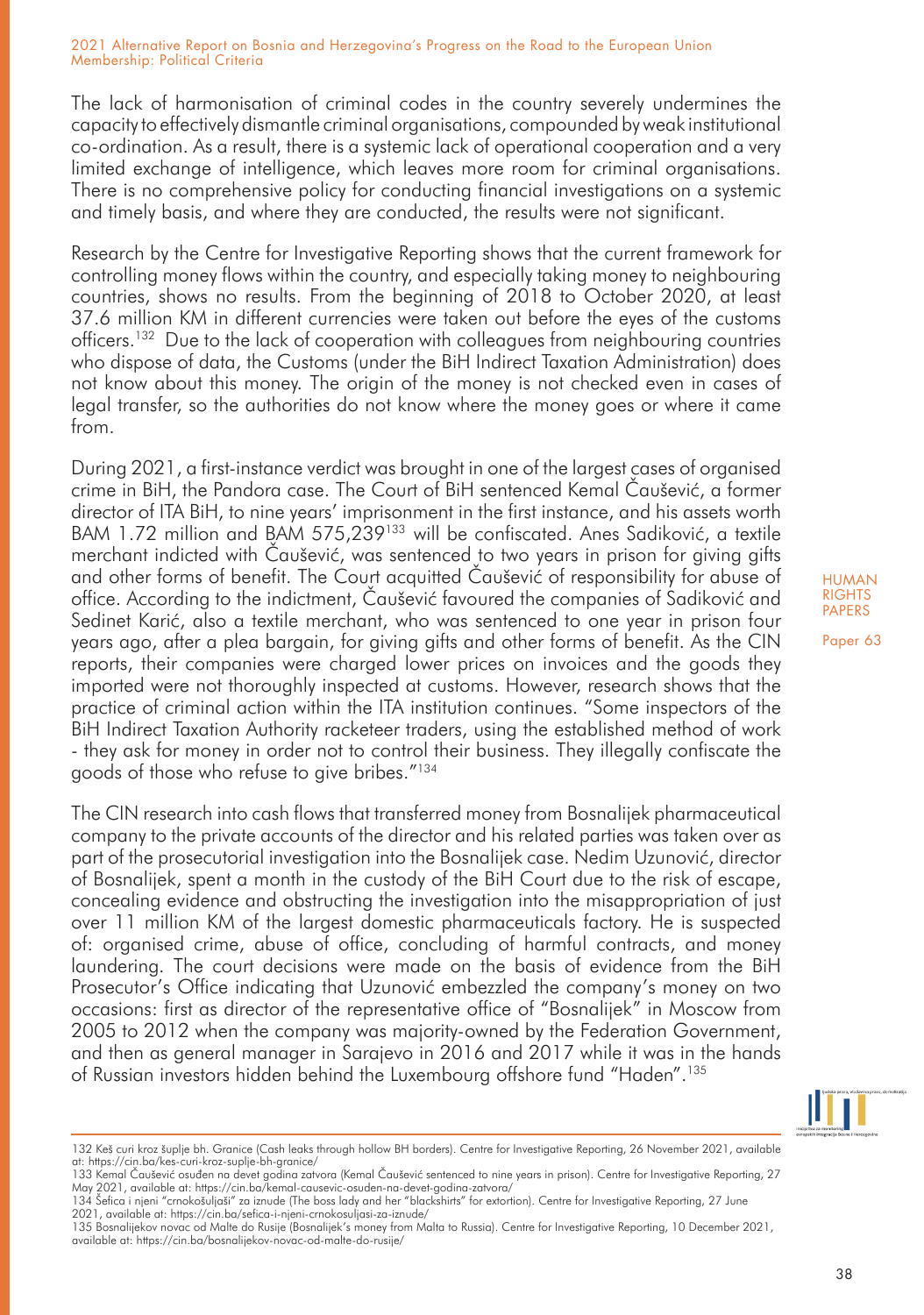The lack of harmonisation of criminal codes in the country severely undermines the capacity to effectively dismantle criminal organisations, compounded by weak institutional co-ordination. As a result, there is a systemic lack of operational cooperation and a very limited exchange of intelligence, which leaves more room for criminal organisations. There is no comprehensive policy for conducting financial investigations on a systemic and timely basis, and where they are conducted, the results were not significant.

Research by the Centre for Investigative Reporting shows that the current framework for controlling money flows within the country, and especially taking money to neighbouring countries, shows no results. From the beginning of 2018 to October 2020, at least 37.6 million KM in different currencies were taken out before the eyes of the customs officers.[132] Due to the lack of cooperation with colleagues from neighbouring countries who dispose of data, the Customs (under the BiH Indirect Taxation Administration) does not know about this money. The origin of the money is not checked even in cases of legal transfer, so the authorities do not know where the money goes or where it came from.

During 2021, a first-instance verdict was brought in one of the largest cases of organised crime in BiH, the Pandora case. The Court of BiH sentenced Kemal Čaušević, a former director of ITA BiH, to nine years' imprisonment in the first instance, and his assets worth BAM 1.72 million and BAM 575,239[133] will be confiscated. Anes Sadiković, a textile merchant indicted with Čaušević, was sentenced to two years in prison for giving gifts and other forms of benefit. The Court acquitted Čaušević of responsibility for abuse of office. According to the indictment, Čaušević favoured the companies of Sadiković and Sedinet Karić, also a textile merchant, who was sentenced to one year in prison four years ago, after a plea bargain, for giving gifts and other forms of benefit. As the CIN reports, their companies were charged lower prices on invoices and the goods they imported were not thoroughly inspected at customs. However, research shows that the practice of criminal action within the ITA institution continues. "Some inspectors of the BiH Indirect Taxation Authority racketeer traders, using the established method of work - they ask for money in order not to control their business. They illegally confiscate the goods of those who refuse to give bribes."[134]

The CIN research into cash flows that transferred money from Bosnalijek pharmaceutical company to the private accounts of the director and his related parties was taken over as part of the prosecutorial investigation into the Bosnalijek case. Nedim Uzunović, director of Bosnalijek, spent a month in the custody of the BiH Court due to the risk of escape, concealing evidence and obstructing the investigation into the misappropriation of just over 11 million KM of the largest domestic pharmaceuticals factory. He is suspected of: organised crime, abuse of office, concluding of harmful contracts, and money laundering. The court decisions were made on the basis of evidence from the BiH Prosecutor's Office indicating that Uzunović embezzled the company's money on two occasions: first as director of the representative office of "Bosnalijek" in Moscow from 2005 to 2012 when the company was majority-owned by the Federation Government, and then as general manager in Sarajevo in 2016 and 2017 while it was in the hands of Russian investors hidden behind the Luxembourg offshore fund "Haden".[135]

---

132 Keš curi kroz šuplje bh. Granice (Cash leaks through hollow BH borders). Centre for Investigative Reporting, 26 November 2021, available at: https://cin.ba/kes-curi-kroz-suplje-bh-granice/

133 Kemal Čaušević osuđen na devet godina zatvora (Kemal Čaušević sentenced to nine years in prison). Centre for Investigative Reporting, 27 May 2021, available at: https://cin.ba/kemal-causevic-osuden-na-devet-godina-zatvora/

134 Šefica i njeni "crnokošuljaši" za iznude (The boss lady and her "blackshirts" for extortion). Centre for Investigative Reporting, 27 June 2021, available at: https://cin.ba/sefica-i-njeni-crnokosuljasi-za-iznude/

135 Bosnalijekov novac od Malte do Rusije (Bosnalijek's money from Malta to Russia). Centre for Investigative Reporting, 10 December 2021, available at: https://cin.ba/bosnalijekov-novac-od-malte-do-rusije/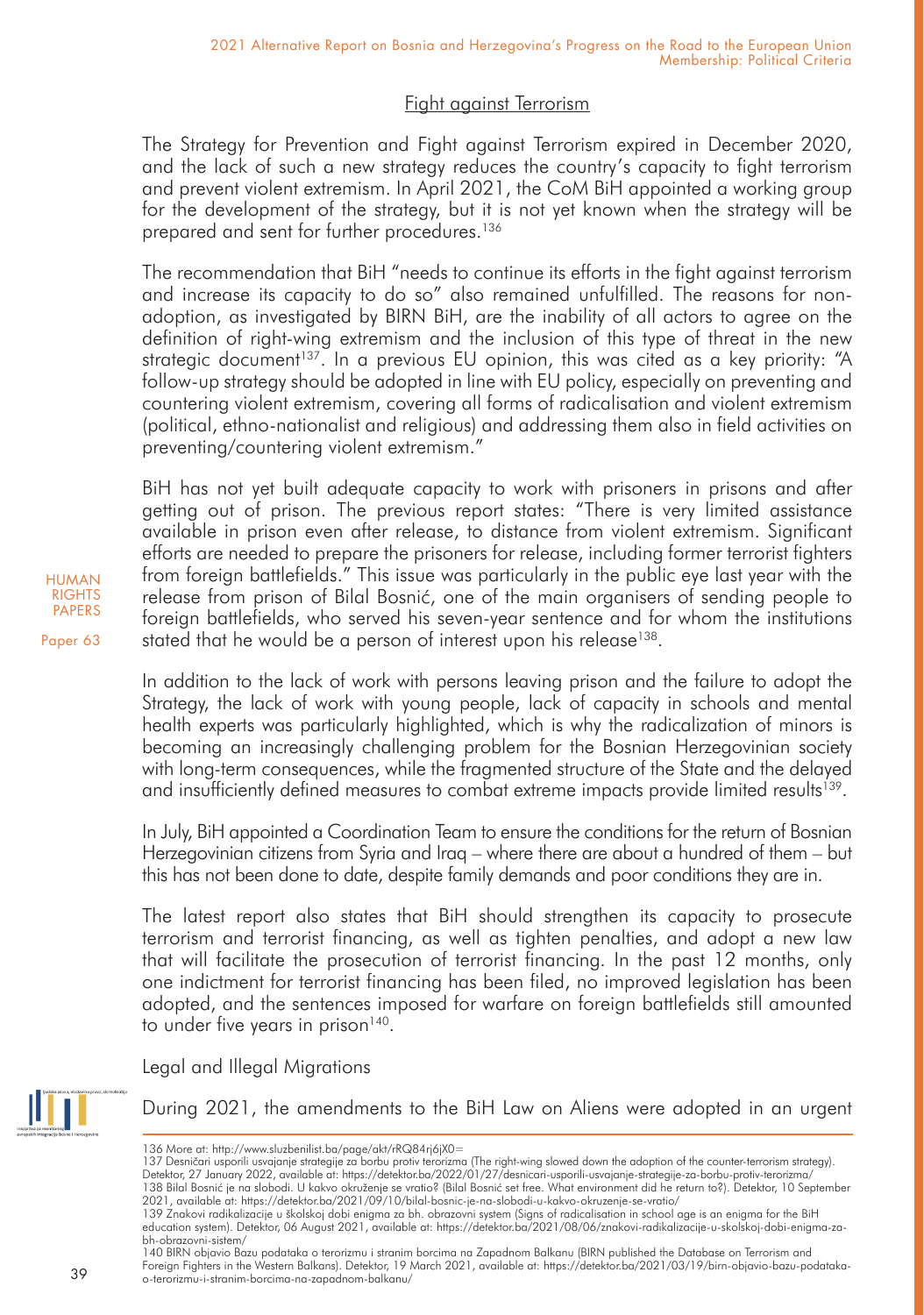## Fight against Terrorism

The Strategy for Prevention and Fight against Terrorism expired in December 2020, and the lack of such a new strategy reduces the country's capacity to fight terrorism and prevent violent extremism. In April 2021, the CoM BiH appointed a working group for the development of the strategy, but it is not yet known when the strategy will be prepared and sent for further procedures.[136]

The recommendation that BiH "needs to continue its efforts in the fight against terrorism and increase its capacity to do so" also remained unfulfilled. The reasons for non-adoption, as investigated by BIRN BiH, are the inability of all actors to agree on the definition of right-wing extremism and the inclusion of this type of threat in the new strategic document[137]. In a previous EU opinion, this was cited as a key priority: "A follow-up strategy should be adopted in line with EU policy, especially on preventing and countering violent extremism, covering all forms of radicalisation and violent extremism (political, ethno-nationalist and religious) and addressing them also in field activities on preventing/countering violent extremism."

BiH has not yet built adequate capacity to work with prisoners in prisons and after getting out of prison. The previous report states: "There is very limited assistance available in prison even after release, to distance from violent extremism. Significant efforts are needed to prepare the prisoners for release, including former terrorist fighters from foreign battlefields." This issue was particularly in the public eye last year with the release from prison of Bilal Bosnić, one of the main organisers of sending people to foreign battlefields, who served his seven-year sentence and for whom the institutions stated that he would be a person of interest upon his release[138].

In addition to the lack of work with persons leaving prison and the failure to adopt the Strategy, the lack of work with young people, lack of capacity in schools and mental health experts was particularly highlighted, which is why the radicalization of minors is becoming an increasingly challenging problem for the Bosnian Herzegovinian society with long-term consequences, while the fragmented structure of the State and the delayed and insufficiently defined measures to combat extreme impacts provide limited results[139].

In July, BiH appointed a Coordination Team to ensure the conditions for the return of Bosnian Herzegovinian citizens from Syria and Iraq – where there are about a hundred of them – but this has not been done to date, despite family demands and poor conditions they are in.

The latest report also states that BiH should strengthen its capacity to prosecute terrorism and terrorist financing, as well as tighten penalties, and adopt a new law that will facilitate the prosecution of terrorist financing. In the past 12 months, only one indictment for terrorist financing has been filed, no improved legislation has been adopted, and the sentences imposed for warfare on foreign battlefields still amounted to under five years in prison[140].

## Legal and Illegal Migrations

During 2021, the amendments to the BiH Law on Aliens were adopted in an urgent

---

136 More at: http://www.sluzbenilist.ba/page/akt/rRQ84rj6jX0=

137 Desničari usporili usvajanje strategije za borbu protiv terorizma (The right-wing slowed down the adoption of the counter-terrorism strategy). Detektor, 27 January 2022, available at: https://detektor.ba/2022/01/27/desnicari-usporili-usvajanje-strategije-za-borbu-protiv-terorizma/

138 Bilal Bosnić je na slobodi. U kakvo okruženje se vratio? (Bilal Bosnić set free. What environment did he return to?). Detektor, 10 September 2021, available at: https://detektor.ba/2021/09/10/bilal-bosnic-je-na-slobodi-u-kakvo-okruzenje-se-vratio/

139 Znakovi radikalizacije u školskoj dobi enigma za bh. obrazovni system (Signs of radicalisation in school age is an enigma for the BiH education system). Detektor, 06 August 2021, available at: https://detektor.ba/2021/08/06/znakovi-radikalizacije-u-skolskoj-dobi-enigma-za-bh-obrazovni-sistem/

140 BIRN objavio Bazu podataka o terorizmu i stranim borcima na Zapadnom Balkanu (BIRN published the Database on Terrorism and Foreign Fighters in the Western Balkans). Detektor, 19 March 2021, available at: https://detektor.ba/2021/03/19/birn-objavio-bazu-podataka-o-terorizmu-i-stranim-borcima-na-zapadnom-balkanu/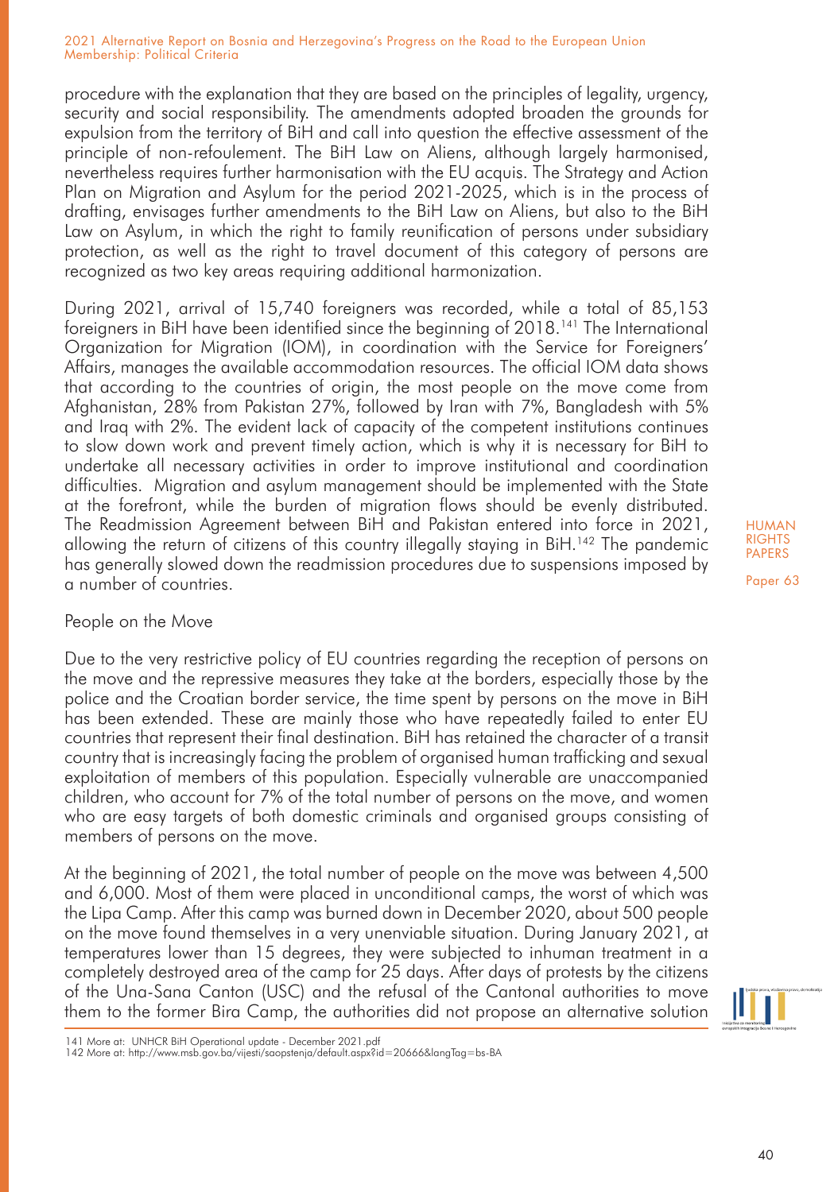procedure with the explanation that they are based on the principles of legality, urgency, security and social responsibility. The amendments adopted broaden the grounds for expulsion from the territory of BiH and call into question the effective assessment of the principle of non-refoulement. The BiH Law on Aliens, although largely harmonised, nevertheless requires further harmonisation with the EU acquis. The Strategy and Action Plan on Migration and Asylum for the period 2021-2025, which is in the process of drafting, envisages further amendments to the BiH Law on Aliens, but also to the BiH Law on Asylum, in which the right to family reunification of persons under subsidiary protection, as well as the right to travel document of this category of persons are recognized as two key areas requiring additional harmonization.

During 2021, arrival of 15,740 foreigners was recorded, while a total of 85,153 foreigners in BiH have been identified since the beginning of 2018.[141] The International Organization for Migration (IOM), in coordination with the Service for Foreigners' Affairs, manages the available accommodation resources. The official IOM data shows that according to the countries of origin, the most people on the move come from Afghanistan, 28% from Pakistan 27%, followed by Iran with 7%, Bangladesh with 5% and Iraq with 2%. The evident lack of capacity of the competent institutions continues to slow down work and prevent timely action, which is why it is necessary for BiH to undertake all necessary activities in order to improve institutional and coordination difficulties. Migration and asylum management should be implemented with the State at the forefront, while the burden of migration flows should be evenly distributed. The Readmission Agreement between BiH and Pakistan entered into force in 2021, allowing the return of citizens of this country illegally staying in BiH.[142] The pandemic has generally slowed down the readmission procedures due to suspensions imposed by a number of countries.

People on the Move

Due to the very restrictive policy of EU countries regarding the reception of persons on the move and the repressive measures they take at the borders, especially those by the police and the Croatian border service, the time spent by persons on the move in BiH has been extended. These are mainly those who have repeatedly failed to enter EU countries that represent their final destination. BiH has retained the character of a transit country that is increasingly facing the problem of organised human trafficking and sexual exploitation of members of this population. Especially vulnerable are unaccompanied children, who account for 7% of the total number of persons on the move, and women who are easy targets of both domestic criminals and organised groups consisting of members of persons on the move.

At the beginning of 2021, the total number of people on the move was between 4,500 and 6,000. Most of them were placed in unconditional camps, the worst of which was the Lipa Camp. After this camp was burned down in December 2020, about 500 people on the move found themselves in a very unenviable situation. During January 2021, at temperatures lower than 15 degrees, they were subjected to inhuman treatment in a completely destroyed area of the camp for 25 days. After days of protests by the citizens of the Una-Sana Canton (USC) and the refusal of the Cantonal authorities to move them to the former Bira Camp, the authorities did not propose an alternative solution

141 More at: UNHCR BiH Operational update - December 2021.pdf

142 More at: http://www.msb.gov.ba/vijesti/saopstenja/default.aspx?id=20666&langTag=bs-BA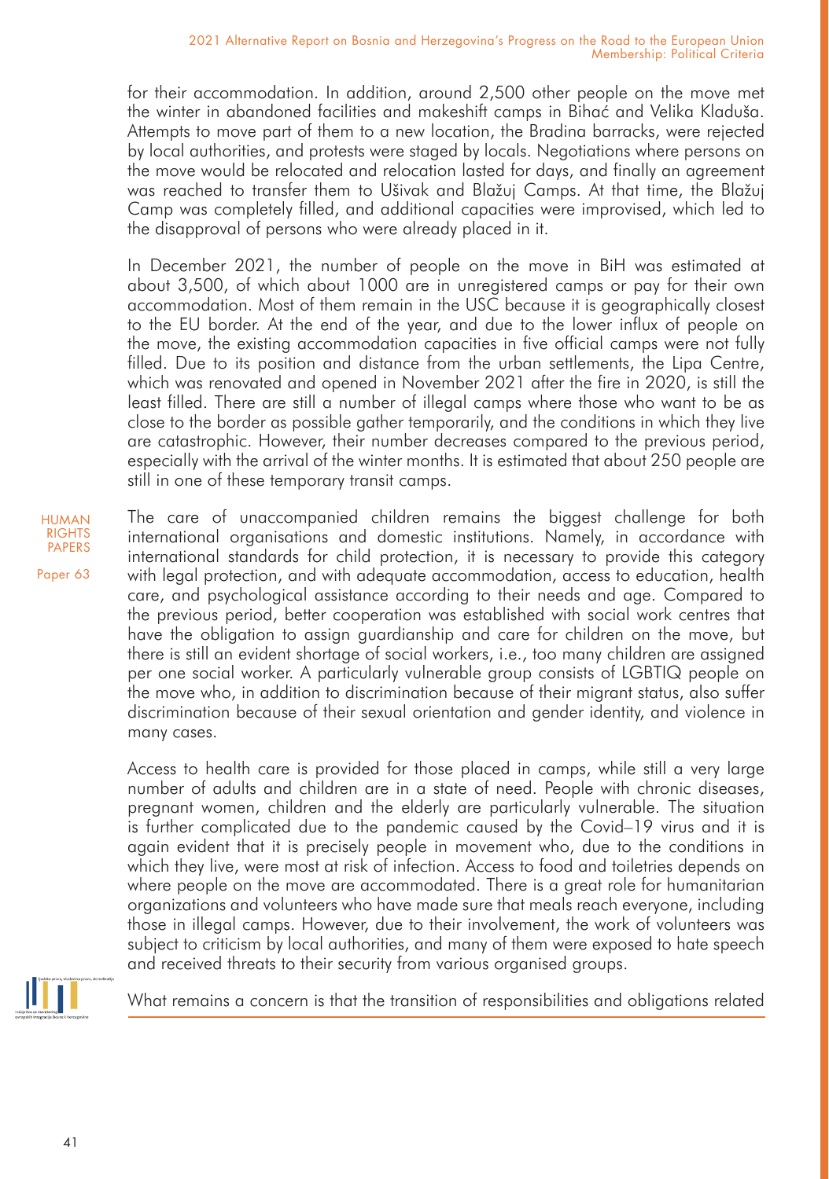for their accommodation. In addition, around 2,500 other people on the move met the winter in abandoned facilities and makeshift camps in Bihać and Velika Kladuša. Attempts to move part of them to a new location, the Bradina barracks, were rejected by local authorities, and protests were staged by locals. Negotiations where persons on the move would be relocated and relocation lasted for days, and finally an agreement was reached to transfer them to Ušivak and Blažuj Camps. At that time, the Blažuj Camp was completely filled, and additional capacities were improvised, which led to the disapproval of persons who were already placed in it.

In December 2021, the number of people on the move in BiH was estimated at about 3,500, of which about 1000 are in unregistered camps or pay for their own accommodation. Most of them remain in the USC because it is geographically closest to the EU border. At the end of the year, and due to the lower influx of people on the move, the existing accommodation capacities in five official camps were not fully filled. Due to its position and distance from the urban settlements, the Lipa Centre, which was renovated and opened in November 2021 after the fire in 2020, is still the least filled. There are still a number of illegal camps where those who want to be as close to the border as possible gather temporarily, and the conditions in which they live are catastrophic. However, their number decreases compared to the previous period, especially with the arrival of the winter months. It is estimated that about 250 people are still in one of these temporary transit camps.

The care of unaccompanied children remains the biggest challenge for both international organisations and domestic institutions. Namely, in accordance with international standards for child protection, it is necessary to provide this category with legal protection, and with adequate accommodation, access to education, health care, and psychological assistance according to their needs and age. Compared to the previous period, better cooperation was established with social work centres that have the obligation to assign guardianship and care for children on the move, but there is still an evident shortage of social workers, i.e., too many children are assigned per one social worker. A particularly vulnerable group consists of LGBTIQ people on the move who, in addition to discrimination because of their migrant status, also suffer discrimination because of their sexual orientation and gender identity, and violence in many cases.

Access to health care is provided for those placed in camps, while still a very large number of adults and children are in a state of need. People with chronic diseases, pregnant women, children and the elderly are particularly vulnerable. The situation is further complicated due to the pandemic caused by the Covid–19 virus and it is again evident that it is precisely people in movement who, due to the conditions in which they live, were most at risk of infection. Access to food and toiletries depends on where people on the move are accommodated. There is a great role for humanitarian organizations and volunteers who have made sure that meals reach everyone, including those in illegal camps. However, due to their involvement, the work of volunteers was subject to criticism by local authorities, and many of them were exposed to hate speech and received threats to their security from various organised groups.

What remains a concern is that the transition of responsibilities and obligations related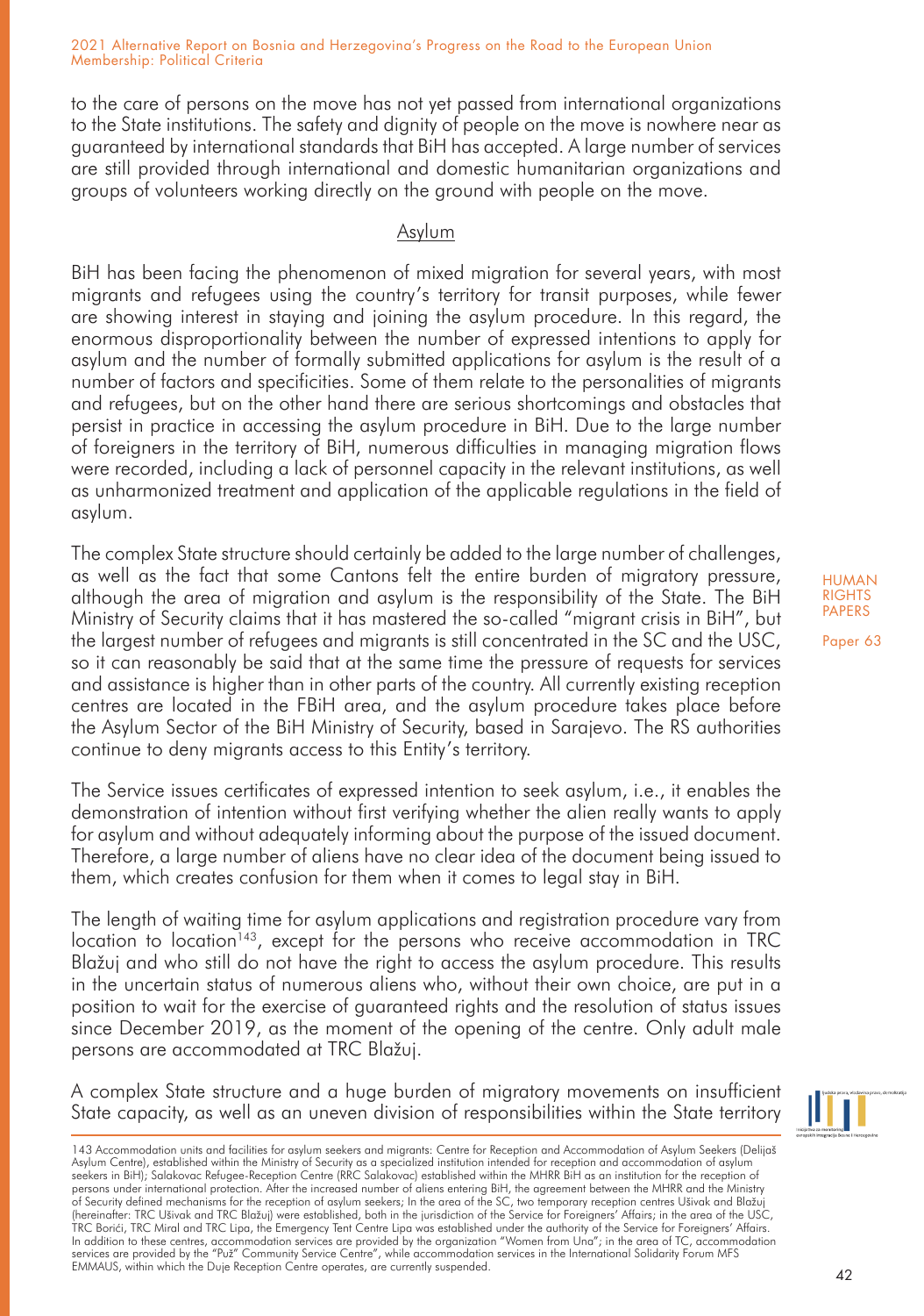to the care of persons on the move has not yet passed from international organizations to the State institutions. The safety and dignity of people on the move is nowhere near as guaranteed by international standards that BiH has accepted. A large number of services are still provided through international and domestic humanitarian organizations and groups of volunteers working directly on the ground with people on the move.

## Asylum

BiH has been facing the phenomenon of mixed migration for several years, with most migrants and refugees using the country's territory for transit purposes, while fewer are showing interest in staying and joining the asylum procedure. In this regard, the enormous disproportionality between the number of expressed intentions to apply for asylum and the number of formally submitted applications for asylum is the result of a number of factors and specificities. Some of them relate to the personalities of migrants and refugees, but on the other hand there are serious shortcomings and obstacles that persist in practice in accessing the asylum procedure in BiH. Due to the large number of foreigners in the territory of BiH, numerous difficulties in managing migration flows were recorded, including a lack of personnel capacity in the relevant institutions, as well as unharmonized treatment and application of the applicable regulations in the field of asylum.

The complex State structure should certainly be added to the large number of challenges, as well as the fact that some Cantons felt the entire burden of migratory pressure, although the area of migration and asylum is the responsibility of the State. The BiH Ministry of Security claims that it has mastered the so-called "migrant crisis in BiH", but the largest number of refugees and migrants is still concentrated in the SC and the USC, so it can reasonably be said that at the same time the pressure of requests for services and assistance is higher than in other parts of the country. All currently existing reception centres are located in the FBiH area, and the asylum procedure takes place before the Asylum Sector of the BiH Ministry of Security, based in Sarajevo. The RS authorities continue to deny migrants access to this Entity's territory.

The Service issues certificates of expressed intention to seek asylum, i.e., it enables the demonstration of intention without first verifying whether the alien really wants to apply for asylum and without adequately informing about the purpose of the issued document. Therefore, a large number of aliens have no clear idea of the document being issued to them, which creates confusion for them when it comes to legal stay in BiH.

The length of waiting time for asylum applications and registration procedure vary from location to location[143], except for the persons who receive accommodation in TRC Blažuj and who still do not have the right to access the asylum procedure. This results in the uncertain status of numerous aliens who, without their own choice, are put in a position to wait for the exercise of guaranteed rights and the resolution of status issues since December 2019, as the moment of the opening of the centre. Only adult male persons are accommodated at TRC Blažuj.

A complex State structure and a huge burden of migratory movements on insufficient State capacity, as well as an uneven division of responsibilities within the State territory

---

143 Accommodation units and facilities for asylum seekers and migrants: Centre for Reception and Accommodation of Asylum Seekers (Delijaš Asylum Centre), established within the Ministry of Security as a specialized institution intended for reception and accommodation of asylum seekers in BiH); Salakovac Refugee-Reception Centre (RRC Salakovac) established within the MHRR BiH as an institution for the reception of persons under international protection. After the increased number of aliens entering BiH, the agreement between the MHRR and the Ministry of Security defined mechanisms for the reception of asylum seekers; In the area of the SC, two temporary reception centres Ušivak and Blažuj (hereinafter: TRC Ušivak and TRC Blažuj) were established, both in the jurisdiction of the Service for Foreigners' Affairs; in the area of the USC, TRC Borići, TRC Miral and TRC Lipa, the Emergency Tent Centre Lipa was established under the authority of the Service for Foreigners' Affairs. In addition to these centres, accommodation services are provided by the organization "Women from Una"; in the area of TC, accommodation services are provided by the "Puž" Community Service Centre", while accommodation services in the International Solidarity Forum MFS EMMAUS, within which the Duje Reception Centre operates, are currently suspended.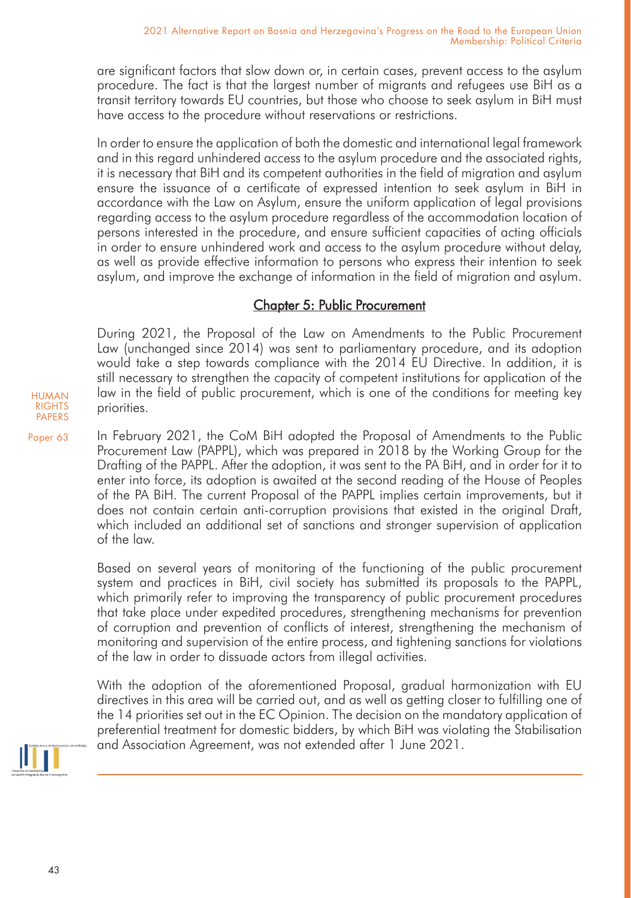are significant factors that slow down or, in certain cases, prevent access to the asylum procedure. The fact is that the largest number of migrants and refugees use BiH as a transit territory towards EU countries, but those who choose to seek asylum in BiH must have access to the procedure without reservations or restrictions.

In order to ensure the application of both the domestic and international legal framework and in this regard unhindered access to the asylum procedure and the associated rights, it is necessary that BiH and its competent authorities in the field of migration and asylum ensure the issuance of a certificate of expressed intention to seek asylum in BiH in accordance with the Law on Asylum, ensure the uniform application of legal provisions regarding access to the asylum procedure regardless of the accommodation location of persons interested in the procedure, and ensure sufficient capacities of acting officials in order to ensure unhindered work and access to the asylum procedure without delay, as well as provide effective information to persons who express their intention to seek asylum, and improve the exchange of information in the field of migration and asylum.

## Chapter 5: Public Procurement

During 2021, the Proposal of the Law on Amendments to the Public Procurement Law (unchanged since 2014) was sent to parliamentary procedure, and its adoption would take a step towards compliance with the 2014 EU Directive. In addition, it is still necessary to strengthen the capacity of competent institutions for application of the law in the field of public procurement, which is one of the conditions for meeting key priorities.

In February 2021, the CoM BiH adopted the Proposal of Amendments to the Public Procurement Law (PAPPL), which was prepared in 2018 by the Working Group for the Drafting of the PAPPL. After the adoption, it was sent to the PA BiH, and in order for it to enter into force, its adoption is awaited at the second reading of the House of Peoples of the PA BiH. The current Proposal of the PAPPL implies certain improvements, but it does not contain certain anti-corruption provisions that existed in the original Draft, which included an additional set of sanctions and stronger supervision of application of the law.

Based on several years of monitoring of the functioning of the public procurement system and practices in BiH, civil society has submitted its proposals to the PAPPL, which primarily refer to improving the transparency of public procurement procedures that take place under expedited procedures, strengthening mechanisms for prevention of corruption and prevention of conflicts of interest, strengthening the mechanism of monitoring and supervision of the entire process, and tightening sanctions for violations of the law in order to dissuade actors from illegal activities.

With the adoption of the aforementioned Proposal, gradual harmonization with EU directives in this area will be carried out, and as well as getting closer to fulfilling one of the 14 priorities set out in the EC Opinion. The decision on the mandatory application of preferential treatment for domestic bidders, by which BiH was violating the Stabilisation and Association Agreement, was not extended after 1 June 2021.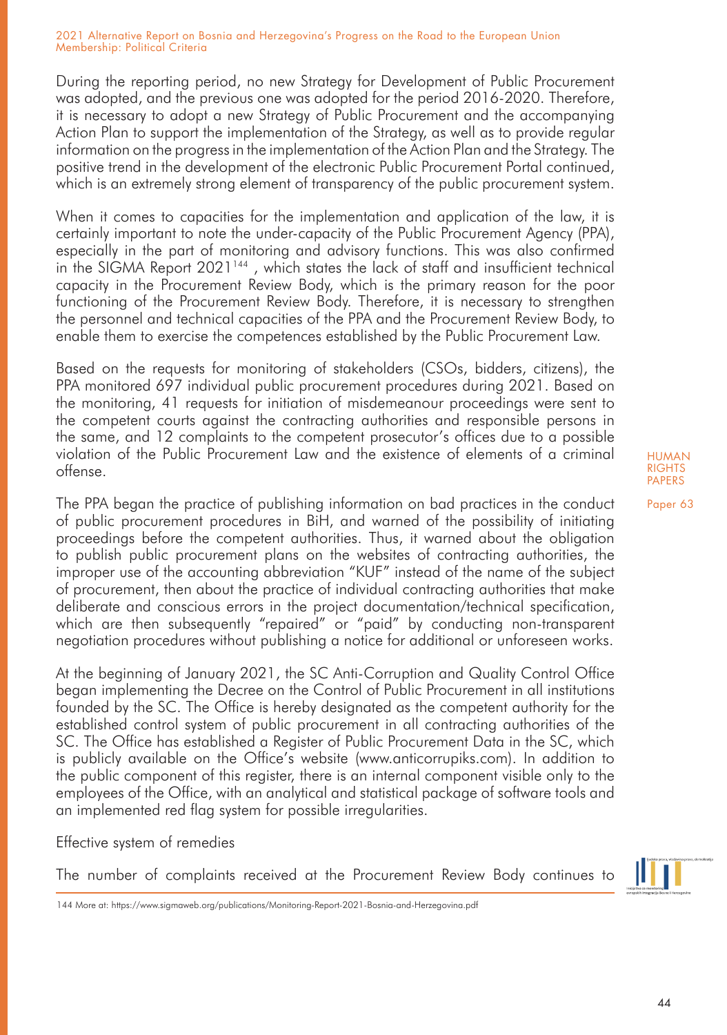During the reporting period, no new Strategy for Development of Public Procurement was adopted, and the previous one was adopted for the period 2016-2020. Therefore, it is necessary to adopt a new Strategy of Public Procurement and the accompanying Action Plan to support the implementation of the Strategy, as well as to provide regular information on the progress in the implementation of the Action Plan and the Strategy. The positive trend in the development of the electronic Public Procurement Portal continued, which is an extremely strong element of transparency of the public procurement system.

When it comes to capacities for the implementation and application of the law, it is certainly important to note the under-capacity of the Public Procurement Agency (PPA), especially in the part of monitoring and advisory functions. This was also confirmed in the SIGMA Report 2021[144] , which states the lack of staff and insufficient technical capacity in the Procurement Review Body, which is the primary reason for the poor functioning of the Procurement Review Body. Therefore, it is necessary to strengthen the personnel and technical capacities of the PPA and the Procurement Review Body, to enable them to exercise the competences established by the Public Procurement Law.

Based on the requests for monitoring of stakeholders (CSOs, bidders, citizens), the PPA monitored 697 individual public procurement procedures during 2021. Based on the monitoring, 41 requests for initiation of misdemeanour proceedings were sent to the competent courts against the contracting authorities and responsible persons in the same, and 12 complaints to the competent prosecutor's offices due to a possible violation of the Public Procurement Law and the existence of elements of a criminal offense.

The PPA began the practice of publishing information on bad practices in the conduct of public procurement procedures in BiH, and warned of the possibility of initiating proceedings before the competent authorities. Thus, it warned about the obligation to publish public procurement plans on the websites of contracting authorities, the improper use of the accounting abbreviation "KUF" instead of the name of the subject of procurement, then about the practice of individual contracting authorities that make deliberate and conscious errors in the project documentation/technical specification, which are then subsequently "repaired" or "paid" by conducting non-transparent negotiation procedures without publishing a notice for additional or unforeseen works.

At the beginning of January 2021, the SC Anti-Corruption and Quality Control Office began implementing the Decree on the Control of Public Procurement in all institutions founded by the SC. The Office is hereby designated as the competent authority for the established control system of public procurement in all contracting authorities of the SC. The Office has established a Register of Public Procurement Data in the SC, which is publicly available on the Office's website (www.anticorrupiks.com). In addition to the public component of this register, there is an internal component visible only to the employees of the Office, with an analytical and statistical package of software tools and an implemented red flag system for possible irregularities.

Effective system of remedies

The number of complaints received at the Procurement Review Body continues to

144 More at: https://www.sigmaweb.org/publications/Monitoring-Report-2021-Bosnia-and-Herzegovina.pdf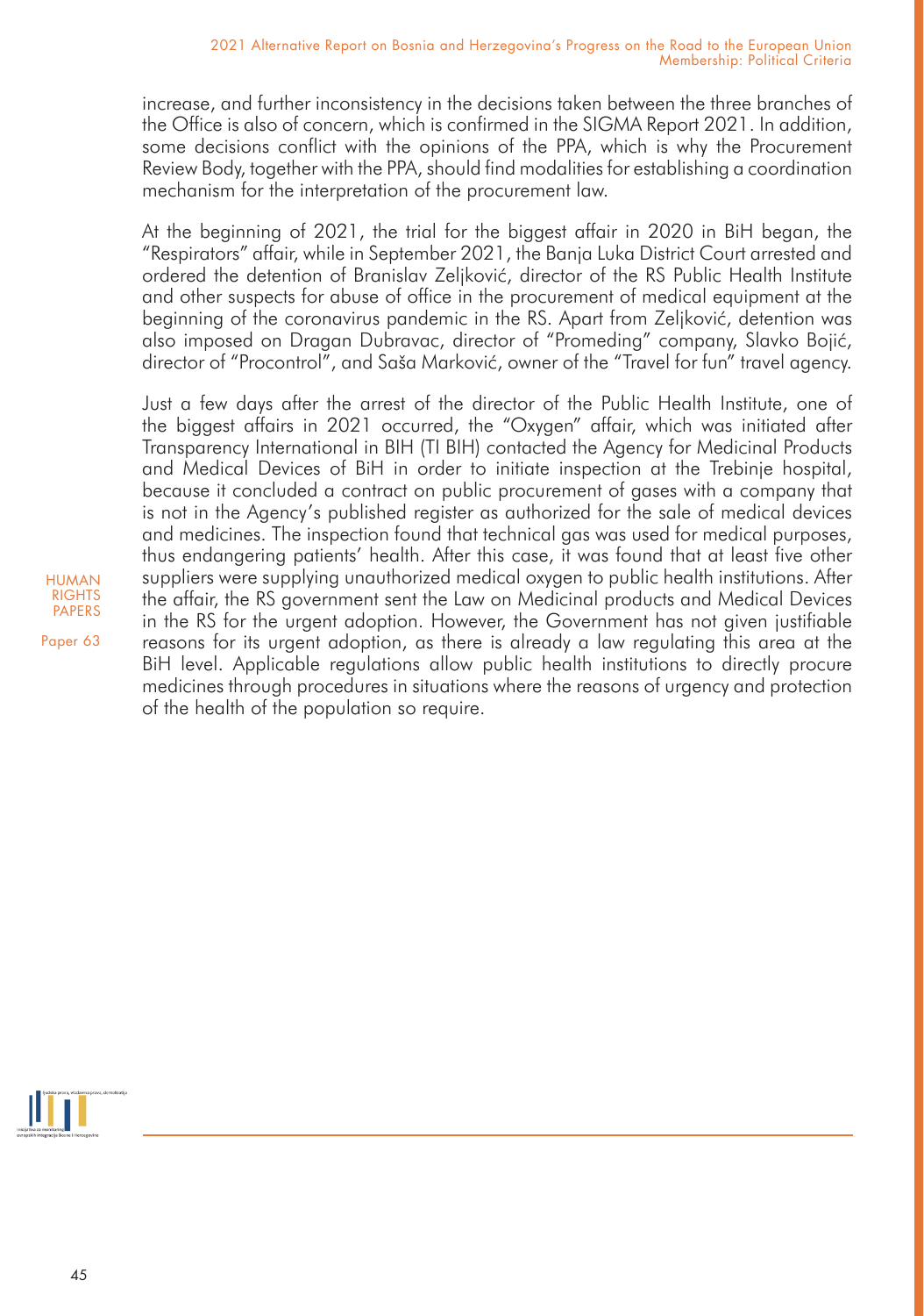increase, and further inconsistency in the decisions taken between the three branches of the Office is also of concern, which is confirmed in the SIGMA Report 2021. In addition, some decisions conflict with the opinions of the PPA, which is why the Procurement Review Body, together with the PPA, should find modalities for establishing a coordination mechanism for the interpretation of the procurement law.

At the beginning of 2021, the trial for the biggest affair in 2020 in BiH began, the "Respirators" affair, while in September 2021, the Banja Luka District Court arrested and ordered the detention of Branislav Zeljković, director of the RS Public Health Institute and other suspects for abuse of office in the procurement of medical equipment at the beginning of the coronavirus pandemic in the RS. Apart from Zeljković, detention was also imposed on Dragan Dubravac, director of "Promeding" company, Slavko Bojić, director of "Procontrol", and Saša Marković, owner of the "Travel for fun" travel agency.

Just a few days after the arrest of the director of the Public Health Institute, one of the biggest affairs in 2021 occurred, the "Oxygen" affair, which was initiated after Transparency International in BIH (TI BIH) contacted the Agency for Medicinal Products and Medical Devices of BiH in order to initiate inspection at the Trebinje hospital, because it concluded a contract on public procurement of gases with a company that is not in the Agency's published register as authorized for the sale of medical devices and medicines. The inspection found that technical gas was used for medical purposes, thus endangering patients' health. After this case, it was found that at least five other suppliers were supplying unauthorized medical oxygen to public health institutions. After the affair, the RS government sent the Law on Medicinal products and Medical Devices in the RS for the urgent adoption. However, the Government has not given justifiable reasons for its urgent adoption, as there is already a law regulating this area at the BiH level. Applicable regulations allow public health institutions to directly procure medicines through procedures in situations where the reasons of urgency and protection of the health of the population so require.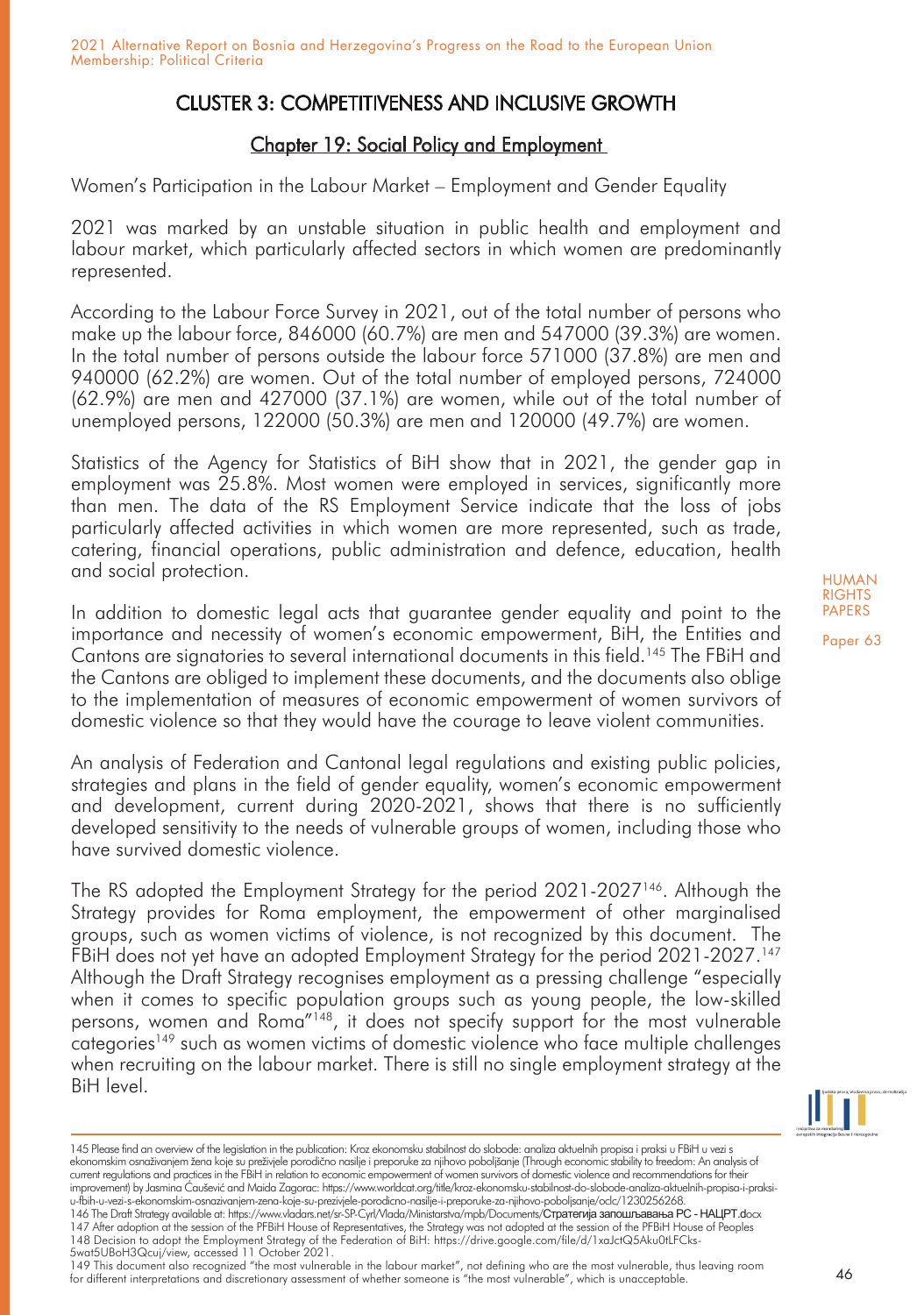# CLUSTER 3: COMPETITIVENESS AND INCLUSIVE GROWTH

## Chapter 19: Social Policy and Employment

Women's Participation in the Labour Market – Employment and Gender Equality

2021 was marked by an unstable situation in public health and employment and labour market, which particularly affected sectors in which women are predominantly represented.

According to the Labour Force Survey in 2021, out of the total number of persons who make up the labour force, 846000 (60.7%) are men and 547000 (39.3%) are women. In the total number of persons outside the labour force 571000 (37.8%) are men and 940000 (62.2%) are women. Out of the total number of employed persons, 724000 (62.9%) are men and 427000 (37.1%) are women, while out of the total number of unemployed persons, 122000 (50.3%) are men and 120000 (49.7%) are women.

Statistics of the Agency for Statistics of BiH show that in 2021, the gender gap in employment was 25.8%. Most women were employed in services, significantly more than men. The data of the RS Employment Service indicate that the loss of jobs particularly affected activities in which women are more represented, such as trade, catering, financial operations, public administration and defence, education, health and social protection.

In addition to domestic legal acts that guarantee gender equality and point to the importance and necessity of women's economic empowerment, BiH, the Entities and Cantons are signatories to several international documents in this field.[145] The FBiH and the Cantons are obliged to implement these documents, and the documents also oblige to the implementation of measures of economic empowerment of women survivors of domestic violence so that they would have the courage to leave violent communities.

An analysis of Federation and Cantonal legal regulations and existing public policies, strategies and plans in the field of gender equality, women's economic empowerment and development, current during 2020-2021, shows that there is no sufficiently developed sensitivity to the needs of vulnerable groups of women, including those who have survived domestic violence.

The RS adopted the Employment Strategy for the period 2021-2027[146]. Although the Strategy provides for Roma employment, the empowerment of other marginalised groups, such as women victims of violence, is not recognized by this document. The FBiH does not yet have an adopted Employment Strategy for the period 2021-2027.[147] Although the Draft Strategy recognises employment as a pressing challenge "especially when it comes to specific population groups such as young people, the low-skilled persons, women and Roma"[148], it does not specify support for the most vulnerable categories[149] such as women victims of domestic violence who face multiple challenges when recruiting on the labour market. There is still no single employment strategy at the BiH level.

---

145 Please find an overview of the legislation in the publication: Kroz ekonomsku stabilnost do slobode: analiza aktuelnih propisa i praksi u FBiH u vezi s ekonomskim osnaživanjem žena koje su preživjele porodično nasilje i preporuke za njihovo poboljšanje (Through economic stability to freedom: An analysis of current regulations and practices in the FBiH in relation to economic empowerment of women survivors of domestic violence and recommendations for their improvement) by Jasmina Čaušević and Maida Zagorac: https://www.worldcat.org/title/kroz-ekonomsku-stabilnost-do-slobode-analiza-aktuelnih-propisa-i-praksi-u-fbih-u-vezi-s-ekonomskim-osnazivanjem-zena-koje-su-prezivjele-porodicno-nasilje-i-preporuke-za-njihovo-poboljsanje/oclc/1230256268.

146 The Draft Strategy available at: https://www.vladars.net/sr-SP-Cyrl/Vlada/Ministarstva/mpb/Documents/Стратегија запошљавања РС - НАЦРТ.docx

147 After adoption at the session of the PFBiH House of Representatives, the Strategy was not adopted at the session of the PFBiH House of Peoples

148 Decision to adopt the Employment Strategy of the Federation of BiH: https://drive.google.com/file/d/1xaJctQ5Aku0tLFCks-5wat5UBoH3Qcuj/view, accessed 11 October 2021.

149 This document also recognized "the most vulnerable in the labour market", not defining who are the most vulnerable, thus leaving room for different interpretations and discretionary assessment of whether someone is "the most vulnerable", which is unacceptable.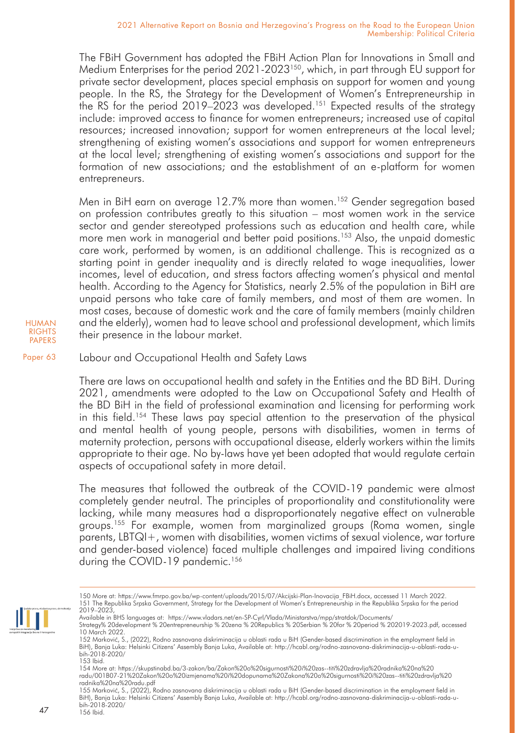The FBiH Government has adopted the FBiH Action Plan for Innovations in Small and Medium Enterprises for the period 2021-2023[150], which, in part through EU support for private sector development, places special emphasis on support for women and young people. In the RS, the Strategy for the Development of Women's Entrepreneurship in the RS for the period 2019–2023 was developed.[151] Expected results of the strategy include: improved access to finance for women entrepreneurs; increased use of capital resources; increased innovation; support for women entrepreneurs at the local level; strengthening of existing women's associations and support for women entrepreneurs at the local level; strengthening of existing women's associations and support for the formation of new associations; and the establishment of an e-platform for women entrepreneurs.

Men in BiH earn on average 12.7% more than women.[152] Gender segregation based on profession contributes greatly to this situation – most women work in the service sector and gender stereotyped professions such as education and health care, while more men work in managerial and better paid positions.[153] Also, the unpaid domestic care work, performed by women, is an additional challenge. This is recognized as a starting point in gender inequality and is directly related to wage inequalities, lower incomes, level of education, and stress factors affecting women's physical and mental health. According to the Agency for Statistics, nearly 2.5% of the population in BiH are unpaid persons who take care of family members, and most of them are women. In most cases, because of domestic work and the care of family members (mainly children and the elderly), women had to leave school and professional development, which limits their presence in the labour market.

## Labour and Occupational Health and Safety Laws

There are laws on occupational health and safety in the Entities and the BD BiH. During 2021, amendments were adopted to the Law on Occupational Safety and Health of the BD BiH in the field of professional examination and licensing for performing work in this field.[154] These laws pay special attention to the preservation of the physical and mental health of young people, persons with disabilities, women in terms of maternity protection, persons with occupational disease, elderly workers within the limits appropriate to their age. No by-laws have yet been adopted that would regulate certain aspects of occupational safety in more detail.

The measures that followed the outbreak of the COVID-19 pandemic were almost completely gender neutral. The principles of proportionality and constitutionality were lacking, while many measures had a disproportionately negative effect on vulnerable groups.[155] For example, women from marginalized groups (Roma women, single parents, LBTQI+, women with disabilities, women victims of sexual violence, war torture and gender-based violence) faced multiple challenges and impaired living conditions during the COVID-19 pandemic.[156]

---

150 More at: https://www.fmrpo.gov.ba/wp-content/uploads/2015/07/Akcijski-Plan-Inovacija_FBiH.docx, accessed 11 March 2022.

151 The Republika Srpska Government, Strategy for the Development of Women's Entrepreneurship in the Republika Srpska for the period 2019–2023,
Available in BHS languages at: https://www.vladars.net/en-SP-Cyrl/Vlada/Ministarstva/mpp/stratdok/Documents/Strategy% 20development % 20entrepreneurship % 20zena % 20Republics % 20Serbian % 20for % 20period % 202019-2023.pdf, accessed 10 March 2022.

152 Marković, S., (2022), Rodno zasnovana diskriminacija u oblasti rada u BiH (Gender-based discrimination in the employment field in BiH), Banja Luka: Helsinki Citizens' Assembly Banja Luka, Available at: http://hcabl.org/rodno-zasnovana-diskriminacija-u-oblasti-rada-u-bih-2018-2020/

153 Ibid.

154 More at: https://skupstinabd.ba/3-zakon/ba/Zakon%20o%20sigurnosti%20i%20zas--titi%20zdravlja%20radnika%20na%20radu/001B07-21%20Zakon%20o%20izmjenama%20i%20dopunama%20Zakona%20o%20sigurnosti%20i%20zas--titi%20zdravlja%20radnika%20na%20radu.pdf

155 Marković, S., (2022), Rodno zasnovana diskriminacija u oblasti rada u BiH (Gender-based discrimination in the employment field in BiH), Banja Luka: Helsinki Citizens' Assembly Banja Luka, Available at: http://hcabl.org/rodno-zasnovana-diskriminacija-u-oblasti-rada-u-bih-2018-2020/

156 Ibid.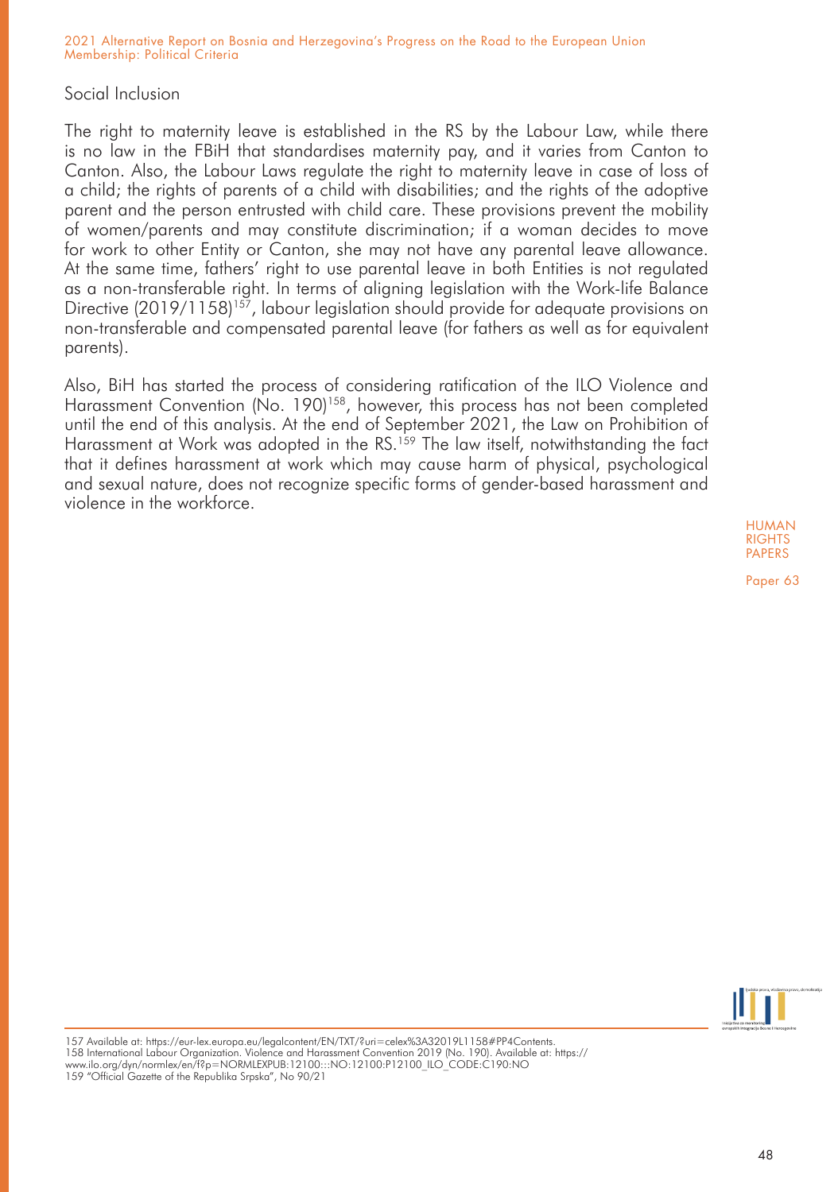## Social Inclusion

The right to maternity leave is established in the RS by the Labour Law, while there is no law in the FBiH that standardises maternity pay, and it varies from Canton to Canton. Also, the Labour Laws regulate the right to maternity leave in case of loss of a child; the rights of parents of a child with disabilities; and the rights of the adoptive parent and the person entrusted with child care. These provisions prevent the mobility of women/parents and may constitute discrimination; if a woman decides to move for work to other Entity or Canton, she may not have any parental leave allowance. At the same time, fathers' right to use parental leave in both Entities is not regulated as a non-transferable right. In terms of aligning legislation with the Work-life Balance Directive (2019/1158)[157], labour legislation should provide for adequate provisions on non-transferable and compensated parental leave (for fathers as well as for equivalent parents).

Also, BiH has started the process of considering ratification of the ILO Violence and Harassment Convention (No. 190)[158], however, this process has not been completed until the end of this analysis. At the end of September 2021, the Law on Prohibition of Harassment at Work was adopted in the RS.[159] The law itself, notwithstanding the fact that it defines harassment at work which may cause harm of physical, psychological and sexual nature, does not recognize specific forms of gender-based harassment and violence in the workforce.

---

157 Available at: https://eur-lex.europa.eu/legalcontent/EN/TXT/?uri=celex%3A32019L1158#PP4Contents.
158 International Labour Organization. Violence and Harassment Convention 2019 (No. 190). Available at: https://www.ilo.org/dyn/normlex/en/f?p=NORMLEXPUB:12100:::NO:12100:P12100_ILO_CODE:C190:NO
159 "Official Gazette of the Republika Srpska", No 90/21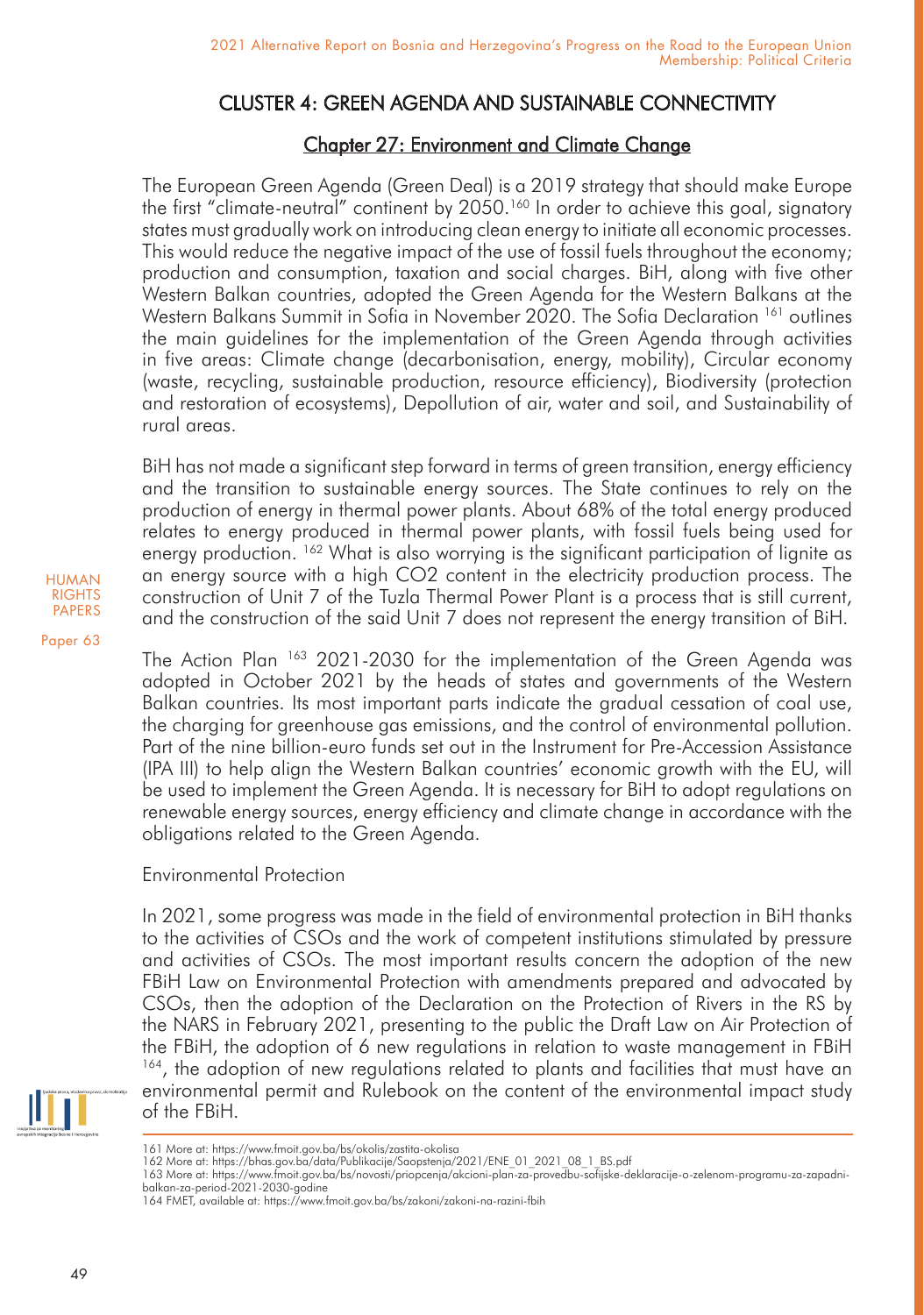## CLUSTER 4: GREEN AGENDA AND SUSTAINABLE CONNECTIVITY

### Chapter 27: Environment and Climate Change

The European Green Agenda (Green Deal) is a 2019 strategy that should make Europe the first "climate-neutral" continent by 2050.[160] In order to achieve this goal, signatory states must gradually work on introducing clean energy to initiate all economic processes. This would reduce the negative impact of the use of fossil fuels throughout the economy; production and consumption, taxation and social charges. BiH, along with five other Western Balkan countries, adopted the Green Agenda for the Western Balkans at the Western Balkans Summit in Sofia in November 2020. The Sofia Declaration [161] outlines the main guidelines for the implementation of the Green Agenda through activities in five areas: Climate change (decarbonisation, energy, mobility), Circular economy (waste, recycling, sustainable production, resource efficiency), Biodiversity (protection and restoration of ecosystems), Depollution of air, water and soil, and Sustainability of rural areas.

BiH has not made a significant step forward in terms of green transition, energy efficiency and the transition to sustainable energy sources. The State continues to rely on the production of energy in thermal power plants. About 68% of the total energy produced relates to energy produced in thermal power plants, with fossil fuels being used for energy production. [162] What is also worrying is the significant participation of lignite as an energy source with a high $CO_2$ content in the electricity production process. The construction of Unit 7 of the Tuzla Thermal Power Plant is a process that is still current, and the construction of the said Unit 7 does not represent the energy transition of BiH.

The Action Plan [163] 2021-2030 for the implementation of the Green Agenda was adopted in October 2021 by the heads of states and governments of the Western Balkan countries. Its most important parts indicate the gradual cessation of coal use, the charging for greenhouse gas emissions, and the control of environmental pollution. Part of the nine billion-euro funds set out in the Instrument for Pre-Accession Assistance (IPA III) to help align the Western Balkan countries' economic growth with the EU, will be used to implement the Green Agenda. It is necessary for BiH to adopt regulations on renewable energy sources, energy efficiency and climate change in accordance with the obligations related to the Green Agenda.

Environmental Protection

In 2021, some progress was made in the field of environmental protection in BiH thanks to the activities of CSOs and the work of competent institutions stimulated by pressure and activities of CSOs. The most important results concern the adoption of the new FBiH Law on Environmental Protection with amendments prepared and advocated by CSOs, then the adoption of the Declaration on the Protection of Rivers in the RS by the NARS in February 2021, presenting to the public the Draft Law on Air Protection of the FBiH, the adoption of 6 new regulations in relation to waste management in FBiH [164], the adoption of new regulations related to plants and facilities that must have an environmental permit and Rulebook on the content of the environmental impact study of the FBiH.

---

161 More at: https://www.fmoit.gov.ba/bs/okolis/zastita-okolisa
162 More at: https://bhas.gov.ba/data/Publikacije/Saopstenja/2021/ENE_01_2021_08_1_BS.pdf
163 More at: https://www.fmoit.gov.ba/bs/novosti/priopcenja/akcioni-plan-za-provedbu-sofijske-deklaracije-o-zelenom-programu-za-zapadni-balkan-za-period-2021-2030-godine
164 FMET, available at: https://www.fmoit.gov.ba/bs/zakoni/zakoni-na-razini-fbih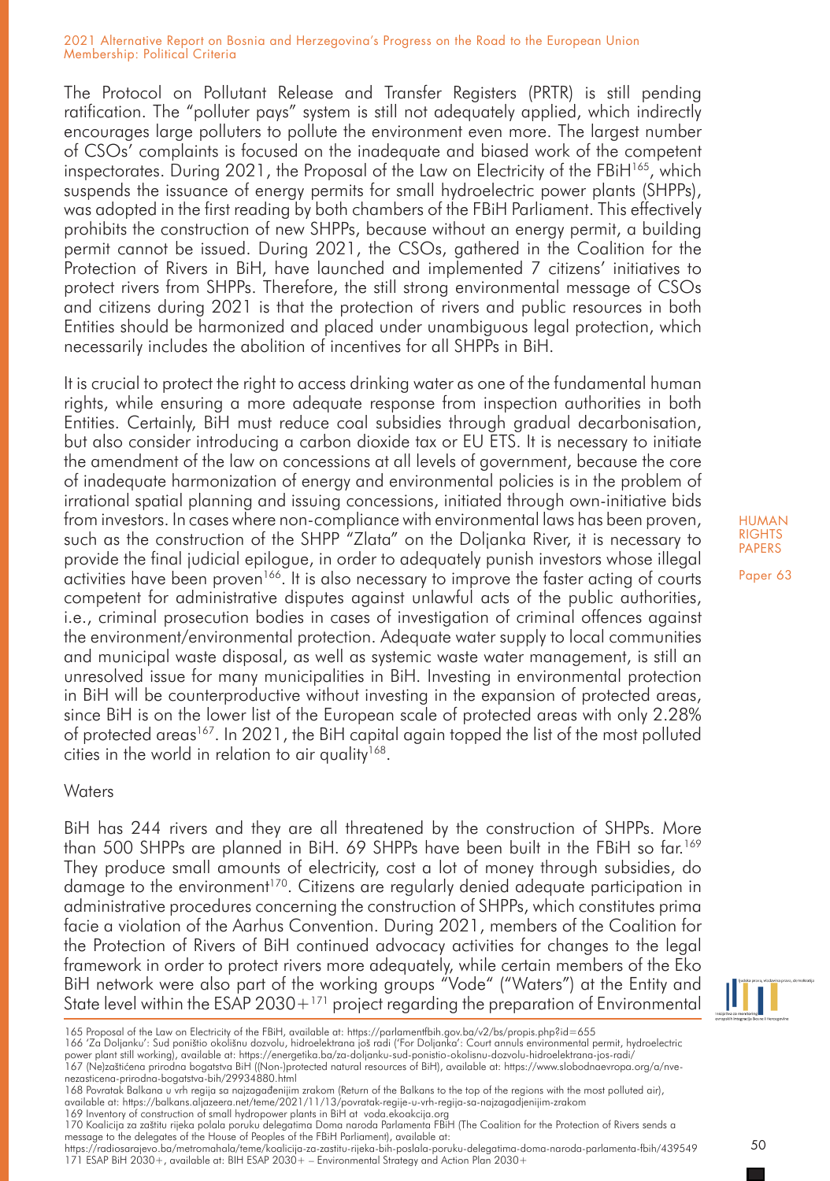The Protocol on Pollutant Release and Transfer Registers (PRTR) is still pending ratification. The "polluter pays" system is still not adequately applied, which indirectly encourages large polluters to pollute the environment even more. The largest number of CSOs' complaints is focused on the inadequate and biased work of the competent inspectorates. During 2021, the Proposal of the Law on Electricity of the FBiH[165], which suspends the issuance of energy permits for small hydroelectric power plants (SHPPs), was adopted in the first reading by both chambers of the FBiH Parliament. This effectively prohibits the construction of new SHPPs, because without an energy permit, a building permit cannot be issued. During 2021, the CSOs, gathered in the Coalition for the Protection of Rivers in BiH, have launched and implemented 7 citizens' initiatives to protect rivers from SHPPs. Therefore, the still strong environmental message of CSOs and citizens during 2021 is that the protection of rivers and public resources in both Entities should be harmonized and placed under unambiguous legal protection, which necessarily includes the abolition of incentives for all SHPPs in BiH.

It is crucial to protect the right to access drinking water as one of the fundamental human rights, while ensuring a more adequate response from inspection authorities in both Entities. Certainly, BiH must reduce coal subsidies through gradual decarbonisation, but also consider introducing a carbon dioxide tax or EU ETS. It is necessary to initiate the amendment of the law on concessions at all levels of government, because the core of inadequate harmonization of energy and environmental policies is in the problem of irrational spatial planning and issuing concessions, initiated through own-initiative bids from investors. In cases where non-compliance with environmental laws has been proven, such as the construction of the SHPP "Zlata" on the Doljanka River, it is necessary to provide the final judicial epilogue, in order to adequately punish investors whose illegal activities have been proven[166]. It is also necessary to improve the faster acting of courts competent for administrative disputes against unlawful acts of the public authorities, i.e., criminal prosecution bodies in cases of investigation of criminal offences against the environment/environmental protection. Adequate water supply to local communities and municipal waste disposal, as well as systemic waste water management, is still an unresolved issue for many municipalities in BiH. Investing in environmental protection in BiH will be counterproductive without investing in the expansion of protected areas, since BiH is on the lower list of the European scale of protected areas with only 2.28% of protected areas[167]. In 2021, the BiH capital again topped the list of the most polluted cities in the world in relation to air quality[168].

### Waters

BiH has 244 rivers and they are all threatened by the construction of SHPPs. More than 500 SHPPs are planned in BiH. 69 SHPPs have been built in the FBiH so far.[169] They produce small amounts of electricity, cost a lot of money through subsidies, do damage to the environment[170]. Citizens are regularly denied adequate participation in administrative procedures concerning the construction of SHPPs, which constitutes prima facie a violation of the Aarhus Convention. During 2021, members of the Coalition for the Protection of Rivers of BiH continued advocacy activities for changes to the legal framework in order to protect rivers more adequately, while certain members of the Eko BiH network were also part of the working groups "Vode" ("Waters") at the Entity and State level within the ESAP 2030+[171] project regarding the preparation of Environmental

---

165 Proposal of the Law on Electricity of the FBiH, available at: https://parlamentfbih.gov.ba/v2/bs/propis.php?id=655

166 'Za Doljanku': Sud poništio okolišnu dozvolu, hidroelektrana još radi ('For Doljanka': Court annuls environmental permit, hydroelectric power plant still working), available at: https://energetika.ba/za-doljanku-sud-ponistio-okolisnu-dozvolu-hidroelektrana-jos-radi/

167 (Ne)zaštićena prirodna bogatstva BiH ((Non-)protected natural resources of BiH), available at: https://www.slobodnaevropa.org/a/nve-nezasticena-prirodna-bogatstva-bih/29934880.html

168 Povratak Balkana u vrh regija sa najzagađenijim zrakom (Return of the Balkans to the top of the regions with the most polluted air), available at: https://balkans.aljazeera.net/teme/2021/11/13/povratak-regije-u-vrh-regija-sa-najzagadjenijim-zrakom

169 Inventory of construction of small hydropower plants in BiH at voda.ekoakcija.org

170 Koalicija za zaštitu rijeka polala poruku delegatima Doma naroda Parlamenta FBiH (The Coalition for the Protection of Rivers sends a message to the delegates of the House of Peoples of the FBiH Parliament), available at: https://radiosarajevo.ba/metromahala/teme/koalicija-za-zastitu-rijeka-bih-poslala-poruku-delegatima-doma-naroda-parlamenta-fbih/439549

171 ESAP BiH 2030+, available at: BIH ESAP 2030+ – Environmental Strategy and Action Plan 2030+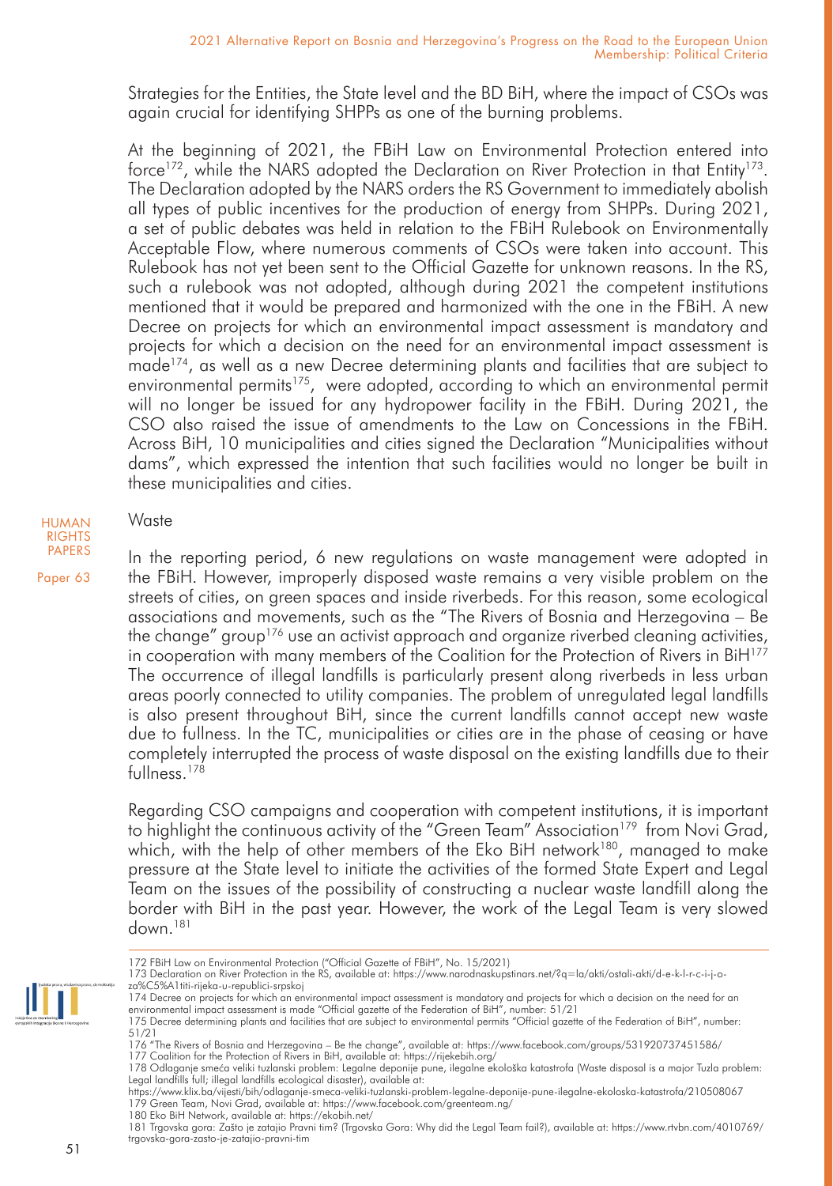Strategies for the Entities, the State level and the BD BiH, where the impact of CSOs was again crucial for identifying SHPPs as one of the burning problems.

At the beginning of 2021, the FBiH Law on Environmental Protection entered into force[172], while the NARS adopted the Declaration on River Protection in that Entity[173]. The Declaration adopted by the NARS orders the RS Government to immediately abolish all types of public incentives for the production of energy from SHPPs. During 2021, a set of public debates was held in relation to the FBiH Rulebook on Environmentally Acceptable Flow, where numerous comments of CSOs were taken into account. This Rulebook has not yet been sent to the Official Gazette for unknown reasons. In the RS, such a rulebook was not adopted, although during 2021 the competent institutions mentioned that it would be prepared and harmonized with the one in the FBiH. A new Decree on projects for which an environmental impact assessment is mandatory and projects for which a decision on the need for an environmental impact assessment is made[174], as well as a new Decree determining plants and facilities that are subject to environmental permits[175], were adopted, according to which an environmental permit will no longer be issued for any hydropower facility in the FBiH. During 2021, the CSO also raised the issue of amendments to the Law on Concessions in the FBiH. Across BiH, 10 municipalities and cities signed the Declaration "Municipalities without dams", which expressed the intention that such facilities would no longer be built in these municipalities and cities.

### Waste

In the reporting period, 6 new regulations on waste management were adopted in the FBiH. However, improperly disposed waste remains a very visible problem on the streets of cities, on green spaces and inside riverbeds. For this reason, some ecological associations and movements, such as the "The Rivers of Bosnia and Herzegovina – Be the change" group[176] use an activist approach and organize riverbed cleaning activities, in cooperation with many members of the Coalition for the Protection of Rivers in BiH[177] The occurrence of illegal landfills is particularly present along riverbeds in less urban areas poorly connected to utility companies. The problem of unregulated legal landfills is also present throughout BiH, since the current landfills cannot accept new waste due to fullness. In the TC, municipalities or cities are in the phase of ceasing or have completely interrupted the process of waste disposal on the existing landfills due to their fullness.[178]

Regarding CSO campaigns and cooperation with competent institutions, it is important to highlight the continuous activity of the "Green Team" Association[179] from Novi Grad, which, with the help of other members of the Eko BiH network[180], managed to make pressure at the State level to initiate the activities of the formed State Expert and Legal Team on the issues of the possibility of constructing a nuclear waste landfill along the border with BiH in the past year. However, the work of the Legal Team is very slowed down.[181]

---

172 FBiH Law on Environmental Protection ("Official Gazette of FBiH", No. 15/2021)

173 Declaration on River Protection in the RS, available at: https://www.narodnaskupstinars.net/?q=la/akti/ostali-akti/d-e-k-l-r-c-i-j-o-za%C5%A1titi-rijeka-u-republici-srpskoj

174 Decree on projects for which an environmental impact assessment is mandatory and projects for which a decision on the need for an environmental impact assessment is made "Official gazette of the Federation of BiH", number: 51/21

175 Decree determining plants and facilities that are subject to environmental permits "Official gazette of the Federation of BiH", number: 51/21

176 "The Rivers of Bosnia and Herzegovina – Be the change", available at: https://www.facebook.com/groups/531920737451586/

177 Coalition for the Protection of Rivers in BiH, available at: https://rijekebih.org/

178 Odlaganje smeća veliki tuzlanski problem: Legalne deponije pune, ilegalne ekološka katastrofa (Waste disposal is a major Tuzla problem: Legal landfills full; illegal landfills ecological disaster), available at: https://www.klix.ba/vijesti/bih/odlaganje-smeca-veliki-tuzlanski-problem-legalne-deponije-pune-ilegalne-ekoloska-katastrofa/210508067

179 Green Team, Novi Grad, available at: https://www.facebook.com/greenteam.ng/

180 Eko BiH Network, available at: https://ekobih.net/

181 Trgovska gora: Zašto je zatajio Pravni tim? (Trgovska Gora: Why did the Legal Team fail?), available at: https://www.rtvbn.com/4010769/trgovska-gora-zasto-je-zatajio-pravni-tim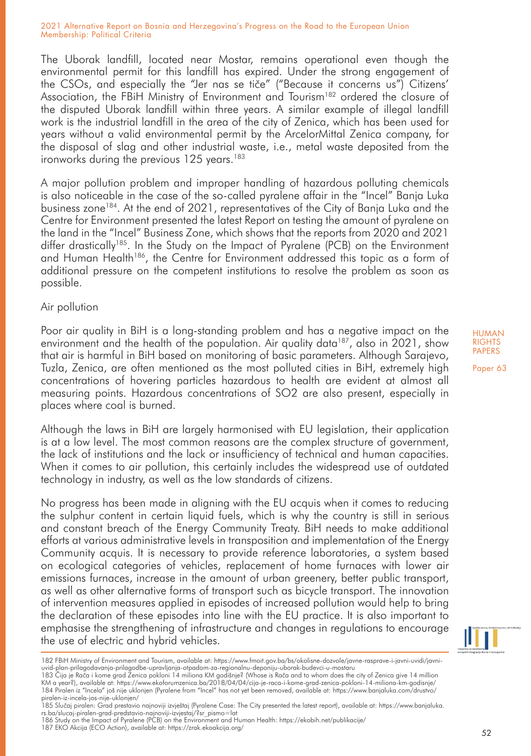The Uborak landfill, located near Mostar, remains operational even though the environmental permit for this landfill has expired. Under the strong engagement of the CSOs, and especially the "Jer nas se tiče" ("Because it concerns us") Citizens' Association, the FBiH Ministry of Environment and Tourism[182] ordered the closure of the disputed Uborak landfill within three years. A similar example of illegal landfill work is the industrial landfill in the area of the city of Zenica, which has been used for years without a valid environmental permit by the ArcelorMittal Zenica company, for the disposal of slag and other industrial waste, i.e., metal waste deposited from the ironworks during the previous 125 years.[183]

A major pollution problem and improper handling of hazardous polluting chemicals is also noticeable in the case of the so-called pyralene affair in the "Incel" Banja Luka business zone[184]. At the end of 2021, representatives of the City of Banja Luka and the Centre for Environment presented the latest Report on testing the amount of pyralene on the land in the "Incel" Business Zone, which shows that the reports from 2020 and 2021 differ drastically[185]. In the Study on the Impact of Pyralene (PCB) on the Environment and Human Health[186], the Centre for Environment addressed this topic as a form of additional pressure on the competent institutions to resolve the problem as soon as possible.

Air pollution

Poor air quality in BiH is a long-standing problem and has a negative impact on the environment and the health of the population. Air quality data[187], also in 2021, show that air is harmful in BiH based on monitoring of basic parameters. Although Sarajevo, Tuzla, Zenica, are often mentioned as the most polluted cities in BiH, extremely high concentrations of hovering particles hazardous to health are evident at almost all measuring points. Hazardous concentrations of $SO_2$ are also present, especially in places where coal is burned.

Although the laws in BiH are largely harmonised with EU legislation, their application is at a low level. The most common reasons are the complex structure of government, the lack of institutions and the lack or insufficiency of technical and human capacities. When it comes to air pollution, this certainly includes the widespread use of outdated technology in industry, as well as the low standards of citizens.

No progress has been made in aligning with the EU acquis when it comes to reducing the sulphur content in certain liquid fuels, which is why the country is still in serious and constant breach of the Energy Community Treaty. BiH needs to make additional efforts at various administrative levels in transposition and implementation of the Energy Community acquis. It is necessary to provide reference laboratories, a system based on ecological categories of vehicles, replacement of home furnaces with lower air emissions furnaces, increase in the amount of urban greenery, better public transport, as well as other alternative forms of transport such as bicycle transport. The innovation of intervention measures applied in episodes of increased pollution would help to bring the declaration of these episodes into line with the EU practice. It is also important to emphasise the strengthening of infrastructure and changes in regulations to encourage the use of electric and hybrid vehicles.

---

182 FBiH Ministry of Environment and Tourism, available at: https://www.fmoit.gov.ba/bs/okolisne-dozvole/javne-rasprave-i-javni-uvidi/javni-uvid-plan-prilagodavanja-prilagodbe-upravljanja-otpadom-za-regionalnu-deponiju-uborak-budevci-u-mostaru

183 Čija je Rača i kome grad Zenica pokloni 14 miliona KM godišnje? (Whose is Rača and to whom does the city of Zenica give 14 million KM a year?), available at: https://www.ekoforumzenica.ba/2018/04/04/cija-je-raca-i-kome-grad-zenica-pokloni-14-miliona-km-godisnje/

184 Piralen iz "Incela" još nije uklonjen (Pyralene from "Incel" has not yet been removed, available at: https://www.banjaluka.com/drustvo/piralen-iz-incela-jos-nije-uklonjen/

185 Slučaj piralen: Grad prestavio najnoviji izvještaj (Pyralene Case: The City presented the latest report), available at: https://www.banjaluka.rs.ba/slucaj-piralen-grad-predstavio-najnoviji-izvjestaj/?sr_pismo=lat

186 Study on the Impact of Pyralene (PCB) on the Environment and Human Health: https://ekobih.net/publikacije/

187 EKO Akcija (ECO Action), available at: https://zrak.ekoakcija.org/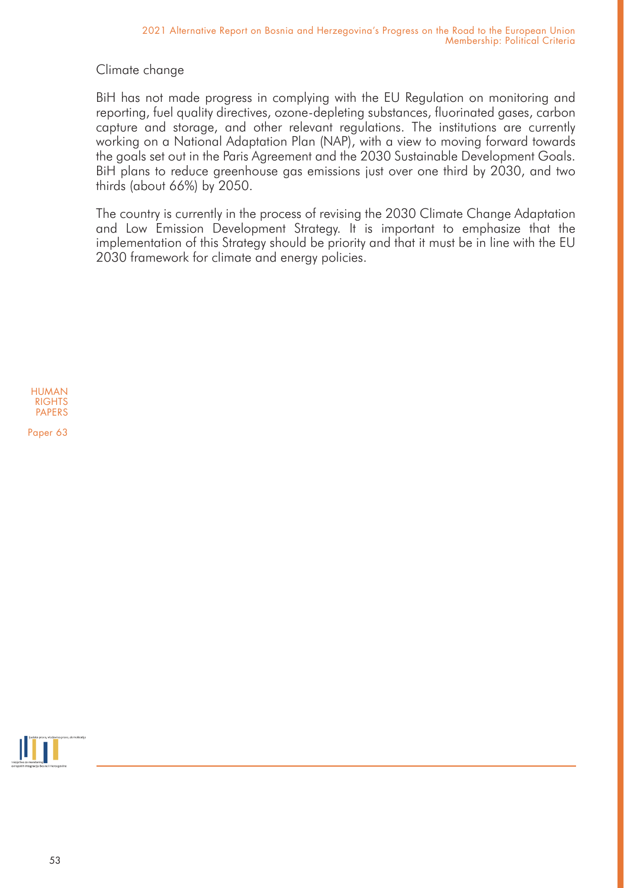### Climate change

BiH has not made progress in complying with the EU Regulation on monitoring and reporting, fuel quality directives, ozone-depleting substances, fluorinated gases, carbon capture and storage, and other relevant regulations. The institutions are currently working on a National Adaptation Plan (NAP), with a view to moving forward towards the goals set out in the Paris Agreement and the 2030 Sustainable Development Goals. BiH plans to reduce greenhouse gas emissions just over one third by 2030, and two thirds (about 66%) by 2050.

The country is currently in the process of revising the 2030 Climate Change Adaptation and Low Emission Development Strategy. It is important to emphasize that the implementation of this Strategy should be priority and that it must be in line with the EU 2030 framework for climate and energy policies.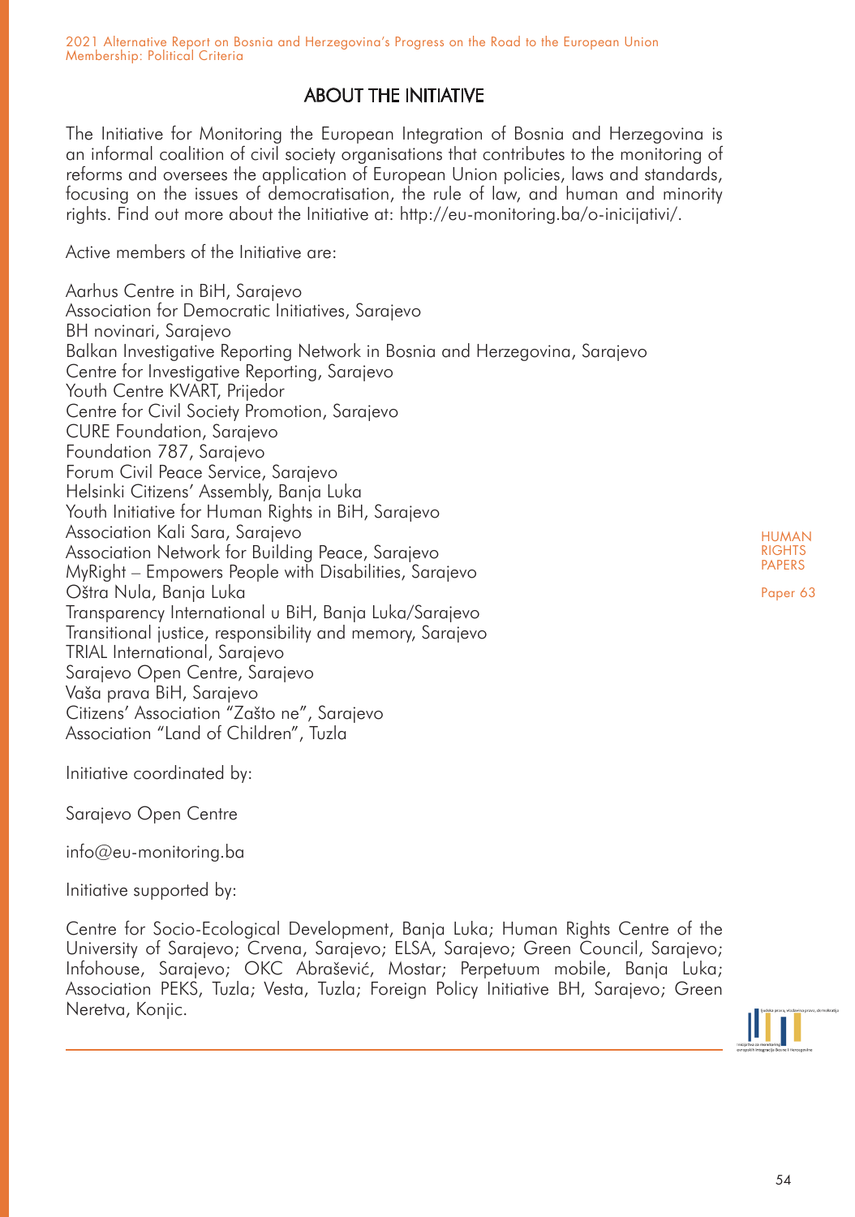# ABOUT THE INITIATIVE

The Initiative for Monitoring the European Integration of Bosnia and Herzegovina is an informal coalition of civil society organisations that contributes to the monitoring of reforms and oversees the application of European Union policies, laws and standards, focusing on the issues of democratisation, the rule of law, and human and minority rights. Find out more about the Initiative at: http://eu-monitoring.ba/o-inicijativi/.

Active members of the Initiative are:

Aarhus Centre in BiH, Sarajevo
Association for Democratic Initiatives, Sarajevo
BH novinari, Sarajevo
Balkan Investigative Reporting Network in Bosnia and Herzegovina, Sarajevo
Centre for Investigative Reporting, Sarajevo
Youth Centre KVART, Prijedor
Centre for Civil Society Promotion, Sarajevo
CURE Foundation, Sarajevo
Foundation 787, Sarajevo
Forum Civil Peace Service, Sarajevo
Helsinki Citizens' Assembly, Banja Luka
Youth Initiative for Human Rights in BiH, Sarajevo
Association Kali Sara, Sarajevo
Association Network for Building Peace, Sarajevo
MyRight – Empowers People with Disabilities, Sarajevo
Oštra Nula, Banja Luka
Transparency International u BiH, Banja Luka/Sarajevo
Transitional justice, responsibility and memory, Sarajevo
TRIAL International, Sarajevo
Sarajevo Open Centre, Sarajevo
Vaša prava BiH, Sarajevo
Citizens' Association "Zašto ne", Sarajevo
Association "Land of Children", Tuzla

Initiative coordinated by:

Sarajevo Open Centre

info@eu-monitoring.ba

Initiative supported by:

Centre for Socio-Ecological Development, Banja Luka; Human Rights Centre of the University of Sarajevo; Crvena, Sarajevo; ELSA, Sarajevo; Green Council, Sarajevo; Infohouse, Sarajevo; OKC Abrašević, Mostar; Perpetuum mobile, Banja Luka; Association PEKS, Tuzla; Vesta, Tuzla; Foreign Policy Initiative BH, Sarajevo; Green Neretva, Konjic.